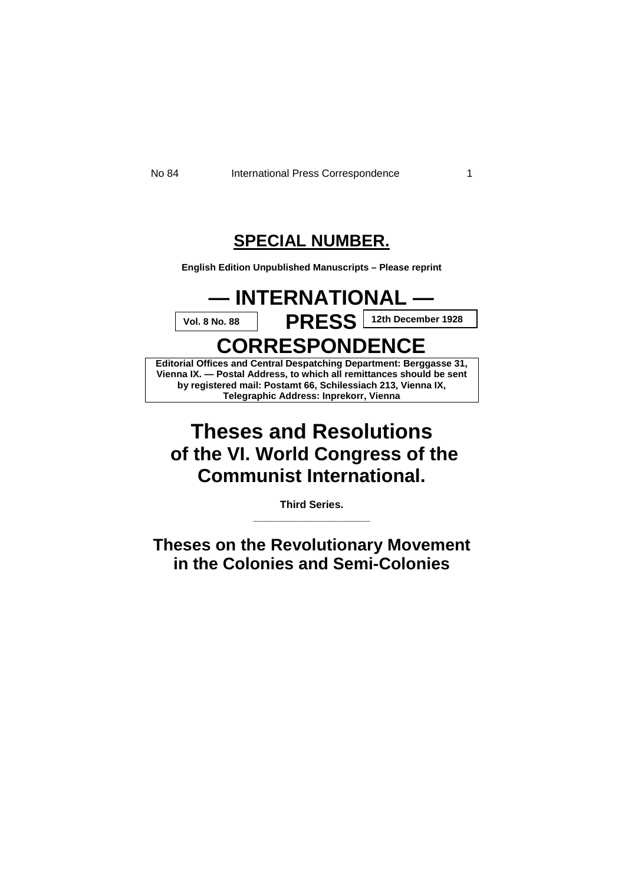## SPECIAL NUMBER.

**English Edition Unpublished Manuscripts – Please reprint**

# — INTERNATIONAL — PRESS CORRESPONDENCE

**Vol. 8 No. 88** | **12th December 1928**

**Editorial Offices and Central Despatching Department: Berggasse 31, Vienna IX. — Postal Address, to which all remittances should be sent by registered mail: Postamt 66, Schilessiach 213, Vienna IX, Telegraphic Address: Inprekorr, Vienna**

# Theses and Resolutions of the VI. World Congress of the Communist International.

**Third Series.**

---

## Theses on the Revolutionary Movement in the Colonies and Semi-Colonies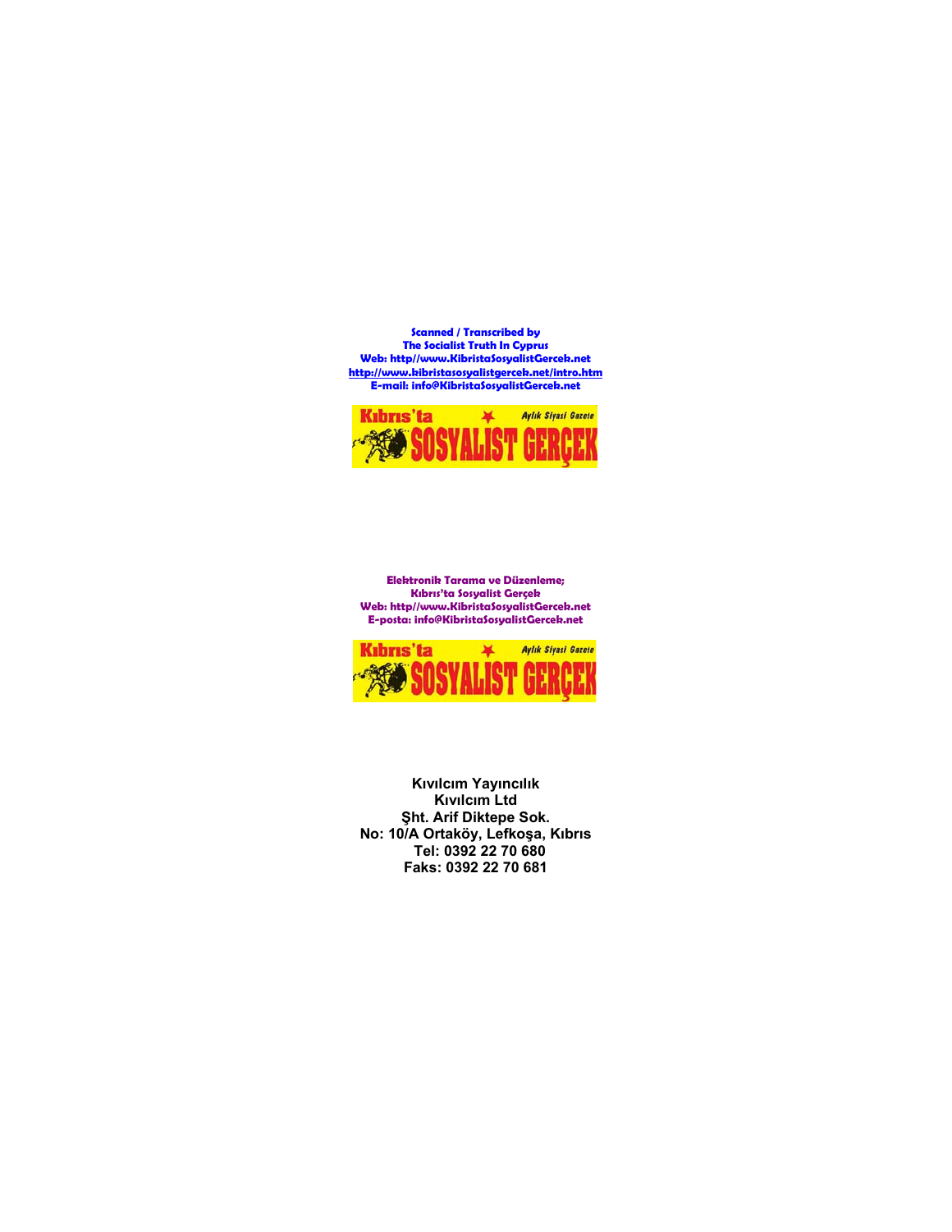**Scanned / Transcribed by**
**The Socialist Truth In Cyprus**
**Web: http//www.KibristaSosyalistGercek.net**
**http://www.kibristasosyalistgercek.net/intro.htm**
**E-mail: info@KibristaSosyalistGercek.net**

Kıbrıs'ta SOSYALIST GERÇEK — Aylık Siyasi Gazete

**Elektronik Tarama ve Düzenleme;**
**Kıbrıs'ta Sosyalist Gerçek**
**Web: http//www.KibristaSosyalistGercek.net**
**E-posta: info@KibristaSosyalistGercek.net**

Kıbrıs'ta SOSYALIST GERÇEK — Aylık Siyasi Gazete

**Kıvılcım Yayıncılık**
**Kıvılcım Ltd**
**Şht. Arif Diktepe Sok.**
**No: 10/A Ortaköy, Lefkoşa, Kıbrıs**
**Tel: 0392 22 70 680**
**Faks: 0392 22 70 681**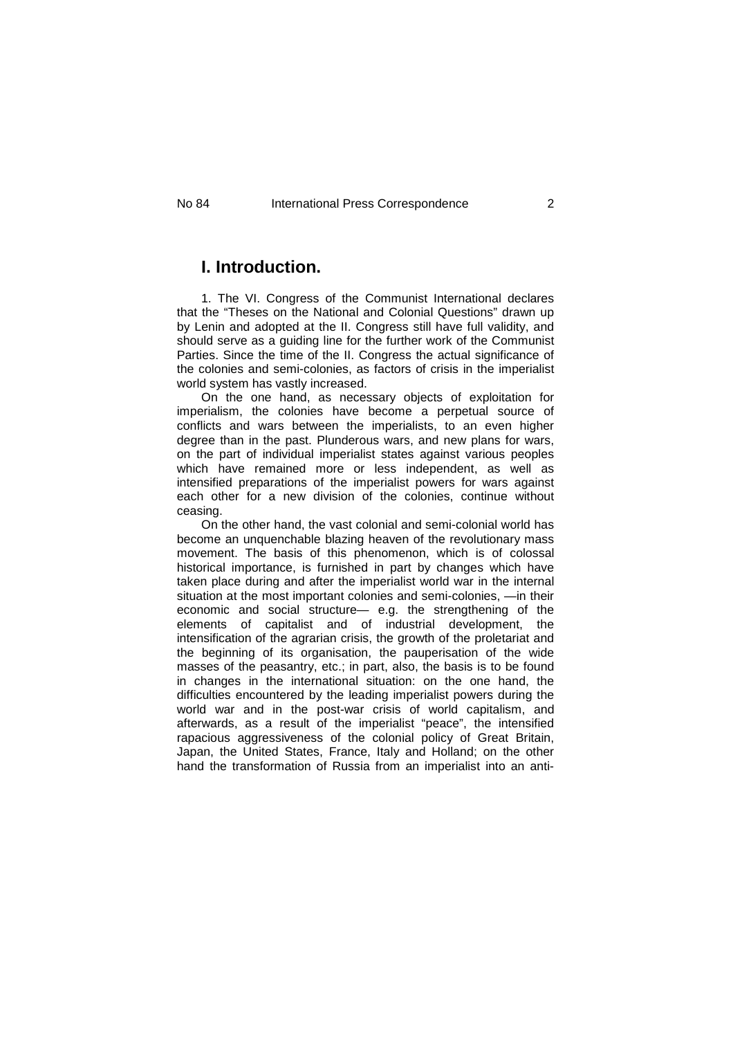## I. Introduction.

1. The VI. Congress of the Communist International declares that the "Theses on the National and Colonial Questions" drawn up by Lenin and adopted at the II. Congress still have full validity, and should serve as a guiding line for the further work of the Communist Parties. Since the time of the II. Congress the actual significance of the colonies and semi-colonies, as factors of crisis in the imperialist world system has vastly increased.

On the one hand, as necessary objects of exploitation for imperialism, the colonies have become a perpetual source of conflicts and wars between the imperialists, to an even higher degree than in the past. Plunderous wars, and new plans for wars, on the part of individual imperialist states against various peoples which have remained more or less independent, as well as intensified preparations of the imperialist powers for wars against each other for a new division of the colonies, continue without ceasing.

On the other hand, the vast colonial and semi-colonial world has become an unquenchable blazing heaven of the revolutionary mass movement. The basis of this phenomenon, which is of colossal historical importance, is furnished in part by changes which have taken place during and after the imperialist world war in the internal situation at the most important colonies and semi-colonies, —in their economic and social structure— e.g. the strengthening of the elements of capitalist and of industrial development, the intensification of the agrarian crisis, the growth of the proletariat and the beginning of its organisation, the pauperisation of the wide masses of the peasantry, etc.; in part, also, the basis is to be found in changes in the international situation: on the one hand, the difficulties encountered by the leading imperialist powers during the world war and in the post-war crisis of world capitalism, and afterwards, as a result of the imperialist "peace", the intensified rapacious aggressiveness of the colonial policy of Great Britain, Japan, the United States, France, Italy and Holland; on the other hand the transformation of Russia from an imperialist into an anti-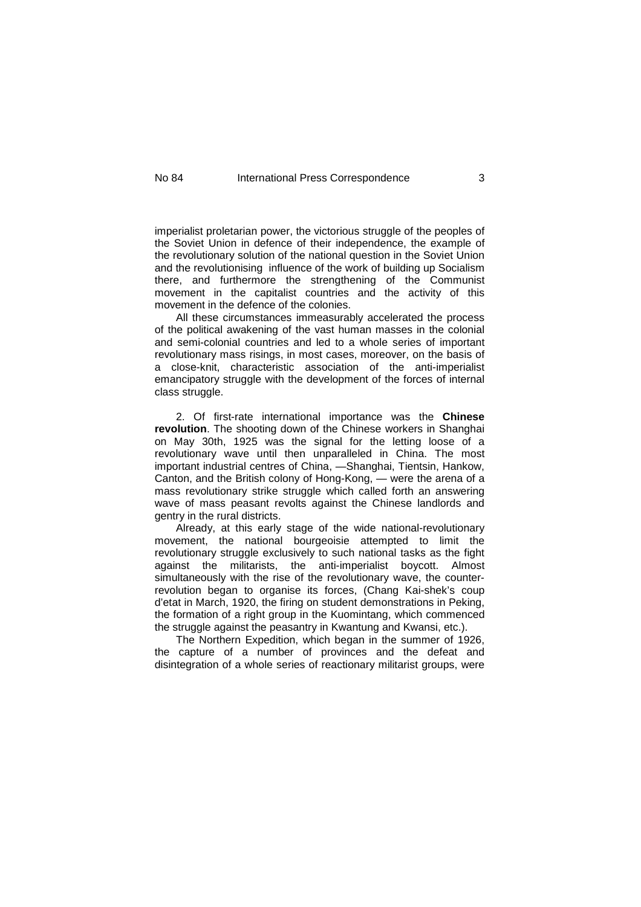imperialist proletarian power, the victorious struggle of the peoples of the Soviet Union in defence of their independence, the example of the revolutionary solution of the national question in the Soviet Union and the revolutionising influence of the work of building up Socialism there, and furthermore the strengthening of the Communist movement in the capitalist countries and the activity of this movement in the defence of the colonies.

All these circumstances immeasurably accelerated the process of the political awakening of the vast human masses in the colonial and semi-colonial countries and led to a whole series of important revolutionary mass risings, in most cases, moreover, on the basis of a close-knit, characteristic association of the anti-imperialist emancipatory struggle with the development of the forces of internal class struggle.

2. Of first-rate international importance was the **Chinese revolution**. The shooting down of the Chinese workers in Shanghai on May 30th, 1925 was the signal for the letting loose of a revolutionary wave until then unparalleled in China. The most important industrial centres of China, —Shanghai, Tientsin, Hankow, Canton, and the British colony of Hong-Kong, — were the arena of a mass revolutionary strike struggle which called forth an answering wave of mass peasant revolts against the Chinese landlords and gentry in the rural districts.

Already, at this early stage of the wide national-revolutionary movement, the national bourgeoisie attempted to limit the revolutionary struggle exclusively to such national tasks as the fight against the militarists, the anti-imperialist boycott. Almost simultaneously with the rise of the revolutionary wave, the counter-revolution began to organise its forces, (Chang Kai-shek's coup d'etat in March, 1920, the firing on student demonstrations in Peking, the formation of a right group in the Kuomintang, which commenced the struggle against the peasantry in Kwantung and Kwansi, etc.).

The Northern Expedition, which began in the summer of 1926, the capture of a number of provinces and the defeat and disintegration of a whole series of reactionary militarist groups, were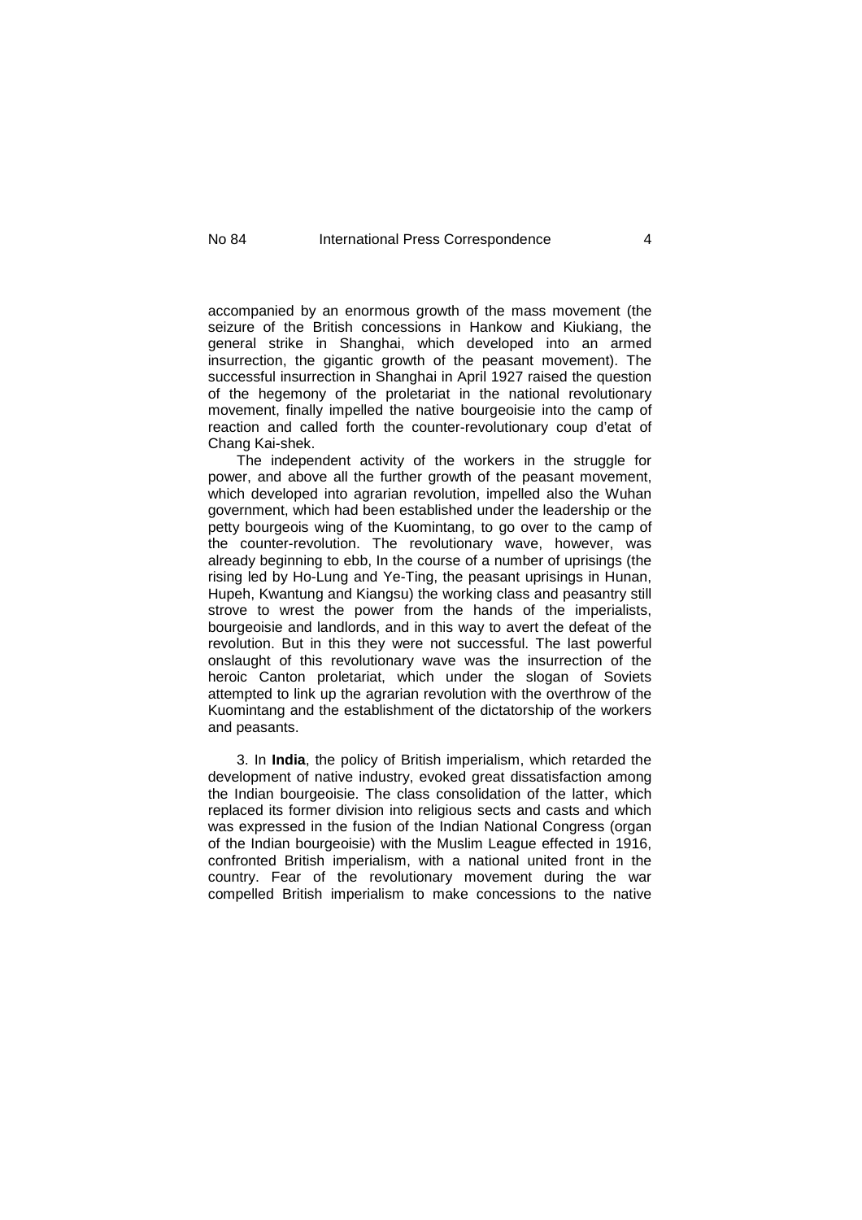accompanied by an enormous growth of the mass movement (the seizure of the British concessions in Hankow and Kiukiang, the general strike in Shanghai, which developed into an armed insurrection, the gigantic growth of the peasant movement). The successful insurrection in Shanghai in April 1927 raised the question of the hegemony of the proletariat in the national revolutionary movement, finally impelled the native bourgeoisie into the camp of reaction and called forth the counter-revolutionary coup d'etat of Chang Kai-shek.

The independent activity of the workers in the struggle for power, and above all the further growth of the peasant movement, which developed into agrarian revolution, impelled also the Wuhan government, which had been established under the leadership or the petty bourgeois wing of the Kuomintang, to go over to the camp of the counter-revolution. The revolutionary wave, however, was already beginning to ebb, In the course of a number of uprisings (the rising led by Ho-Lung and Ye-Ting, the peasant uprisings in Hunan, Hupeh, Kwantung and Kiangsu) the working class and peasantry still strove to wrest the power from the hands of the imperialists, bourgeoisie and landlords, and in this way to avert the defeat of the revolution. But in this they were not successful. The last powerful onslaught of this revolutionary wave was the insurrection of the heroic Canton proletariat, which under the slogan of Soviets attempted to link up the agrarian revolution with the overthrow of the Kuomintang and the establishment of the dictatorship of the workers and peasants.

3. In **India**, the policy of British imperialism, which retarded the development of native industry, evoked great dissatisfaction among the Indian bourgeoisie. The class consolidation of the latter, which replaced its former division into religious sects and casts and which was expressed in the fusion of the Indian National Congress (organ of the Indian bourgeoisie) with the Muslim League effected in 1916, confronted British imperialism, with a national united front in the country. Fear of the revolutionary movement during the war compelled British imperialism to make concessions to the native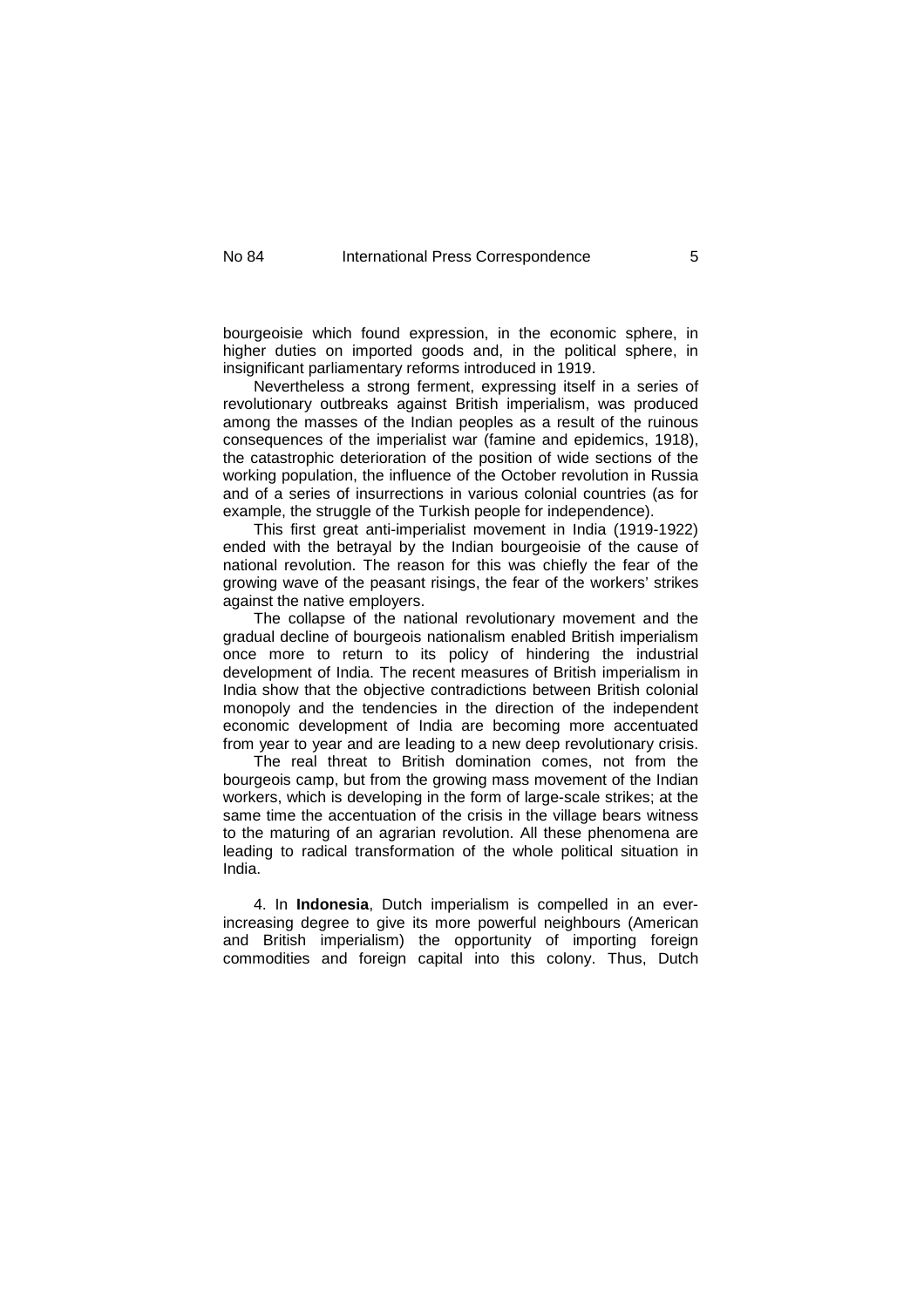bourgeoisie which found expression, in the economic sphere, in higher duties on imported goods and, in the political sphere, in insignificant parliamentary reforms introduced in 1919.

Nevertheless a strong ferment, expressing itself in a series of revolutionary outbreaks against British imperialism, was produced among the masses of the Indian peoples as a result of the ruinous consequences of the imperialist war (famine and epidemics, 1918), the catastrophic deterioration of the position of wide sections of the working population, the influence of the October revolution in Russia and of a series of insurrections in various colonial countries (as for example, the struggle of the Turkish people for independence).

This first great anti-imperialist movement in India (1919-1922) ended with the betrayal by the Indian bourgeoisie of the cause of national revolution. The reason for this was chiefly the fear of the growing wave of the peasant risings, the fear of the workers' strikes against the native employers.

The collapse of the national revolutionary movement and the gradual decline of bourgeois nationalism enabled British imperialism once more to return to its policy of hindering the industrial development of India. The recent measures of British imperialism in India show that the objective contradictions between British colonial monopoly and the tendencies in the direction of the independent economic development of India are becoming more accentuated from year to year and are leading to a new deep revolutionary crisis.

The real threat to British domination comes, not from the bourgeois camp, but from the growing mass movement of the Indian workers, which is developing in the form of large-scale strikes; at the same time the accentuation of the crisis in the village bears witness to the maturing of an agrarian revolution. All these phenomena are leading to radical transformation of the whole political situation in India.

4. In **Indonesia**, Dutch imperialism is compelled in an ever-increasing degree to give its more powerful neighbours (American and British imperialism) the opportunity of importing foreign commodities and foreign capital into this colony. Thus, Dutch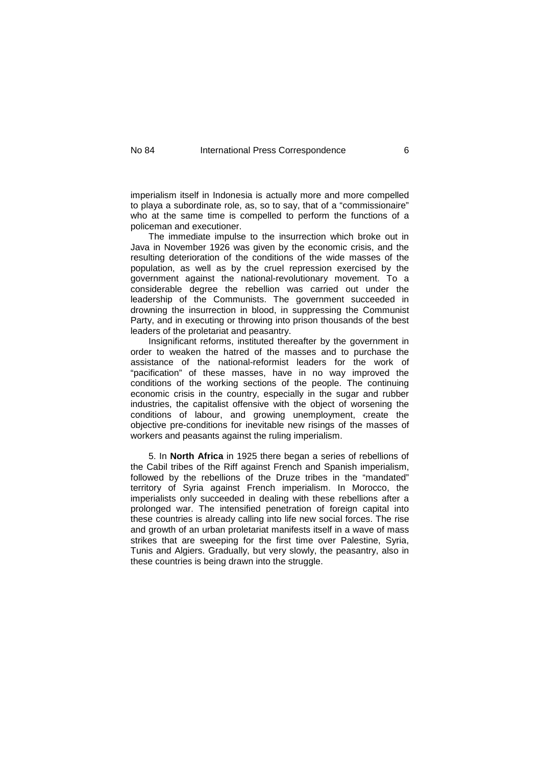imperialism itself in Indonesia is actually more and more compelled to playa a subordinate role, as, so to say, that of a "commissionaire" who at the same time is compelled to perform the functions of a policeman and executioner.

The immediate impulse to the insurrection which broke out in Java in November 1926 was given by the economic crisis, and the resulting deterioration of the conditions of the wide masses of the population, as well as by the cruel repression exercised by the government against the national-revolutionary movement. To a considerable degree the rebellion was carried out under the leadership of the Communists. The government succeeded in drowning the insurrection in blood, in suppressing the Communist Party, and in executing or throwing into prison thousands of the best leaders of the proletariat and peasantry.

Insignificant reforms, instituted thereafter by the government in order to weaken the hatred of the masses and to purchase the assistance of the national-reformist leaders for the work of "pacification" of these masses, have in no way improved the conditions of the working sections of the people. The continuing economic crisis in the country, especially in the sugar and rubber industries, the capitalist offensive with the object of worsening the conditions of labour, and growing unemployment, create the objective pre-conditions for inevitable new risings of the masses of workers and peasants against the ruling imperialism.

5. In **North Africa** in 1925 there began a series of rebellions of the Cabil tribes of the Riff against French and Spanish imperialism, followed by the rebellions of the Druze tribes in the "mandated" territory of Syria against French imperialism. In Morocco, the imperialists only succeeded in dealing with these rebellions after a prolonged war. The intensified penetration of foreign capital into these countries is already calling into life new social forces. The rise and growth of an urban proletariat manifests itself in a wave of mass strikes that are sweeping for the first time over Palestine, Syria, Tunis and Algiers. Gradually, but very slowly, the peasantry, also in these countries is being drawn into the struggle.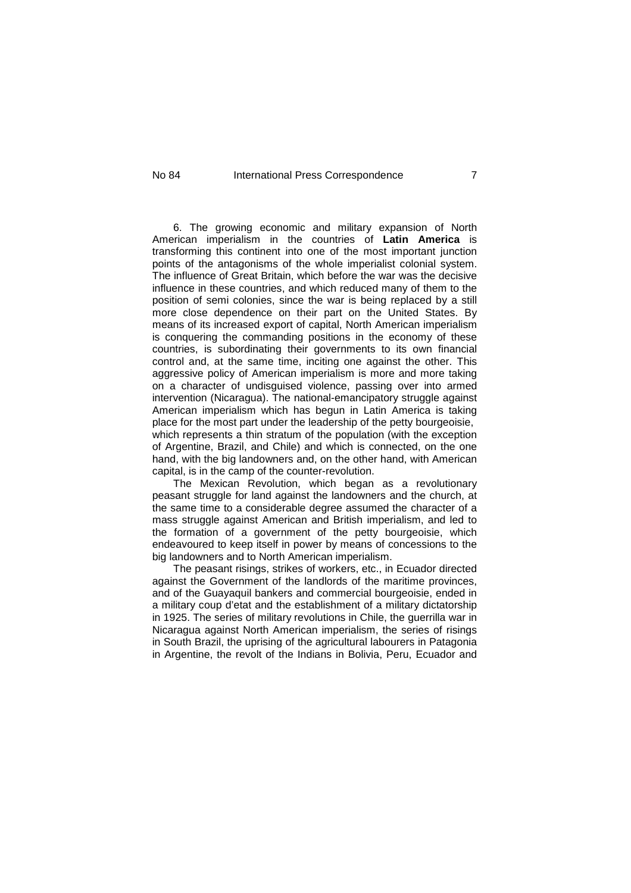6. The growing economic and military expansion of North American imperialism in the countries of **Latin America** is transforming this continent into one of the most important junction points of the antagonisms of the whole imperialist colonial system. The influence of Great Britain, which before the war was the decisive influence in these countries, and which reduced many of them to the position of semi colonies, since the war is being replaced by a still more close dependence on their part on the United States. By means of its increased export of capital, North American imperialism is conquering the commanding positions in the economy of these countries, is subordinating their governments to its own financial control and, at the same time, inciting one against the other. This aggressive policy of American imperialism is more and more taking on a character of undisguised violence, passing over into armed intervention (Nicaragua). The national-emancipatory struggle against American imperialism which has begun in Latin America is taking place for the most part under the leadership of the petty bourgeoisie, which represents a thin stratum of the population (with the exception of Argentine, Brazil, and Chile) and which is connected, on the one hand, with the big landowners and, on the other hand, with American capital, is in the camp of the counter-revolution.

The Mexican Revolution, which began as a revolutionary peasant struggle for land against the landowners and the church, at the same time to a considerable degree assumed the character of a mass struggle against American and British imperialism, and led to the formation of a government of the petty bourgeoisie, which endeavoured to keep itself in power by means of concessions to the big landowners and to North American imperialism.

The peasant risings, strikes of workers, etc., in Ecuador directed against the Government of the landlords of the maritime provinces, and of the Guayaquil bankers and commercial bourgeoisie, ended in a military coup d'etat and the establishment of a military dictatorship in 1925. The series of military revolutions in Chile, the guerrilla war in Nicaragua against North American imperialism, the series of risings in South Brazil, the uprising of the agricultural labourers in Patagonia in Argentine, the revolt of the Indians in Bolivia, Peru, Ecuador and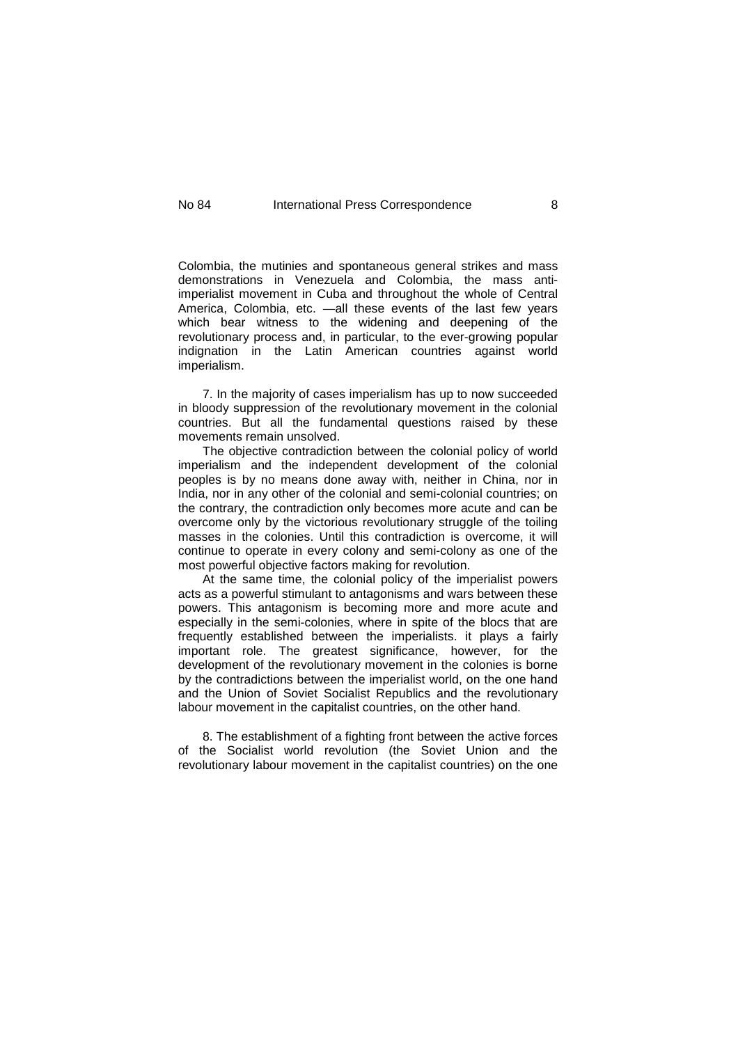Colombia, the mutinies and spontaneous general strikes and mass demonstrations in Venezuela and Colombia, the mass anti-imperialist movement in Cuba and throughout the whole of Central America, Colombia, etc. —all these events of the last few years which bear witness to the widening and deepening of the revolutionary process and, in particular, to the ever-growing popular indignation in the Latin American countries against world imperialism.

7. In the majority of cases imperialism has up to now succeeded in bloody suppression of the revolutionary movement in the colonial countries. But all the fundamental questions raised by these movements remain unsolved.

The objective contradiction between the colonial policy of world imperialism and the independent development of the colonial peoples is by no means done away with, neither in China, nor in India, nor in any other of the colonial and semi-colonial countries; on the contrary, the contradiction only becomes more acute and can be overcome only by the victorious revolutionary struggle of the toiling masses in the colonies. Until this contradiction is overcome, it will continue to operate in every colony and semi-colony as one of the most powerful objective factors making for revolution.

At the same time, the colonial policy of the imperialist powers acts as a powerful stimulant to antagonisms and wars between these powers. This antagonism is becoming more and more acute and especially in the semi-colonies, where in spite of the blocs that are frequently established between the imperialists. it plays a fairly important role. The greatest significance, however, for the development of the revolutionary movement in the colonies is borne by the contradictions between the imperialist world, on the one hand and the Union of Soviet Socialist Republics and the revolutionary labour movement in the capitalist countries, on the other hand.

8. The establishment of a fighting front between the active forces of the Socialist world revolution (the Soviet Union and the revolutionary labour movement in the capitalist countries) on the one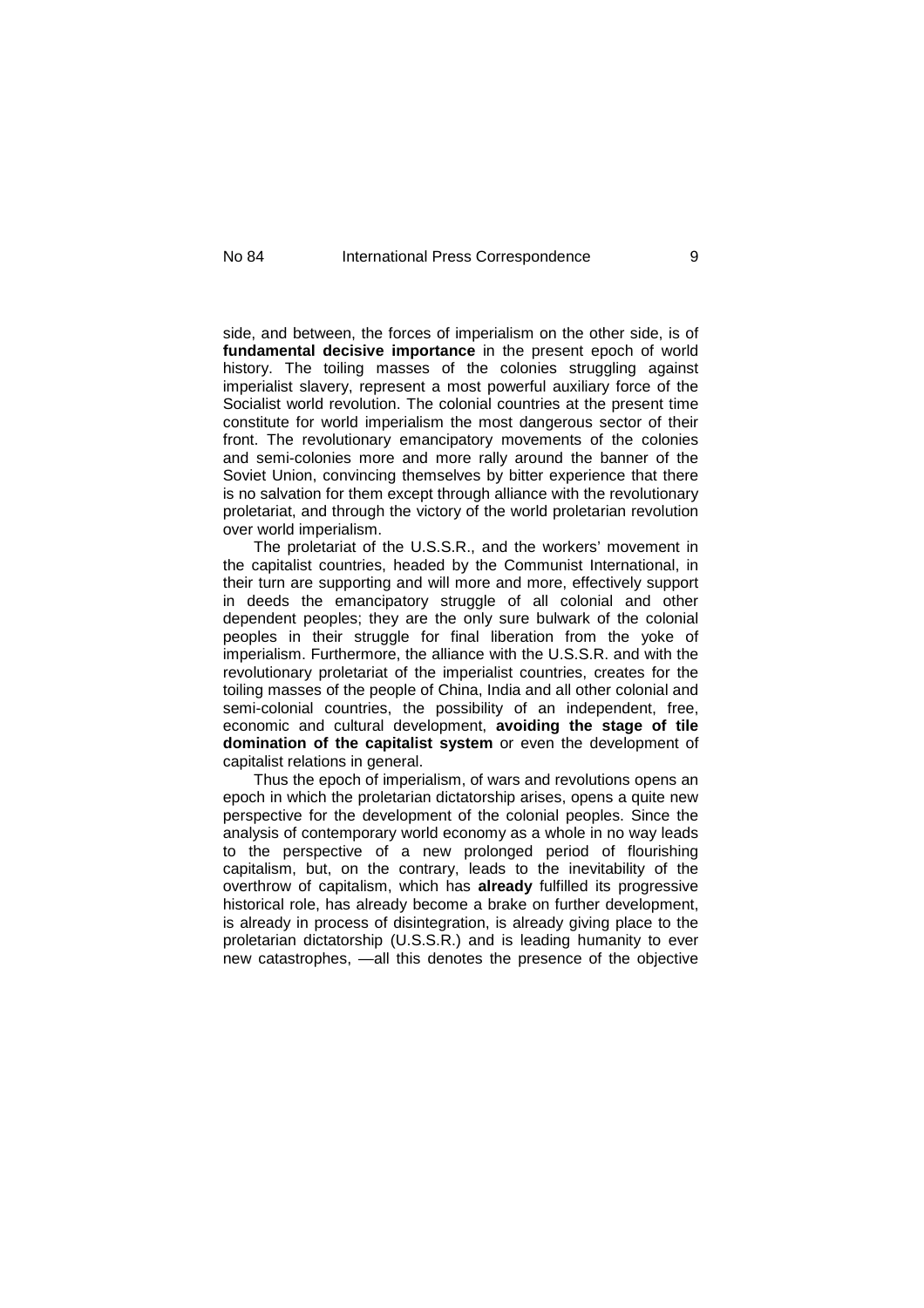side, and between, the forces of imperialism on the other side, is of **fundamental decisive importance** in the present epoch of world history. The toiling masses of the colonies struggling against imperialist slavery, represent a most powerful auxiliary force of the Socialist world revolution. The colonial countries at the present time constitute for world imperialism the most dangerous sector of their front. The revolutionary emancipatory movements of the colonies and semi-colonies more and more rally around the banner of the Soviet Union, convincing themselves by bitter experience that there is no salvation for them except through alliance with the revolutionary proletariat, and through the victory of the world proletarian revolution over world imperialism.

The proletariat of the U.S.S.R., and the workers' movement in the capitalist countries, headed by the Communist International, in their turn are supporting and will more and more, effectively support in deeds the emancipatory struggle of all colonial and other dependent peoples; they are the only sure bulwark of the colonial peoples in their struggle for final liberation from the yoke of imperialism. Furthermore, the alliance with the U.S.S.R. and with the revolutionary proletariat of the imperialist countries, creates for the toiling masses of the people of China, India and all other colonial and semi-colonial countries, the possibility of an independent, free, economic and cultural development, **avoiding the stage of tile domination of the capitalist system** or even the development of capitalist relations in general.

Thus the epoch of imperialism, of wars and revolutions opens an epoch in which the proletarian dictatorship arises, opens a quite new perspective for the development of the colonial peoples. Since the analysis of contemporary world economy as a whole in no way leads to the perspective of a new prolonged period of flourishing capitalism, but, on the contrary, leads to the inevitability of the overthrow of capitalism, which has **already** fulfilled its progressive historical role, has already become a brake on further development, is already in process of disintegration, is already giving place to the proletarian dictatorship (U.S.S.R.) and is leading humanity to ever new catastrophes, —all this denotes the presence of the objective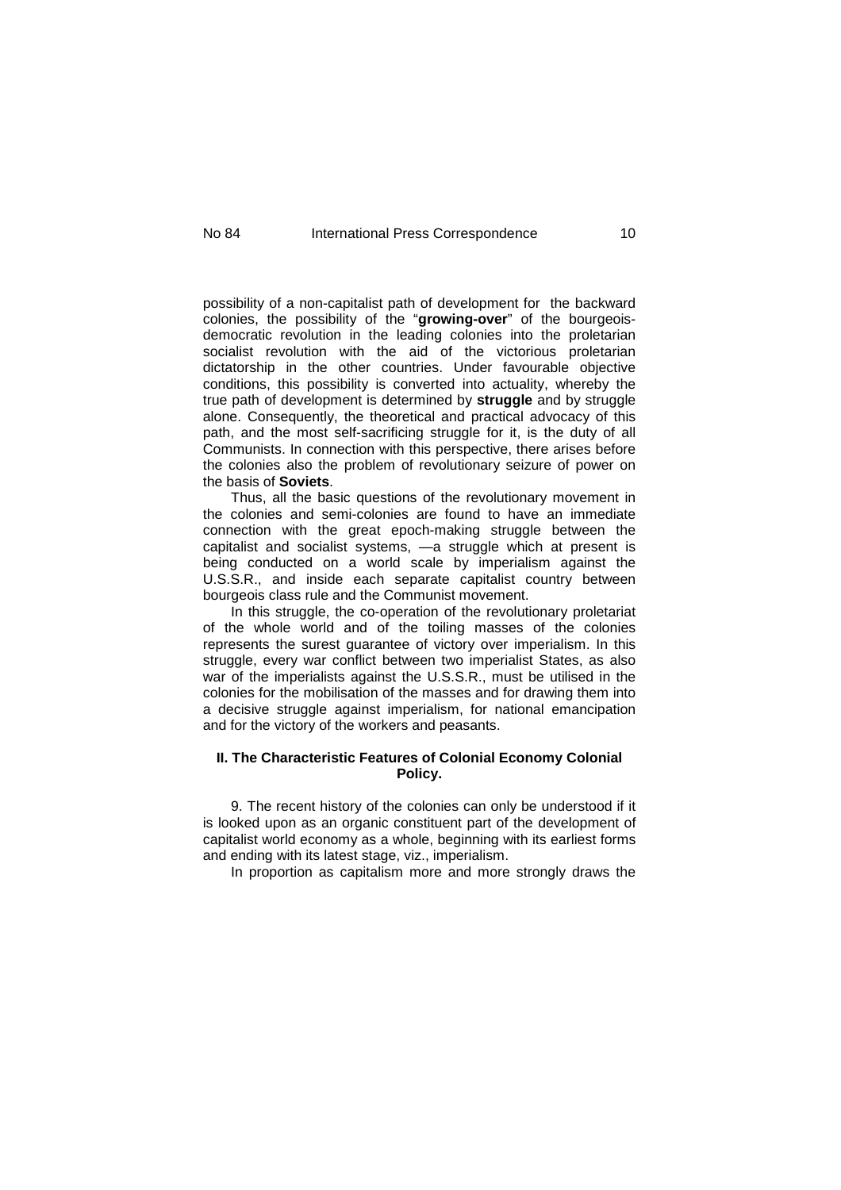possibility of a non-capitalist path of development for the backward colonies, the possibility of the "**growing-over**" of the bourgeois-democratic revolution in the leading colonies into the proletarian socialist revolution with the aid of the victorious proletarian dictatorship in the other countries. Under favourable objective conditions, this possibility is converted into actuality, whereby the true path of development is determined by **struggle** and by struggle alone. Consequently, the theoretical and practical advocacy of this path, and the most self-sacrificing struggle for it, is the duty of all Communists. In connection with this perspective, there arises before the colonies also the problem of revolutionary seizure of power on the basis of **Soviets**.

Thus, all the basic questions of the revolutionary movement in the colonies and semi-colonies are found to have an immediate connection with the great epoch-making struggle between the capitalist and socialist systems, —a struggle which at present is being conducted on a world scale by imperialism against the U.S.S.R., and inside each separate capitalist country between bourgeois class rule and the Communist movement.

In this struggle, the co-operation of the revolutionary proletariat of the whole world and of the toiling masses of the colonies represents the surest guarantee of victory over imperialism. In this struggle, every war conflict between two imperialist States, as also war of the imperialists against the U.S.S.R., must be utilised in the colonies for the mobilisation of the masses and for drawing them into a decisive struggle against imperialism, for national emancipation and for the victory of the workers and peasants.

## II. The Characteristic Features of Colonial Economy Colonial Policy.

9. The recent history of the colonies can only be understood if it is looked upon as an organic constituent part of the development of capitalist world economy as a whole, beginning with its earliest forms and ending with its latest stage, viz., imperialism.

In proportion as capitalism more and more strongly draws the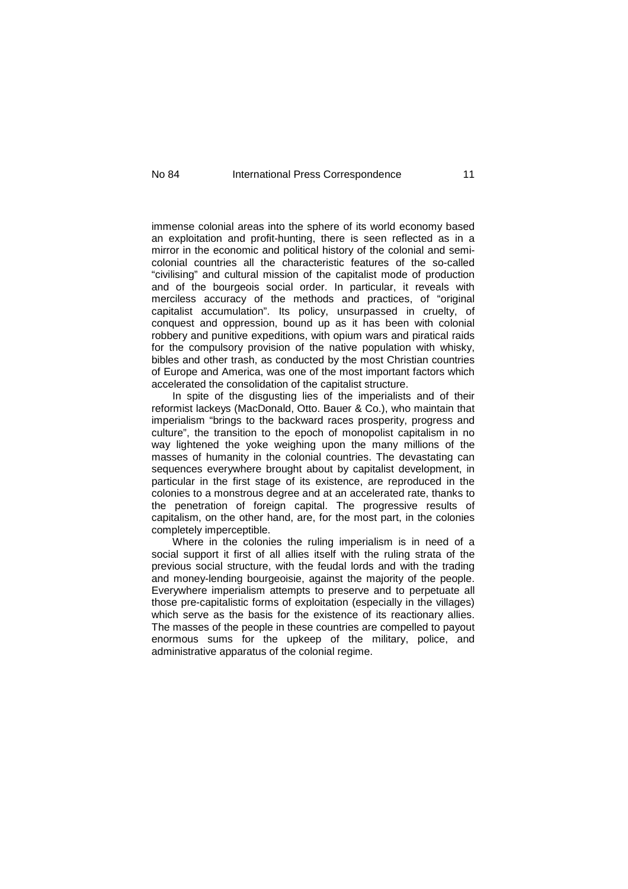immense colonial areas into the sphere of its world economy based an exploitation and profit-hunting, there is seen reflected as in a mirror in the economic and political history of the colonial and semi-colonial countries all the characteristic features of the so-called "civilising" and cultural mission of the capitalist mode of production and of the bourgeois social order. In particular, it reveals with merciless accuracy of the methods and practices, of "original capitalist accumulation". Its policy, unsurpassed in cruelty, of conquest and oppression, bound up as it has been with colonial robbery and punitive expeditions, with opium wars and piratical raids for the compulsory provision of the native population with whisky, bibles and other trash, as conducted by the most Christian countries of Europe and America, was one of the most important factors which accelerated the consolidation of the capitalist structure.

In spite of the disgusting lies of the imperialists and of their reformist lackeys (MacDonald, Otto. Bauer & Co.), who maintain that imperialism "brings to the backward races prosperity, progress and culture", the transition to the epoch of monopolist capitalism in no way lightened the yoke weighing upon the many millions of the masses of humanity in the colonial countries. The devastating can sequences everywhere brought about by capitalist development, in particular in the first stage of its existence, are reproduced in the colonies to a monstrous degree and at an accelerated rate, thanks to the penetration of foreign capital. The progressive results of capitalism, on the other hand, are, for the most part, in the colonies completely imperceptible.

Where in the colonies the ruling imperialism is in need of a social support it first of all allies itself with the ruling strata of the previous social structure, with the feudal lords and with the trading and money-lending bourgeoisie, against the majority of the people. Everywhere imperialism attempts to preserve and to perpetuate all those pre-capitalistic forms of exploitation (especially in the villages) which serve as the basis for the existence of its reactionary allies. The masses of the people in these countries are compelled to payout enormous sums for the upkeep of the military, police, and administrative apparatus of the colonial regime.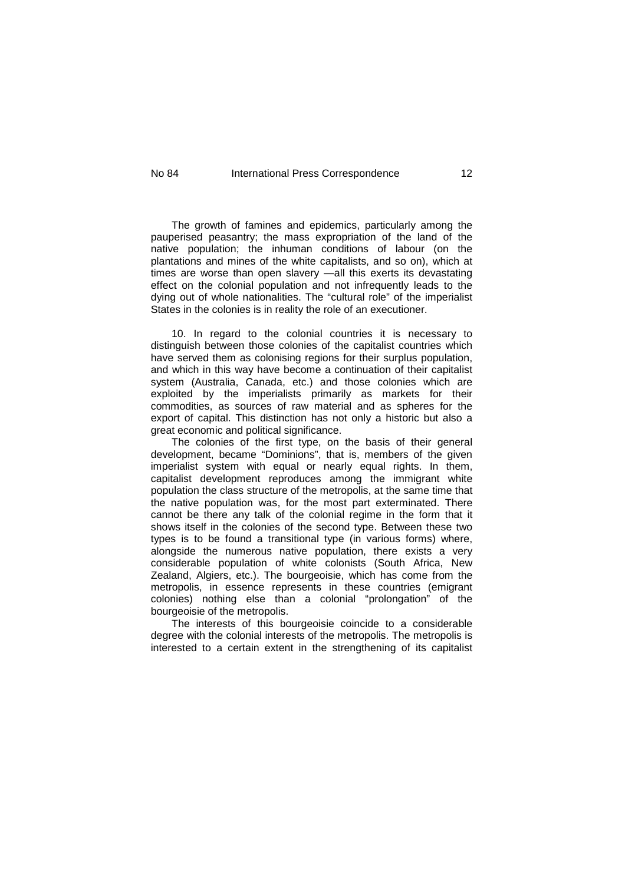The growth of famines and epidemics, particularly among the pauperised peasantry; the mass expropriation of the land of the native population; the inhuman conditions of labour (on the plantations and mines of the white capitalists, and so on), which at times are worse than open slavery —all this exerts its devastating effect on the colonial population and not infrequently leads to the dying out of whole nationalities. The "cultural role" of the imperialist States in the colonies is in reality the role of an executioner.

10. In regard to the colonial countries it is necessary to distinguish between those colonies of the capitalist countries which have served them as colonising regions for their surplus population, and which in this way have become a continuation of their capitalist system (Australia, Canada, etc.) and those colonies which are exploited by the imperialists primarily as markets for their commodities, as sources of raw material and as spheres for the export of capital. This distinction has not only a historic but also a great economic and political significance.

The colonies of the first type, on the basis of their general development, became "Dominions", that is, members of the given imperialist system with equal or nearly equal rights. In them, capitalist development reproduces among the immigrant white population the class structure of the metropolis, at the same time that the native population was, for the most part exterminated. There cannot be there any talk of the colonial regime in the form that it shows itself in the colonies of the second type. Between these two types is to be found a transitional type (in various forms) where, alongside the numerous native population, there exists a very considerable population of white colonists (South Africa, New Zealand, Algiers, etc.). The bourgeoisie, which has come from the metropolis, in essence represents in these countries (emigrant colonies) nothing else than a colonial "prolongation" of the bourgeoisie of the metropolis.

The interests of this bourgeoisie coincide to a considerable degree with the colonial interests of the metropolis. The metropolis is interested to a certain extent in the strengthening of its capitalist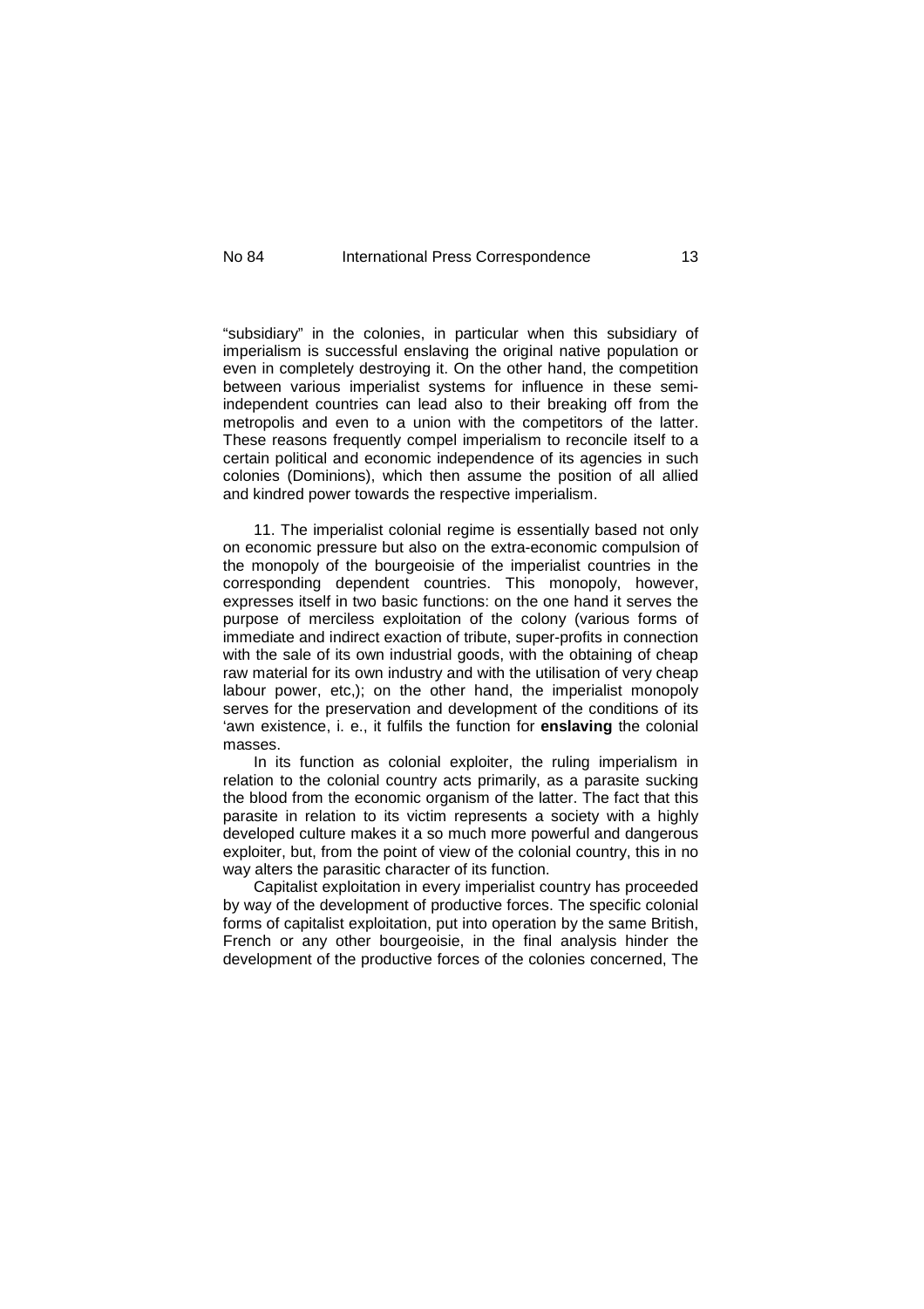"subsidiary" in the colonies, in particular when this subsidiary of imperialism is successful enslaving the original native population or even in completely destroying it. On the other hand, the competition between various imperialist systems for influence in these semi-independent countries can lead also to their breaking off from the metropolis and even to a union with the competitors of the latter. These reasons frequently compel imperialism to reconcile itself to a certain political and economic independence of its agencies in such colonies (Dominions), which then assume the position of all allied and kindred power towards the respective imperialism.

11. The imperialist colonial regime is essentially based not only on economic pressure but also on the extra-economic compulsion of the monopoly of the bourgeoisie of the imperialist countries in the corresponding dependent countries. This monopoly, however, expresses itself in two basic functions: on the one hand it serves the purpose of merciless exploitation of the colony (various forms of immediate and indirect exaction of tribute, super-profits in connection with the sale of its own industrial goods, with the obtaining of cheap raw material for its own industry and with the utilisation of very cheap labour power, etc,); on the other hand, the imperialist monopoly serves for the preservation and development of the conditions of its 'awn existence, i. e., it fulfils the function for **enslaving** the colonial masses.

In its function as colonial exploiter, the ruling imperialism in relation to the colonial country acts primarily, as a parasite sucking the blood from the economic organism of the latter. The fact that this parasite in relation to its victim represents a society with a highly developed culture makes it a so much more powerful and dangerous exploiter, but, from the point of view of the colonial country, this in no way alters the parasitic character of its function.

Capitalist exploitation in every imperialist country has proceeded by way of the development of productive forces. The specific colonial forms of capitalist exploitation, put into operation by the same British, French or any other bourgeoisie, in the final analysis hinder the development of the productive forces of the colonies concerned, The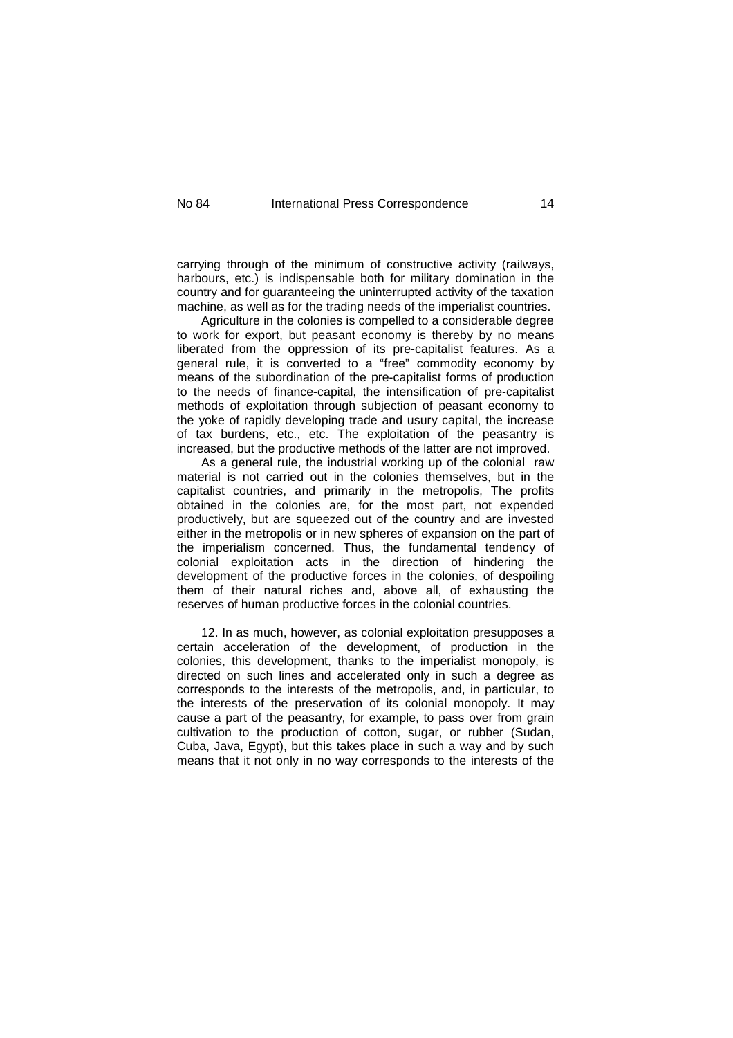carrying through of the minimum of constructive activity (railways, harbours, etc.) is indispensable both for military domination in the country and for guaranteeing the uninterrupted activity of the taxation machine, as well as for the trading needs of the imperialist countries.

Agriculture in the colonies is compelled to a considerable degree to work for export, but peasant economy is thereby by no means liberated from the oppression of its pre-capitalist features. As a general rule, it is converted to a "free" commodity economy by means of the subordination of the pre-capitalist forms of production to the needs of finance-capital, the intensification of pre-capitalist methods of exploitation through subjection of peasant economy to the yoke of rapidly developing trade and usury capital, the increase of tax burdens, etc., etc. The exploitation of the peasantry is increased, but the productive methods of the latter are not improved.

As a general rule, the industrial working up of the colonial raw material is not carried out in the colonies themselves, but in the capitalist countries, and primarily in the metropolis, The profits obtained in the colonies are, for the most part, not expended productively, but are squeezed out of the country and are invested either in the metropolis or in new spheres of expansion on the part of the imperialism concerned. Thus, the fundamental tendency of colonial exploitation acts in the direction of hindering the development of the productive forces in the colonies, of despoiling them of their natural riches and, above all, of exhausting the reserves of human productive forces in the colonial countries.

12. In as much, however, as colonial exploitation presupposes a certain acceleration of the development, of production in the colonies, this development, thanks to the imperialist monopoly, is directed on such lines and accelerated only in such a degree as corresponds to the interests of the metropolis, and, in particular, to the interests of the preservation of its colonial monopoly. It may cause a part of the peasantry, for example, to pass over from grain cultivation to the production of cotton, sugar, or rubber (Sudan, Cuba, Java, Egypt), but this takes place in such a way and by such means that it not only in no way corresponds to the interests of the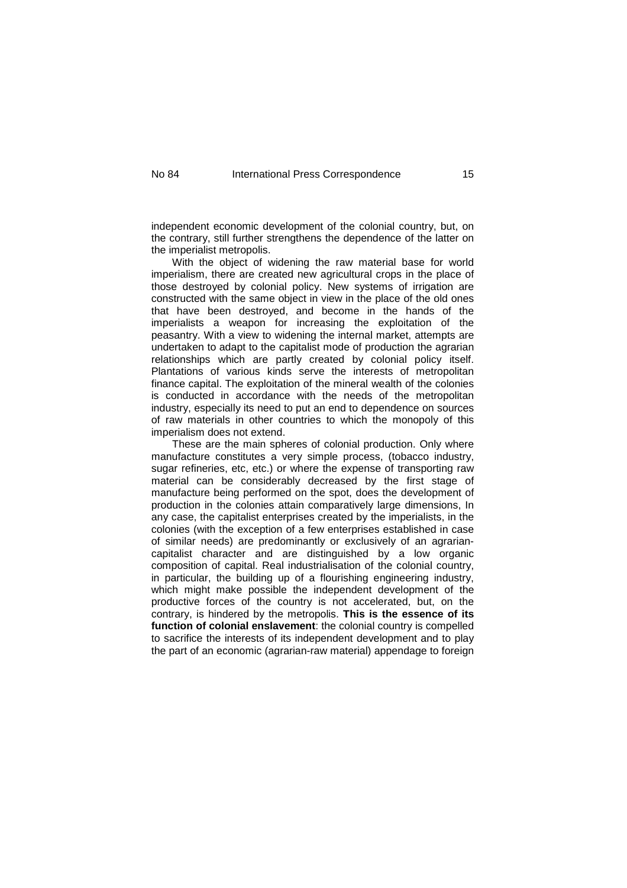independent economic development of the colonial country, but, on the contrary, still further strengthens the dependence of the latter on the imperialist metropolis.

With the object of widening the raw material base for world imperialism, there are created new agricultural crops in the place of those destroyed by colonial policy. New systems of irrigation are constructed with the same object in view in the place of the old ones that have been destroyed, and become in the hands of the imperialists a weapon for increasing the exploitation of the peasantry. With a view to widening the internal market, attempts are undertaken to adapt to the capitalist mode of production the agrarian relationships which are partly created by colonial policy itself. Plantations of various kinds serve the interests of metropolitan finance capital. The exploitation of the mineral wealth of the colonies is conducted in accordance with the needs of the metropolitan industry, especially its need to put an end to dependence on sources of raw materials in other countries to which the monopoly of this imperialism does not extend.

These are the main spheres of colonial production. Only where manufacture constitutes a very simple process, (tobacco industry, sugar refineries, etc, etc.) or where the expense of transporting raw material can be considerably decreased by the first stage of manufacture being performed on the spot, does the development of production in the colonies attain comparatively large dimensions, In any case, the capitalist enterprises created by the imperialists, in the colonies (with the exception of a few enterprises established in case of similar needs) are predominantly or exclusively of an agrarian-capitalist character and are distinguished by a low organic composition of capital. Real industrialisation of the colonial country, in particular, the building up of a flourishing engineering industry, which might make possible the independent development of the productive forces of the country is not accelerated, but, on the contrary, is hindered by the metropolis. **This is the essence of its function of colonial enslavement**: the colonial country is compelled to sacrifice the interests of its independent development and to play the part of an economic (agrarian-raw material) appendage to foreign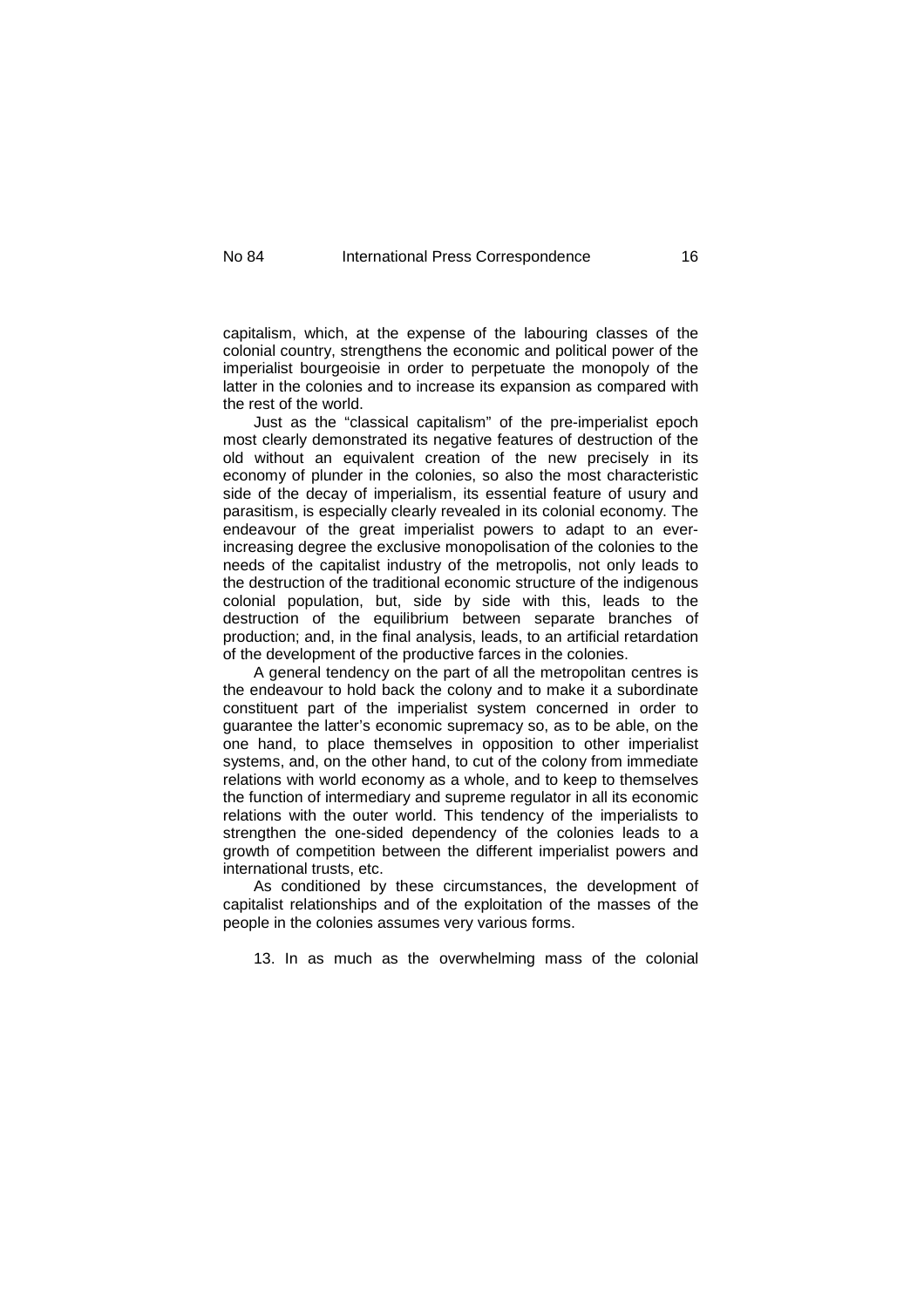capitalism, which, at the expense of the labouring classes of the colonial country, strengthens the economic and political power of the imperialist bourgeoisie in order to perpetuate the monopoly of the latter in the colonies and to increase its expansion as compared with the rest of the world.

Just as the "classical capitalism" of the pre-imperialist epoch most clearly demonstrated its negative features of destruction of the old without an equivalent creation of the new precisely in its economy of plunder in the colonies, so also the most characteristic side of the decay of imperialism, its essential feature of usury and parasitism, is especially clearly revealed in its colonial economy. The endeavour of the great imperialist powers to adapt to an ever-increasing degree the exclusive monopolisation of the colonies to the needs of the capitalist industry of the metropolis, not only leads to the destruction of the traditional economic structure of the indigenous colonial population, but, side by side with this, leads to the destruction of the equilibrium between separate branches of production; and, in the final analysis, leads, to an artificial retardation of the development of the productive farces in the colonies.

A general tendency on the part of all the metropolitan centres is the endeavour to hold back the colony and to make it a subordinate constituent part of the imperialist system concerned in order to guarantee the latter's economic supremacy so, as to be able, on the one hand, to place themselves in opposition to other imperialist systems, and, on the other hand, to cut of the colony from immediate relations with world economy as a whole, and to keep to themselves the function of intermediary and supreme regulator in all its economic relations with the outer world. This tendency of the imperialists to strengthen the one-sided dependency of the colonies leads to a growth of competition between the different imperialist powers and international trusts, etc.

As conditioned by these circumstances, the development of capitalist relationships and of the exploitation of the masses of the people in the colonies assumes very various forms.

13. In as much as the overwhelming mass of the colonial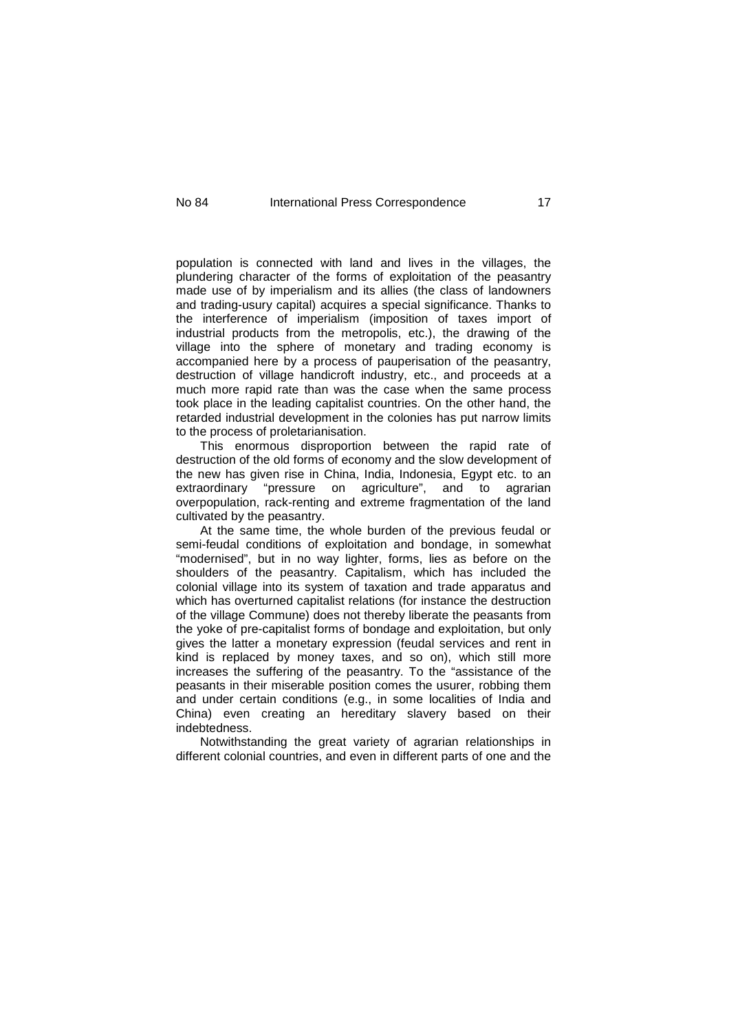population is connected with land and lives in the villages, the plundering character of the forms of exploitation of the peasantry made use of by imperialism and its allies (the class of landowners and trading-usury capital) acquires a special significance. Thanks to the interference of imperialism (imposition of taxes import of industrial products from the metropolis, etc.), the drawing of the village into the sphere of monetary and trading economy is accompanied here by a process of pauperisation of the peasantry, destruction of village handicroft industry, etc., and proceeds at a much more rapid rate than was the case when the same process took place in the leading capitalist countries. On the other hand, the retarded industrial development in the colonies has put narrow limits to the process of proletarianisation.

This enormous disproportion between the rapid rate of destruction of the old forms of economy and the slow development of the new has given rise in China, India, Indonesia, Egypt etc. to an extraordinary "pressure on agriculture", and to agrarian overpopulation, rack-renting and extreme fragmentation of the land cultivated by the peasantry.

At the same time, the whole burden of the previous feudal or semi-feudal conditions of exploitation and bondage, in somewhat "modernised", but in no way lighter, forms, lies as before on the shoulders of the peasantry. Capitalism, which has included the colonial village into its system of taxation and trade apparatus and which has overturned capitalist relations (for instance the destruction of the village Commune) does not thereby liberate the peasants from the yoke of pre-capitalist forms of bondage and exploitation, but only gives the latter a monetary expression (feudal services and rent in kind is replaced by money taxes, and so on), which still more increases the suffering of the peasantry. To the "assistance of the peasants in their miserable position comes the usurer, robbing them and under certain conditions (e.g., in some localities of India and China) even creating an hereditary slavery based on their indebtedness.

Notwithstanding the great variety of agrarian relationships in different colonial countries, and even in different parts of one and the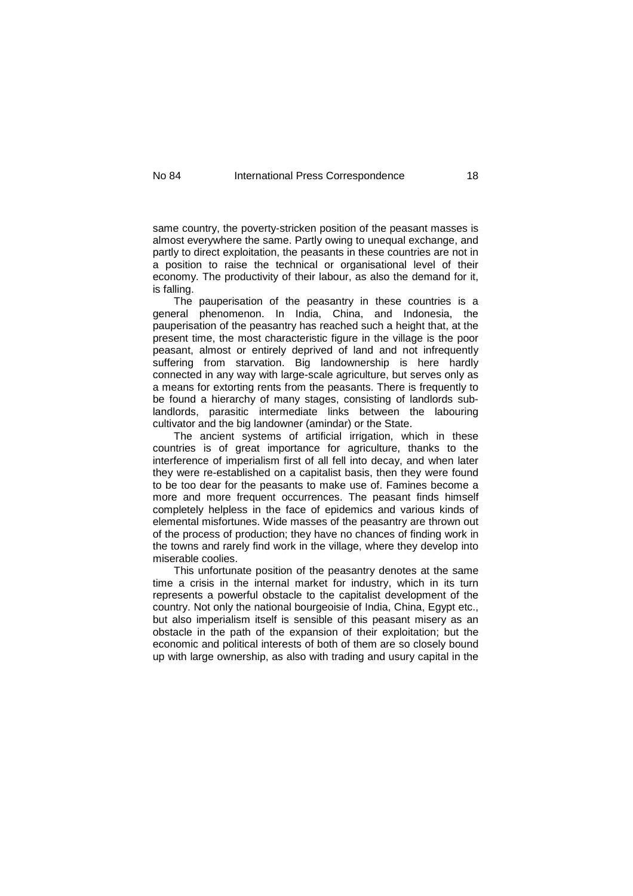same country, the poverty-stricken position of the peasant masses is almost everywhere the same. Partly owing to unequal exchange, and partly to direct exploitation, the peasants in these countries are not in a position to raise the technical or organisational level of their economy. The productivity of their labour, as also the demand for it, is falling.

The pauperisation of the peasantry in these countries is a general phenomenon. In India, China, and Indonesia, the pauperisation of the peasantry has reached such a height that, at the present time, the most characteristic figure in the village is the poor peasant, almost or entirely deprived of land and not infrequently suffering from starvation. Big landownership is here hardly connected in any way with large-scale agriculture, but serves only as a means for extorting rents from the peasants. There is frequently to be found a hierarchy of many stages, consisting of landlords sub-landlords, parasitic intermediate links between the labouring cultivator and the big landowner (amindar) or the State.

The ancient systems of artificial irrigation, which in these countries is of great importance for agriculture, thanks to the interference of imperialism first of all fell into decay, and when later they were re-established on a capitalist basis, then they were found to be too dear for the peasants to make use of. Famines become a more and more frequent occurrences. The peasant finds himself completely helpless in the face of epidemics and various kinds of elemental misfortunes. Wide masses of the peasantry are thrown out of the process of production; they have no chances of finding work in the towns and rarely find work in the village, where they develop into miserable coolies.

This unfortunate position of the peasantry denotes at the same time a crisis in the internal market for industry, which in its turn represents a powerful obstacle to the capitalist development of the country. Not only the national bourgeoisie of India, China, Egypt etc., but also imperialism itself is sensible of this peasant misery as an obstacle in the path of the expansion of their exploitation; but the economic and political interests of both of them are so closely bound up with large ownership, as also with trading and usury capital in the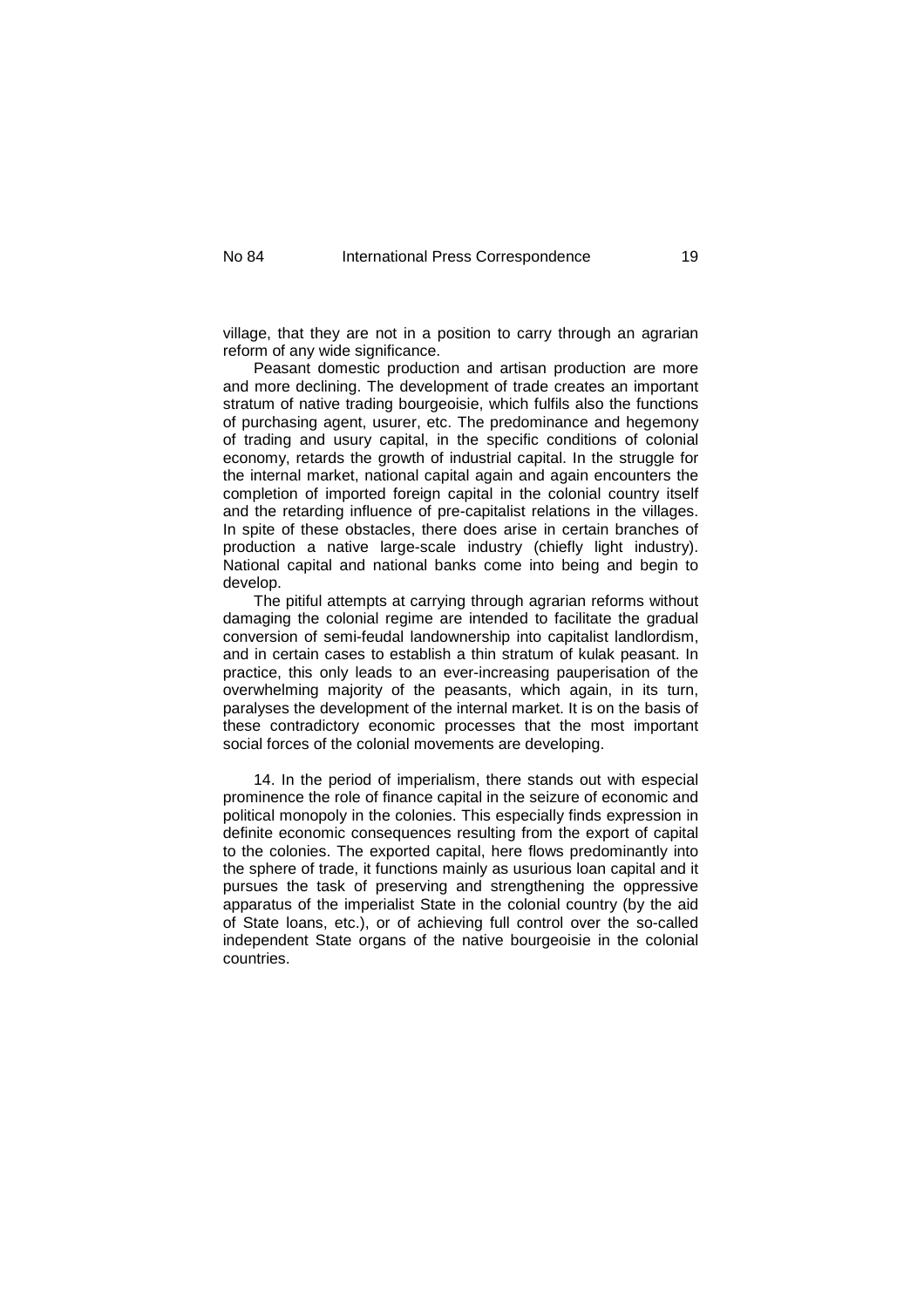village, that they are not in a position to carry through an agrarian reform of any wide significance.

Peasant domestic production and artisan production are more and more declining. The development of trade creates an important stratum of native trading bourgeoisie, which fulfils also the functions of purchasing agent, usurer, etc. The predominance and hegemony of trading and usury capital, in the specific conditions of colonial economy, retards the growth of industrial capital. In the struggle for the internal market, national capital again and again encounters the completion of imported foreign capital in the colonial country itself and the retarding influence of pre-capitalist relations in the villages. In spite of these obstacles, there does arise in certain branches of production a native large-scale industry (chiefly light industry). National capital and national banks come into being and begin to develop.

The pitiful attempts at carrying through agrarian reforms without damaging the colonial regime are intended to facilitate the gradual conversion of semi-feudal landownership into capitalist landlordism, and in certain cases to establish a thin stratum of kulak peasant. In practice, this only leads to an ever-increasing pauperisation of the overwhelming majority of the peasants, which again, in its turn, paralyses the development of the internal market. It is on the basis of these contradictory economic processes that the most important social forces of the colonial movements are developing.

14. In the period of imperialism, there stands out with especial prominence the role of finance capital in the seizure of economic and political monopoly in the colonies. This especially finds expression in definite economic consequences resulting from the export of capital to the colonies. The exported capital, here flows predominantly into the sphere of trade, it functions mainly as usurious loan capital and it pursues the task of preserving and strengthening the oppressive apparatus of the imperialist State in the colonial country (by the aid of State loans, etc.), or of achieving full control over the so-called independent State organs of the native bourgeoisie in the colonial countries.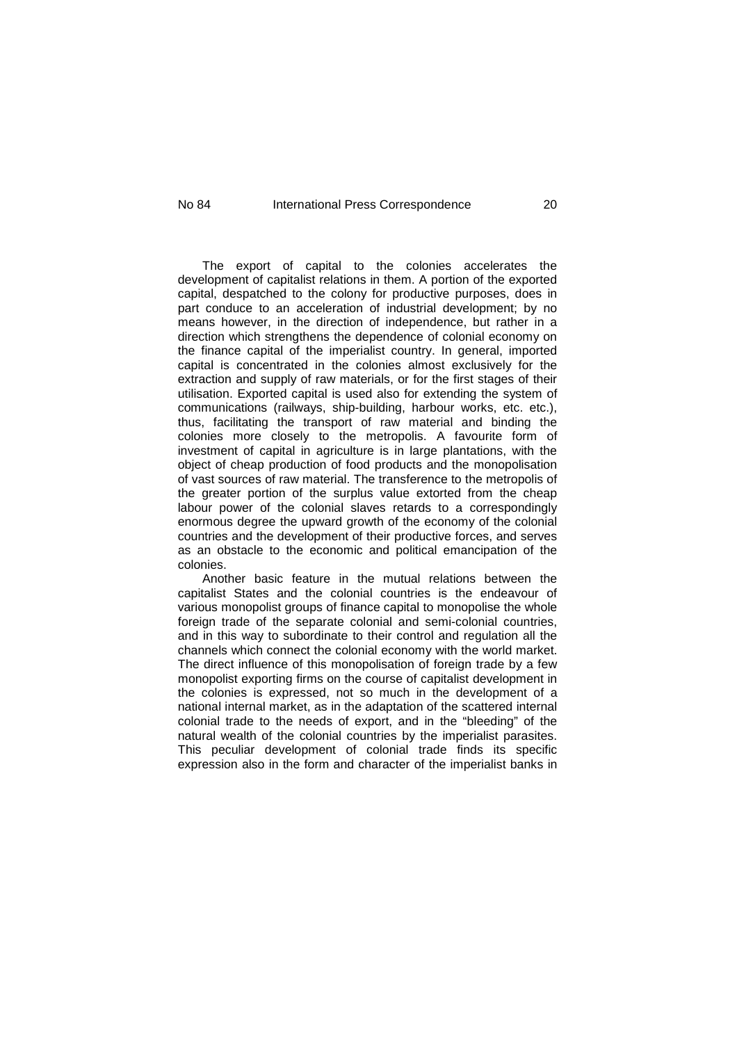The export of capital to the colonies accelerates the development of capitalist relations in them. A portion of the exported capital, despatched to the colony for productive purposes, does in part conduce to an acceleration of industrial development; by no means however, in the direction of independence, but rather in a direction which strengthens the dependence of colonial economy on the finance capital of the imperialist country. In general, imported capital is concentrated in the colonies almost exclusively for the extraction and supply of raw materials, or for the first stages of their utilisation. Exported capital is used also for extending the system of communications (railways, ship-building, harbour works, etc. etc.), thus, facilitating the transport of raw material and binding the colonies more closely to the metropolis. A favourite form of investment of capital in agriculture is in large plantations, with the object of cheap production of food products and the monopolisation of vast sources of raw material. The transference to the metropolis of the greater portion of the surplus value extorted from the cheap labour power of the colonial slaves retards to a correspondingly enormous degree the upward growth of the economy of the colonial countries and the development of their productive forces, and serves as an obstacle to the economic and political emancipation of the colonies.

Another basic feature in the mutual relations between the capitalist States and the colonial countries is the endeavour of various monopolist groups of finance capital to monopolise the whole foreign trade of the separate colonial and semi-colonial countries, and in this way to subordinate to their control and regulation all the channels which connect the colonial economy with the world market. The direct influence of this monopolisation of foreign trade by a few monopolist exporting firms on the course of capitalist development in the colonies is expressed, not so much in the development of a national internal market, as in the adaptation of the scattered internal colonial trade to the needs of export, and in the "bleeding" of the natural wealth of the colonial countries by the imperialist parasites. This peculiar development of colonial trade finds its specific expression also in the form and character of the imperialist banks in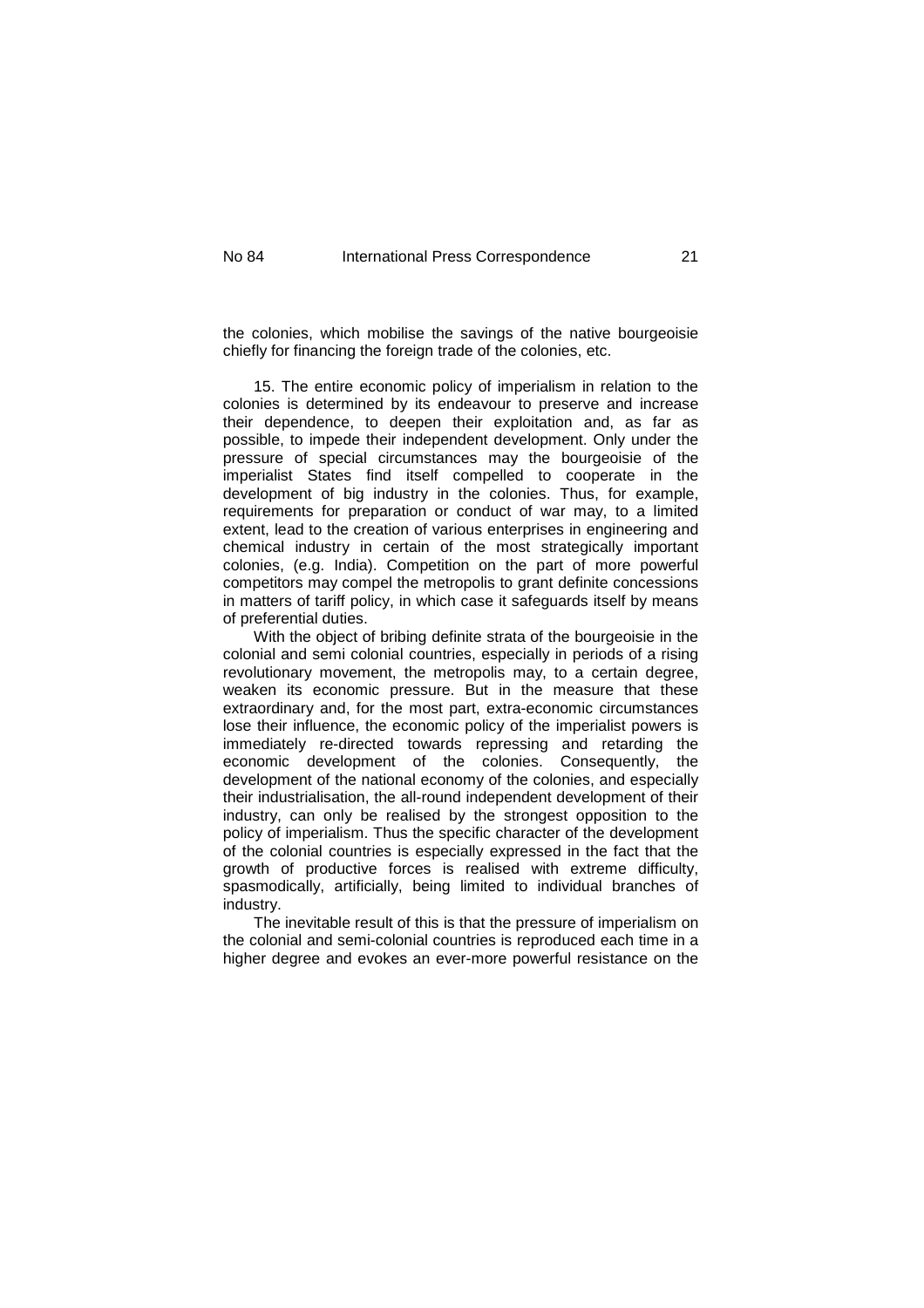the colonies, which mobilise the savings of the native bourgeoisie chiefly for financing the foreign trade of the colonies, etc.

15. The entire economic policy of imperialism in relation to the colonies is determined by its endeavour to preserve and increase their dependence, to deepen their exploitation and, as far as possible, to impede their independent development. Only under the pressure of special circumstances may the bourgeoisie of the imperialist States find itself compelled to cooperate in the development of big industry in the colonies. Thus, for example, requirements for preparation or conduct of war may, to a limited extent, lead to the creation of various enterprises in engineering and chemical industry in certain of the most strategically important colonies, (e.g. India). Competition on the part of more powerful competitors may compel the metropolis to grant definite concessions in matters of tariff policy, in which case it safeguards itself by means of preferential duties.

With the object of bribing definite strata of the bourgeoisie in the colonial and semi colonial countries, especially in periods of a rising revolutionary movement, the metropolis may, to a certain degree, weaken its economic pressure. But in the measure that these extraordinary and, for the most part, extra-economic circumstances lose their influence, the economic policy of the imperialist powers is immediately re-directed towards repressing and retarding the economic development of the colonies. Consequently, the development of the national economy of the colonies, and especially their industrialisation, the all-round independent development of their industry, can only be realised by the strongest opposition to the policy of imperialism. Thus the specific character of the development of the colonial countries is especially expressed in the fact that the growth of productive forces is realised with extreme difficulty, spasmodically, artificially, being limited to individual branches of industry.

The inevitable result of this is that the pressure of imperialism on the colonial and semi-colonial countries is reproduced each time in a higher degree and evokes an ever-more powerful resistance on the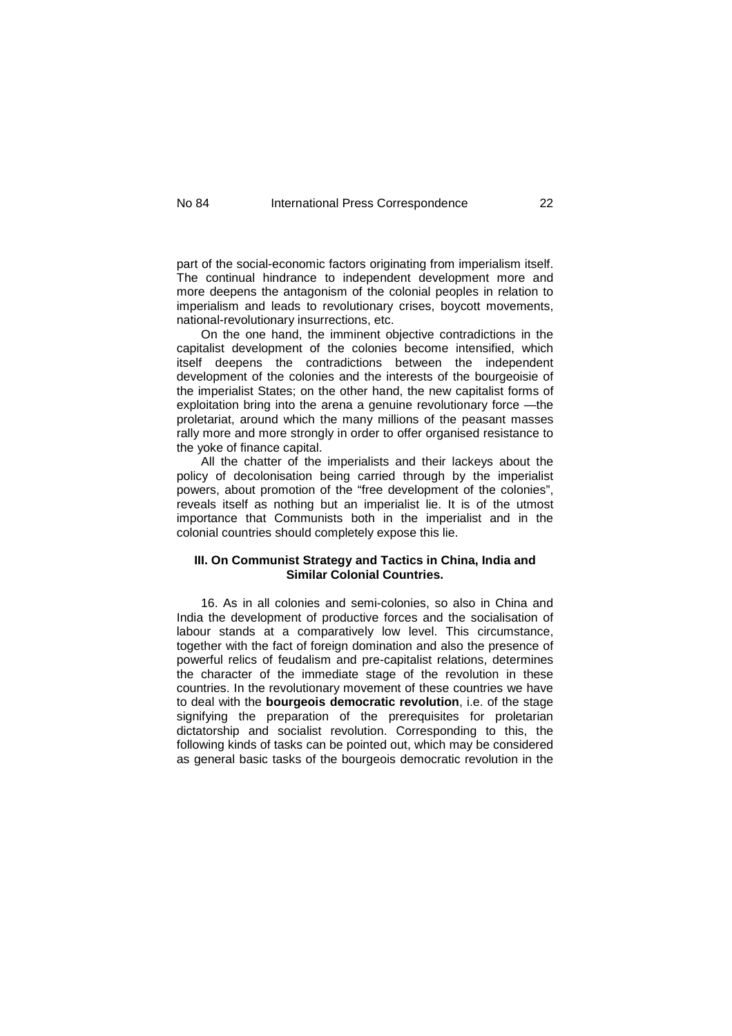part of the social-economic factors originating from imperialism itself. The continual hindrance to independent development more and more deepens the antagonism of the colonial peoples in relation to imperialism and leads to revolutionary crises, boycott movements, national-revolutionary insurrections, etc.

On the one hand, the imminent objective contradictions in the capitalist development of the colonies become intensified, which itself deepens the contradictions between the independent development of the colonies and the interests of the bourgeoisie of the imperialist States; on the other hand, the new capitalist forms of exploitation bring into the arena a genuine revolutionary force —the proletariat, around which the many millions of the peasant masses rally more and more strongly in order to offer organised resistance to the yoke of finance capital.

All the chatter of the imperialists and their lackeys about the policy of decolonisation being carried through by the imperialist powers, about promotion of the "free development of the colonies", reveals itself as nothing but an imperialist lie. It is of the utmost importance that Communists both in the imperialist and in the colonial countries should completely expose this lie.

### III. On Communist Strategy and Tactics in China, India and Similar Colonial Countries.

16. As in all colonies and semi-colonies, so also in China and India the development of productive forces and the socialisation of labour stands at a comparatively low level. This circumstance, together with the fact of foreign domination and also the presence of powerful relics of feudalism and pre-capitalist relations, determines the character of the immediate stage of the revolution in these countries. In the revolutionary movement of these countries we have to deal with the **bourgeois democratic revolution**, i.e. of the stage signifying the preparation of the prerequisites for proletarian dictatorship and socialist revolution. Corresponding to this, the following kinds of tasks can be pointed out, which may be considered as general basic tasks of the bourgeois democratic revolution in the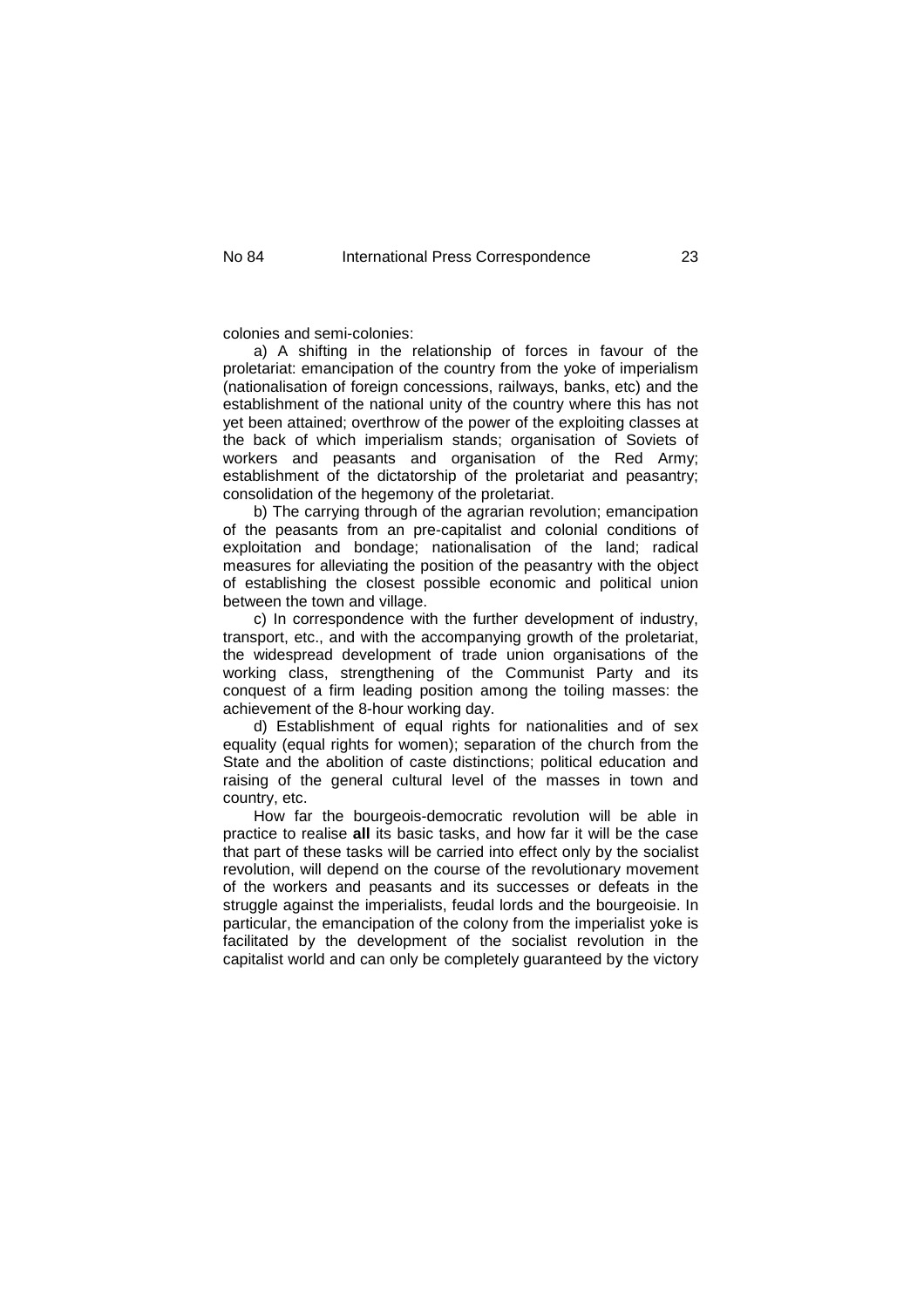colonies and semi-colonies:

a) A shifting in the relationship of forces in favour of the proletariat: emancipation of the country from the yoke of imperialism (nationalisation of foreign concessions, railways, banks, etc) and the establishment of the national unity of the country where this has not yet been attained; overthrow of the power of the exploiting classes at the back of which imperialism stands; organisation of Soviets of workers and peasants and organisation of the Red Army; establishment of the dictatorship of the proletariat and peasantry; consolidation of the hegemony of the proletariat.

b) The carrying through of the agrarian revolution; emancipation of the peasants from an pre-capitalist and colonial conditions of exploitation and bondage; nationalisation of the land; radical measures for alleviating the position of the peasantry with the object of establishing the closest possible economic and political union between the town and village.

c) In correspondence with the further development of industry, transport, etc., and with the accompanying growth of the proletariat, the widespread development of trade union organisations of the working class, strengthening of the Communist Party and its conquest of a firm leading position among the toiling masses: the achievement of the 8-hour working day.

d) Establishment of equal rights for nationalities and of sex equality (equal rights for women); separation of the church from the State and the abolition of caste distinctions; political education and raising of the general cultural level of the masses in town and country, etc.

How far the bourgeois-democratic revolution will be able in practice to realise **all** its basic tasks, and how far it will be the case that part of these tasks will be carried into effect only by the socialist revolution, will depend on the course of the revolutionary movement of the workers and peasants and its successes or defeats in the struggle against the imperialists, feudal lords and the bourgeoisie. In particular, the emancipation of the colony from the imperialist yoke is facilitated by the development of the socialist revolution in the capitalist world and can only be completely guaranteed by the victory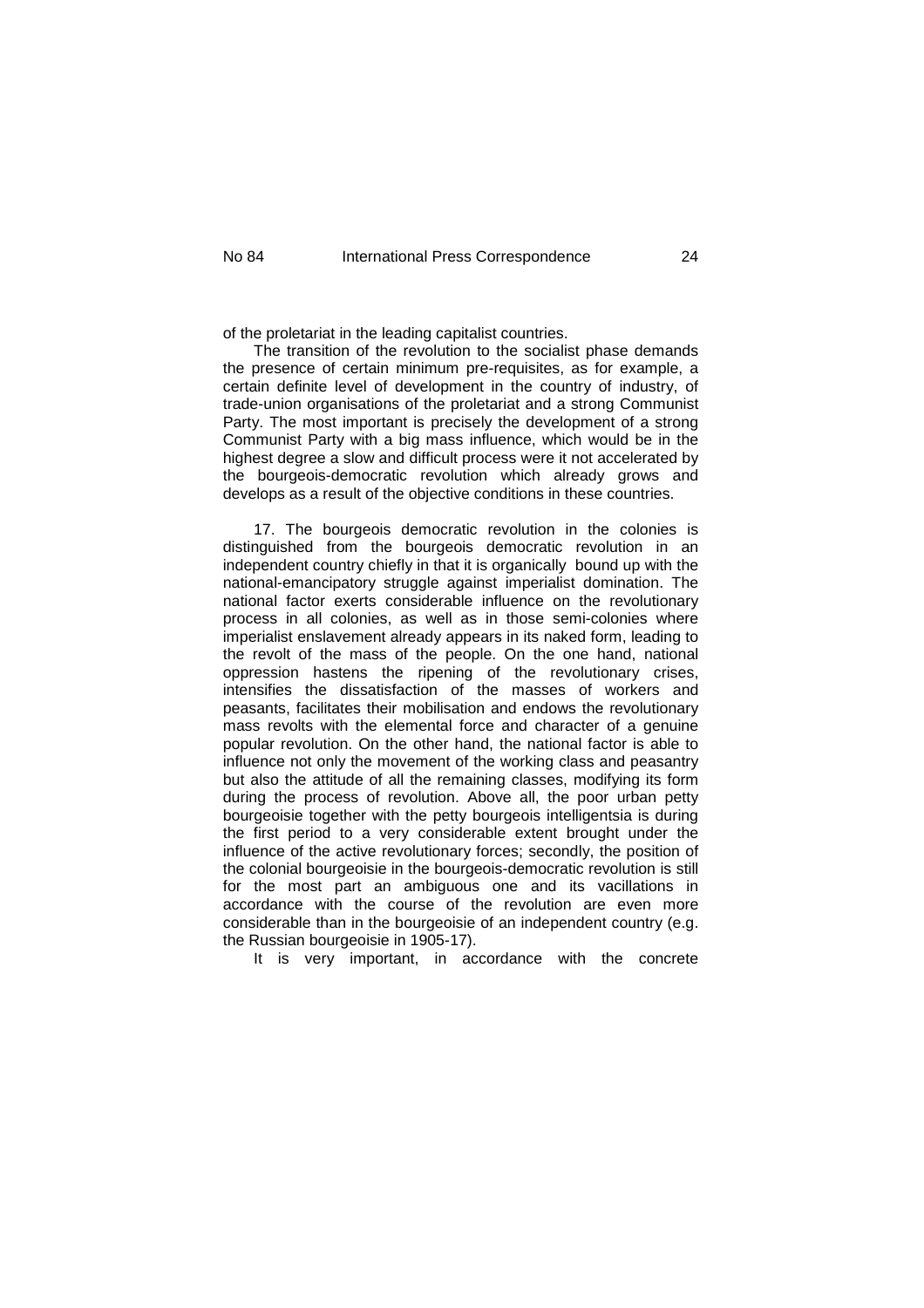of the proletariat in the leading capitalist countries.

The transition of the revolution to the socialist phase demands the presence of certain minimum pre-requisites, as for example, a certain definite level of development in the country of industry, of trade-union organisations of the proletariat and a strong Communist Party. The most important is precisely the development of a strong Communist Party with a big mass influence, which would be in the highest degree a slow and difficult process were it not accelerated by the bourgeois-democratic revolution which already grows and develops as a result of the objective conditions in these countries.

17. The bourgeois democratic revolution in the colonies is distinguished from the bourgeois democratic revolution in an independent country chiefly in that it is organically bound up with the national-emancipatory struggle against imperialist domination. The national factor exerts considerable influence on the revolutionary process in all colonies, as well as in those semi-colonies where imperialist enslavement already appears in its naked form, leading to the revolt of the mass of the people. On the one hand, national oppression hastens the ripening of the revolutionary crises, intensifies the dissatisfaction of the masses of workers and peasants, facilitates their mobilisation and endows the revolutionary mass revolts with the elemental force and character of a genuine popular revolution. On the other hand, the national factor is able to influence not only the movement of the working class and peasantry but also the attitude of all the remaining classes, modifying its form during the process of revolution. Above all, the poor urban petty bourgeoisie together with the petty bourgeois intelligentsia is during the first period to a very considerable extent brought under the influence of the active revolutionary forces; secondly, the position of the colonial bourgeoisie in the bourgeois-democratic revolution is still for the most part an ambiguous one and its vacillations in accordance with the course of the revolution are even more considerable than in the bourgeoisie of an independent country (e.g. the Russian bourgeoisie in 1905-17).

It is very important, in accordance with the concrete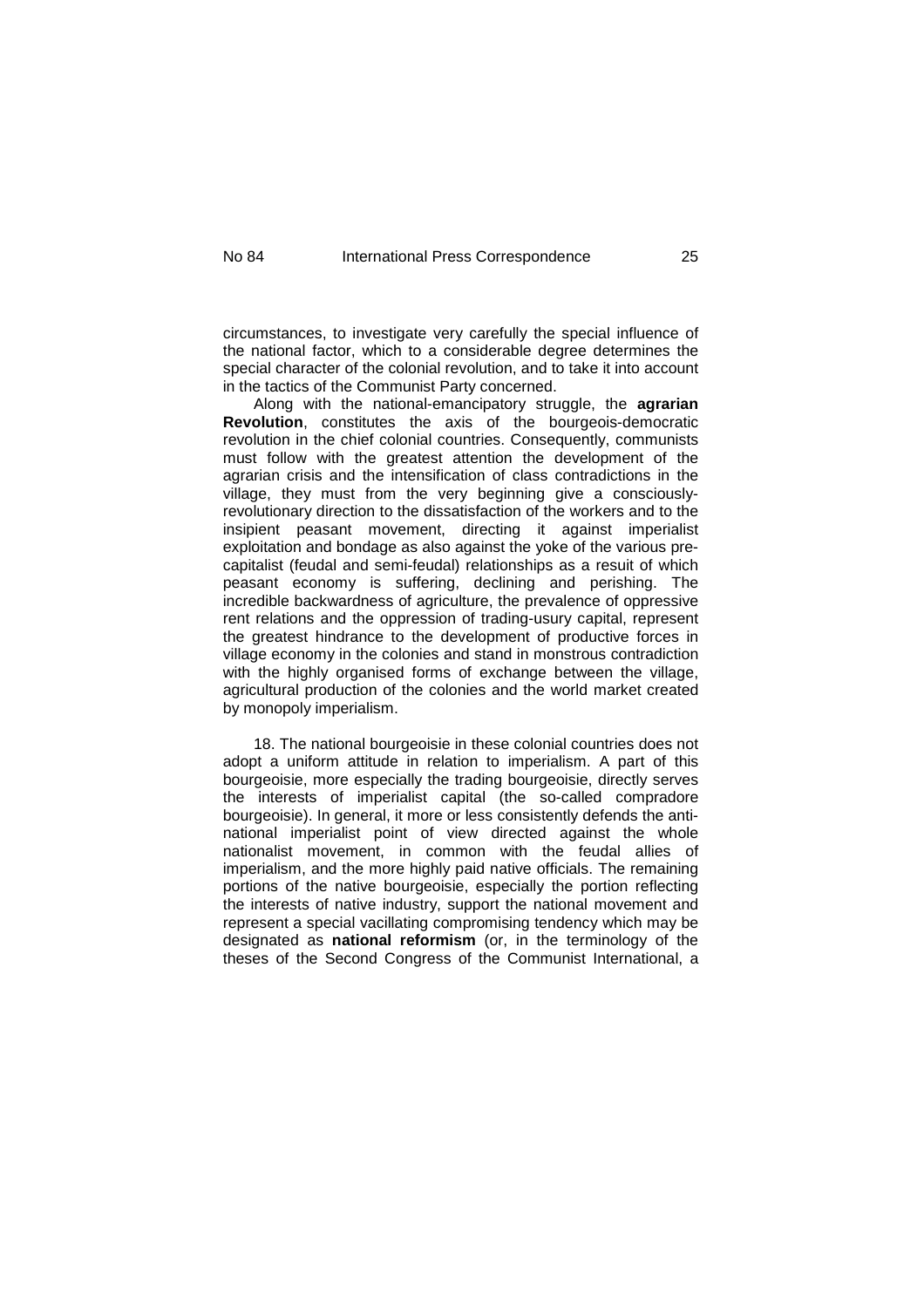circumstances, to investigate very carefully the special influence of the national factor, which to a considerable degree determines the special character of the colonial revolution, and to take it into account in the tactics of the Communist Party concerned.

Along with the national-emancipatory struggle, the **agrarian Revolution**, constitutes the axis of the bourgeois-democratic revolution in the chief colonial countries. Consequently, communists must follow with the greatest attention the development of the agrarian crisis and the intensification of class contradictions in the village, they must from the very beginning give a consciously-revolutionary direction to the dissatisfaction of the workers and to the insipient peasant movement, directing it against imperialist exploitation and bondage as also against the yoke of the various pre-capitalist (feudal and semi-feudal) relationships as a result of which peasant economy is suffering, declining and perishing. The incredible backwardness of agriculture, the prevalence of oppressive rent relations and the oppression of trading-usury capital, represent the greatest hindrance to the development of productive forces in village economy in the colonies and stand in monstrous contradiction with the highly organised forms of exchange between the village, agricultural production of the colonies and the world market created by monopoly imperialism.

18. The national bourgeoisie in these colonial countries does not adopt a uniform attitude in relation to imperialism. A part of this bourgeoisie, more especially the trading bourgeoisie, directly serves the interests of imperialist capital (the so-called compradore bourgeoisie). In general, it more or less consistently defends the anti-national imperialist point of view directed against the whole nationalist movement, in common with the feudal allies of imperialism, and the more highly paid native officials. The remaining portions of the native bourgeoisie, especially the portion reflecting the interests of native industry, support the national movement and represent a special vacillating compromising tendency which may be designated as **national reformism** (or, in the terminology of the theses of the Second Congress of the Communist International, a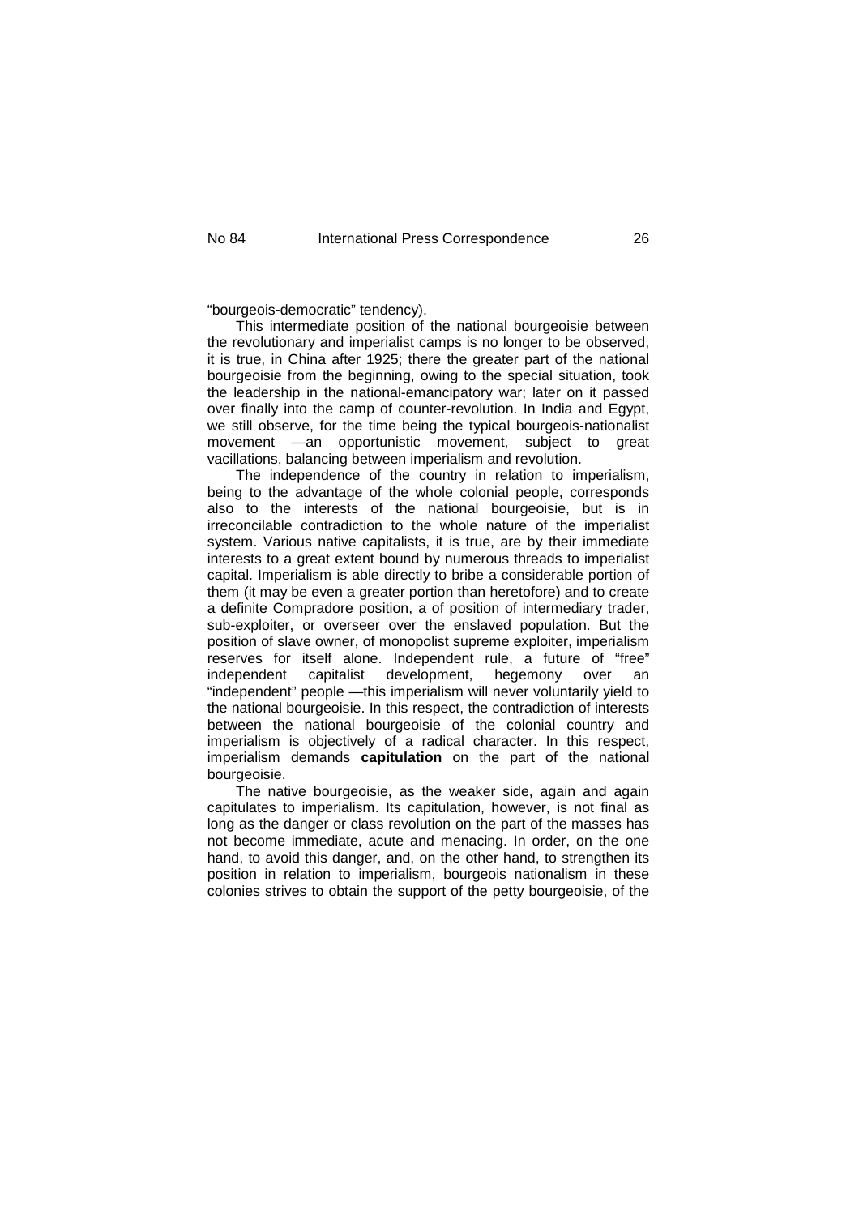"bourgeois-democratic" tendency).

This intermediate position of the national bourgeoisie between the revolutionary and imperialist camps is no longer to be observed, it is true, in China after 1925; there the greater part of the national bourgeoisie from the beginning, owing to the special situation, took the leadership in the national-emancipatory war; later on it passed over finally into the camp of counter-revolution. In India and Egypt, we still observe, for the time being the typical bourgeois-nationalist movement —an opportunistic movement, subject to great vacillations, balancing between imperialism and revolution.

The independence of the country in relation to imperialism, being to the advantage of the whole colonial people, corresponds also to the interests of the national bourgeoisie, but is in irreconcilable contradiction to the whole nature of the imperialist system. Various native capitalists, it is true, are by their immediate interests to a great extent bound by numerous threads to imperialist capital. Imperialism is able directly to bribe a considerable portion of them (it may be even a greater portion than heretofore) and to create a definite Compradore position, a of position of intermediary trader, sub-exploiter, or overseer over the enslaved population. But the position of slave owner, of monopolist supreme exploiter, imperialism reserves for itself alone. Independent rule, a future of "free" independent capitalist development, hegemony over an "independent" people —this imperialism will never voluntarily yield to the national bourgeoisie. In this respect, the contradiction of interests between the national bourgeoisie of the colonial country and imperialism is objectively of a radical character. In this respect, imperialism demands **capitulation** on the part of the national bourgeoisie.

The native bourgeoisie, as the weaker side, again and again capitulates to imperialism. Its capitulation, however, is not final as long as the danger or class revolution on the part of the masses has not become immediate, acute and menacing. In order, on the one hand, to avoid this danger, and, on the other hand, to strengthen its position in relation to imperialism, bourgeois nationalism in these colonies strives to obtain the support of the petty bourgeoisie, of the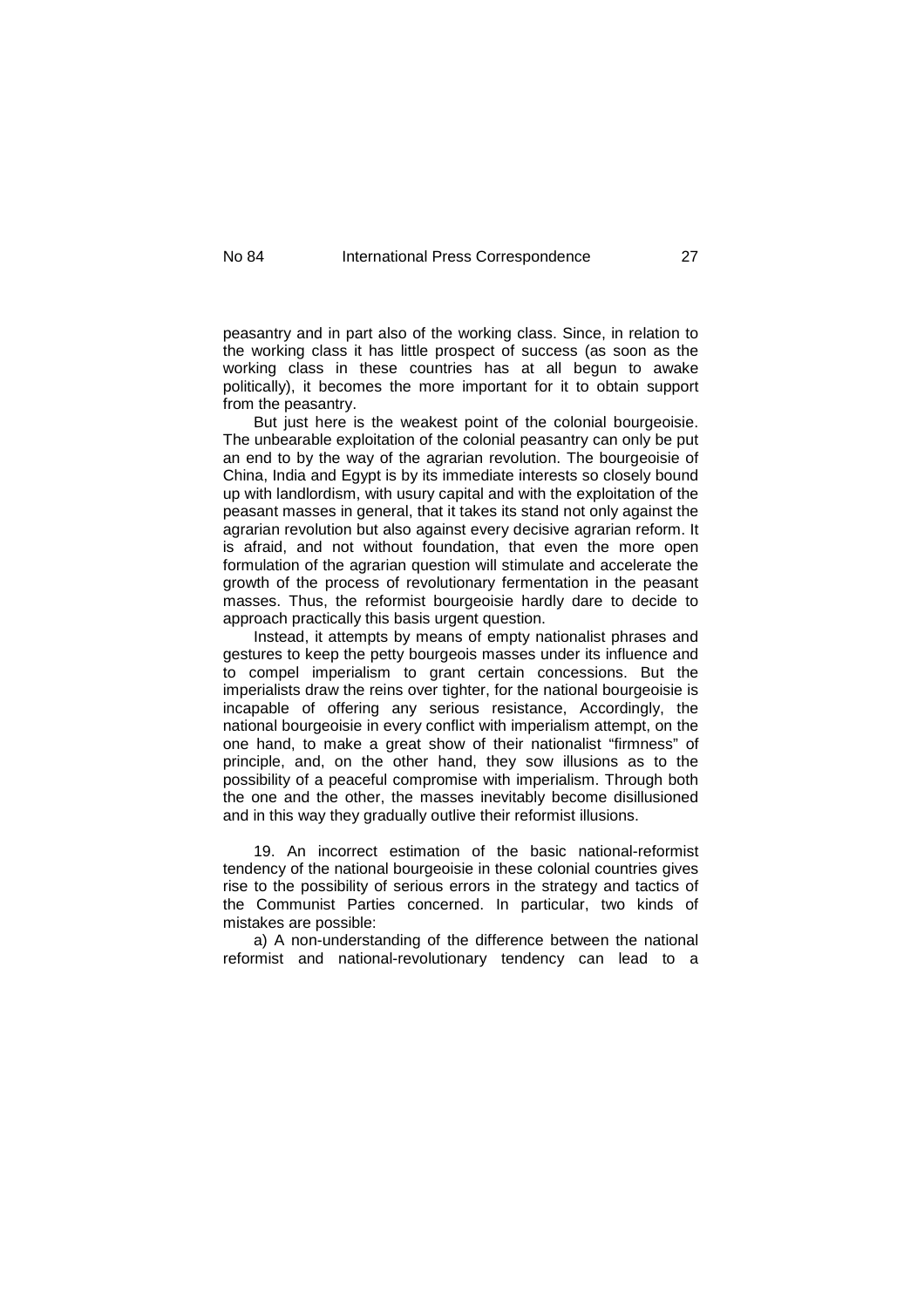peasantry and in part also of the working class. Since, in relation to the working class it has little prospect of success (as soon as the working class in these countries has at all begun to awake politically), it becomes the more important for it to obtain support from the peasantry.

But just here is the weakest point of the colonial bourgeoisie. The unbearable exploitation of the colonial peasantry can only be put an end to by the way of the agrarian revolution. The bourgeoisie of China, India and Egypt is by its immediate interests so closely bound up with landlordism, with usury capital and with the exploitation of the peasant masses in general, that it takes its stand not only against the agrarian revolution but also against every decisive agrarian reform. It is afraid, and not without foundation, that even the more open formulation of the agrarian question will stimulate and accelerate the growth of the process of revolutionary fermentation in the peasant masses. Thus, the reformist bourgeoisie hardly dare to decide to approach practically this basis urgent question.

Instead, it attempts by means of empty nationalist phrases and gestures to keep the petty bourgeois masses under its influence and to compel imperialism to grant certain concessions. But the imperialists draw the reins over tighter, for the national bourgeoisie is incapable of offering any serious resistance, Accordingly, the national bourgeoisie in every conflict with imperialism attempt, on the one hand, to make a great show of their nationalist "firmness" of principle, and, on the other hand, they sow illusions as to the possibility of a peaceful compromise with imperialism. Through both the one and the other, the masses inevitably become disillusioned and in this way they gradually outlive their reformist illusions.

19. An incorrect estimation of the basic national-reformist tendency of the national bourgeoisie in these colonial countries gives rise to the possibility of serious errors in the strategy and tactics of the Communist Parties concerned. In particular, two kinds of mistakes are possible:

a) A non-understanding of the difference between the national reformist and national-revolutionary tendency can lead to a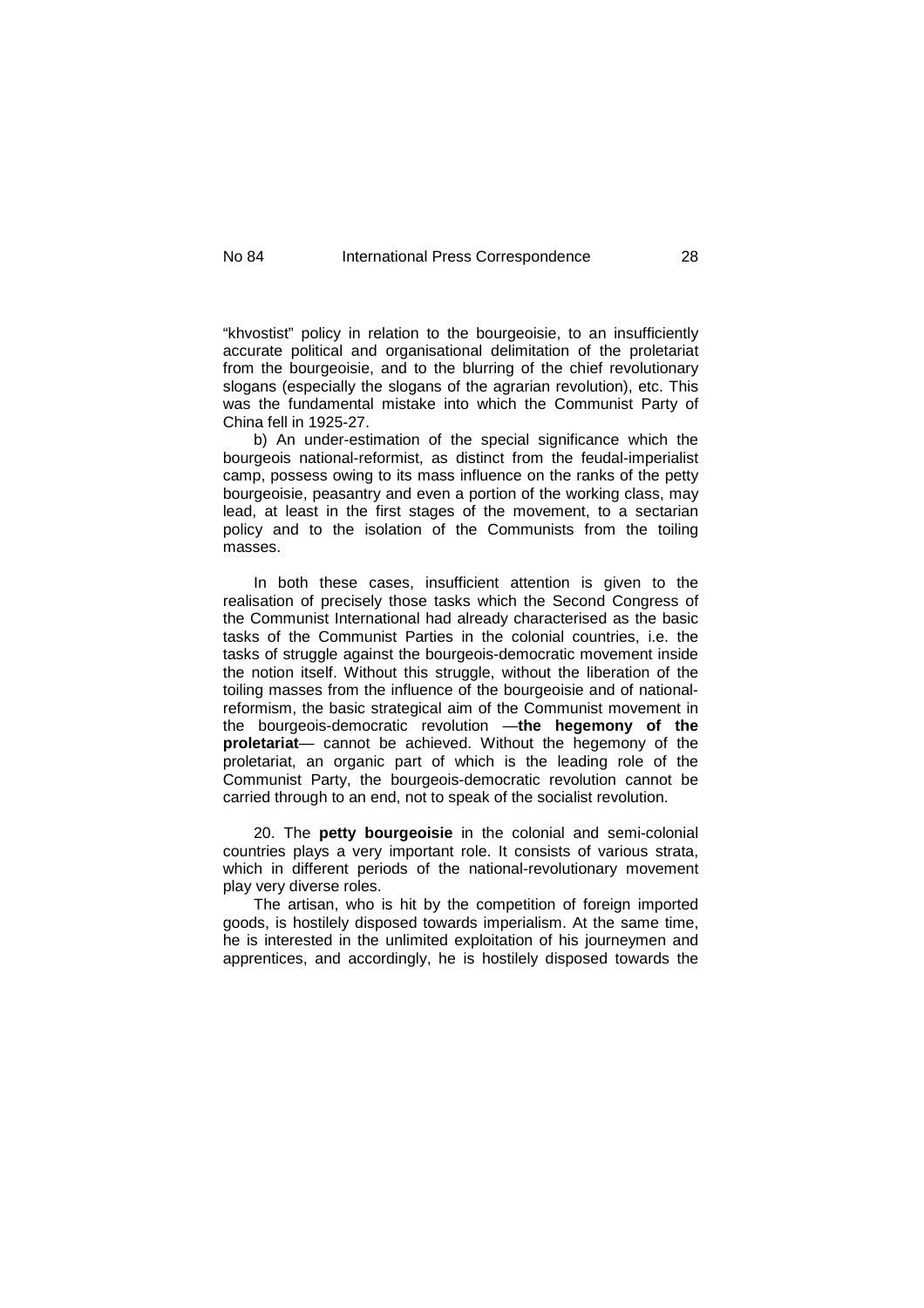"khvostist" policy in relation to the bourgeoisie, to an insufficiently accurate political and organisational delimitation of the proletariat from the bourgeoisie, and to the blurring of the chief revolutionary slogans (especially the slogans of the agrarian revolution), etc. This was the fundamental mistake into which the Communist Party of China fell in 1925-27.

b) An under-estimation of the special significance which the bourgeois national-reformist, as distinct from the feudal-imperialist camp, possess owing to its mass influence on the ranks of the petty bourgeoisie, peasantry and even a portion of the working class, may lead, at least in the first stages of the movement, to a sectarian policy and to the isolation of the Communists from the toiling masses.

In both these cases, insufficient attention is given to the realisation of precisely those tasks which the Second Congress of the Communist International had already characterised as the basic tasks of the Communist Parties in the colonial countries, i.e. the tasks of struggle against the bourgeois-democratic movement inside the notion itself. Without this struggle, without the liberation of the toiling masses from the influence of the bourgeoisie and of national-reformism, the basic strategical aim of the Communist movement in the bourgeois-democratic revolution —**the hegemony of the proletariat**— cannot be achieved. Without the hegemony of the proletariat, an organic part of which is the leading role of the Communist Party, the bourgeois-democratic revolution cannot be carried through to an end, not to speak of the socialist revolution.

20. The **petty bourgeoisie** in the colonial and semi-colonial countries plays a very important role. It consists of various strata, which in different periods of the national-revolutionary movement play very diverse roles.

The artisan, who is hit by the competition of foreign imported goods, is hostilely disposed towards imperialism. At the same time, he is interested in the unlimited exploitation of his journeymen and apprentices, and accordingly, he is hostilely disposed towards the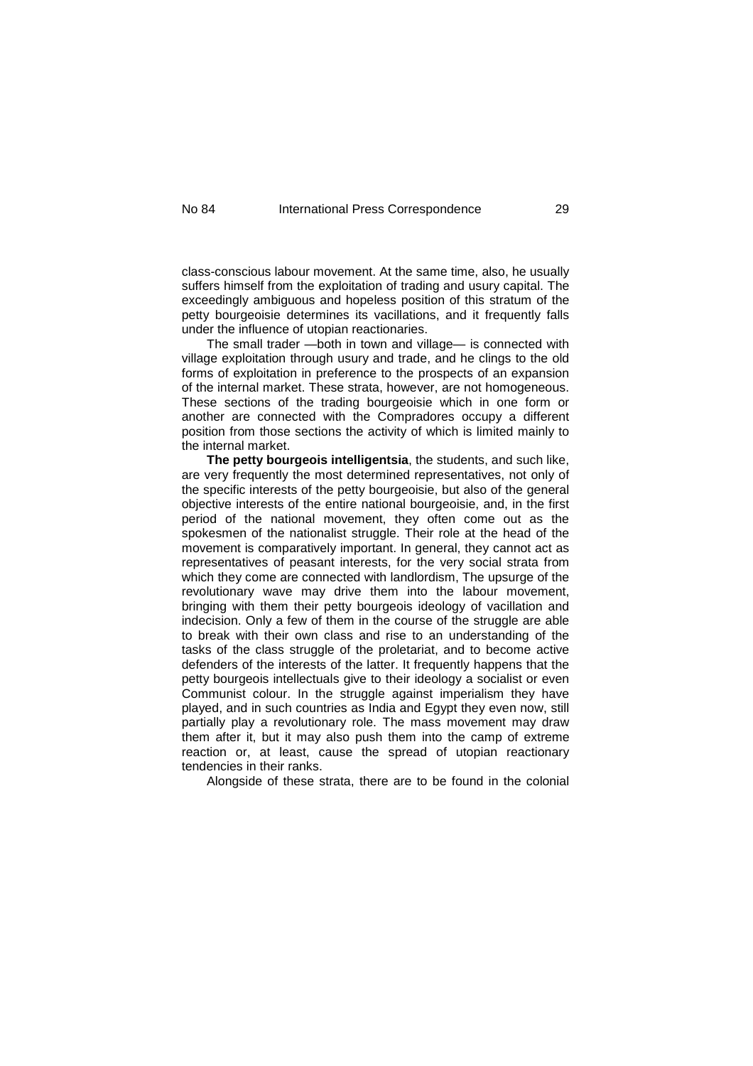class-conscious labour movement. At the same time, also, he usually suffers himself from the exploitation of trading and usury capital. The exceedingly ambiguous and hopeless position of this stratum of the petty bourgeoisie determines its vacillations, and it frequently falls under the influence of utopian reactionaries.

The small trader —both in town and village— is connected with village exploitation through usury and trade, and he clings to the old forms of exploitation in preference to the prospects of an expansion of the internal market. These strata, however, are not homogeneous. These sections of the trading bourgeoisie which in one form or another are connected with the Compradores occupy a different position from those sections the activity of which is limited mainly to the internal market.

**The petty bourgeois intelligentsia**, the students, and such like, are very frequently the most determined representatives, not only of the specific interests of the petty bourgeoisie, but also of the general objective interests of the entire national bourgeoisie, and, in the first period of the national movement, they often come out as the spokesmen of the nationalist struggle. Their role at the head of the movement is comparatively important. In general, they cannot act as representatives of peasant interests, for the very social strata from which they come are connected with landlordism, The upsurge of the revolutionary wave may drive them into the labour movement, bringing with them their petty bourgeois ideology of vacillation and indecision. Only a few of them in the course of the struggle are able to break with their own class and rise to an understanding of the tasks of the class struggle of the proletariat, and to become active defenders of the interests of the latter. It frequently happens that the petty bourgeois intellectuals give to their ideology a socialist or even Communist colour. In the struggle against imperialism they have played, and in such countries as India and Egypt they even now, still partially play a revolutionary role. The mass movement may draw them after it, but it may also push them into the camp of extreme reaction or, at least, cause the spread of utopian reactionary tendencies in their ranks.

Alongside of these strata, there are to be found in the colonial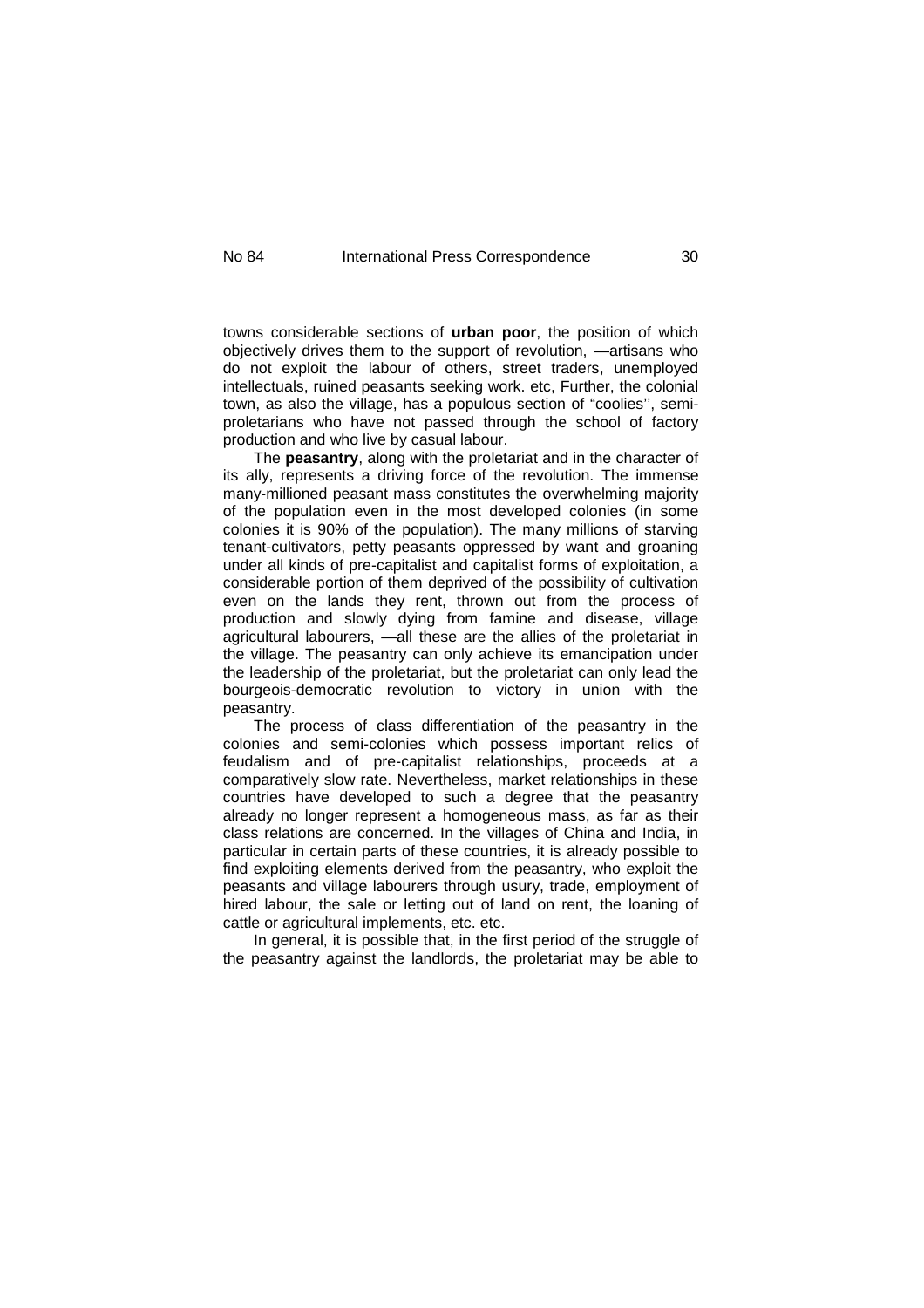towns considerable sections of **urban poor**, the position of which objectively drives them to the support of revolution, —artisans who do not exploit the labour of others, street traders, unemployed intellectuals, ruined peasants seeking work. etc, Further, the colonial town, as also the village, has a populous section of "coolies'', semi-proletarians who have not passed through the school of factory production and who live by casual labour.

The **peasantry**, along with the proletariat and in the character of its ally, represents a driving force of the revolution. The immense many-millioned peasant mass constitutes the overwhelming majority of the population even in the most developed colonies (in some colonies it is 90% of the population). The many millions of starving tenant-cultivators, petty peasants oppressed by want and groaning under all kinds of pre-capitalist and capitalist forms of exploitation, a considerable portion of them deprived of the possibility of cultivation even on the lands they rent, thrown out from the process of production and slowly dying from famine and disease, village agricultural labourers, —all these are the allies of the proletariat in the village. The peasantry can only achieve its emancipation under the leadership of the proletariat, but the proletariat can only lead the bourgeois-democratic revolution to victory in union with the peasantry.

The process of class differentiation of the peasantry in the colonies and semi-colonies which possess important relics of feudalism and of pre-capitalist relationships, proceeds at a comparatively slow rate. Nevertheless, market relationships in these countries have developed to such a degree that the peasantry already no longer represent a homogeneous mass, as far as their class relations are concerned. In the villages of China and India, in particular in certain parts of these countries, it is already possible to find exploiting elements derived from the peasantry, who exploit the peasants and village labourers through usury, trade, employment of hired labour, the sale or letting out of land on rent, the loaning of cattle or agricultural implements, etc. etc.

In general, it is possible that, in the first period of the struggle of the peasantry against the landlords, the proletariat may be able to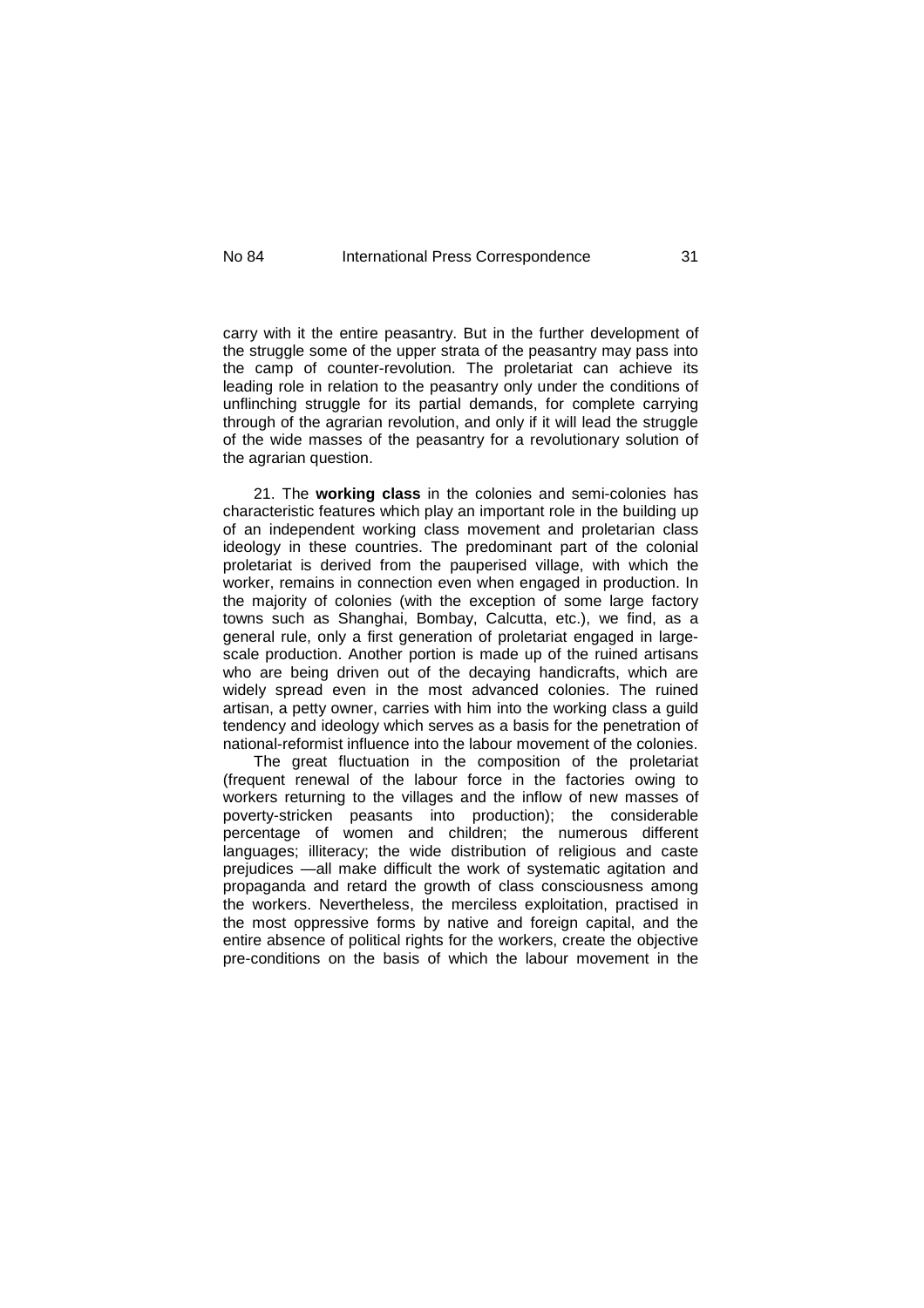carry with it the entire peasantry. But in the further development of the struggle some of the upper strata of the peasantry may pass into the camp of counter-revolution. The proletariat can achieve its leading role in relation to the peasantry only under the conditions of unflinching struggle for its partial demands, for complete carrying through of the agrarian revolution, and only if it will lead the struggle of the wide masses of the peasantry for a revolutionary solution of the agrarian question.

21. The **working class** in the colonies and semi-colonies has characteristic features which play an important role in the building up of an independent working class movement and proletarian class ideology in these countries. The predominant part of the colonial proletariat is derived from the pauperised village, with which the worker, remains in connection even when engaged in production. In the majority of colonies (with the exception of some large factory towns such as Shanghai, Bombay, Calcutta, etc.), we find, as a general rule, only a first generation of proletariat engaged in large-scale production. Another portion is made up of the ruined artisans who are being driven out of the decaying handicrafts, which are widely spread even in the most advanced colonies. The ruined artisan, a petty owner, carries with him into the working class a guild tendency and ideology which serves as a basis for the penetration of national-reformist influence into the labour movement of the colonies.

The great fluctuation in the composition of the proletariat (frequent renewal of the labour force in the factories owing to workers returning to the villages and the inflow of new masses of poverty-stricken peasants into production); the considerable percentage of women and children; the numerous different languages; illiteracy; the wide distribution of religious and caste prejudices —all make difficult the work of systematic agitation and propaganda and retard the growth of class consciousness among the workers. Nevertheless, the merciless exploitation, practised in the most oppressive forms by native and foreign capital, and the entire absence of political rights for the workers, create the objective pre-conditions on the basis of which the labour movement in the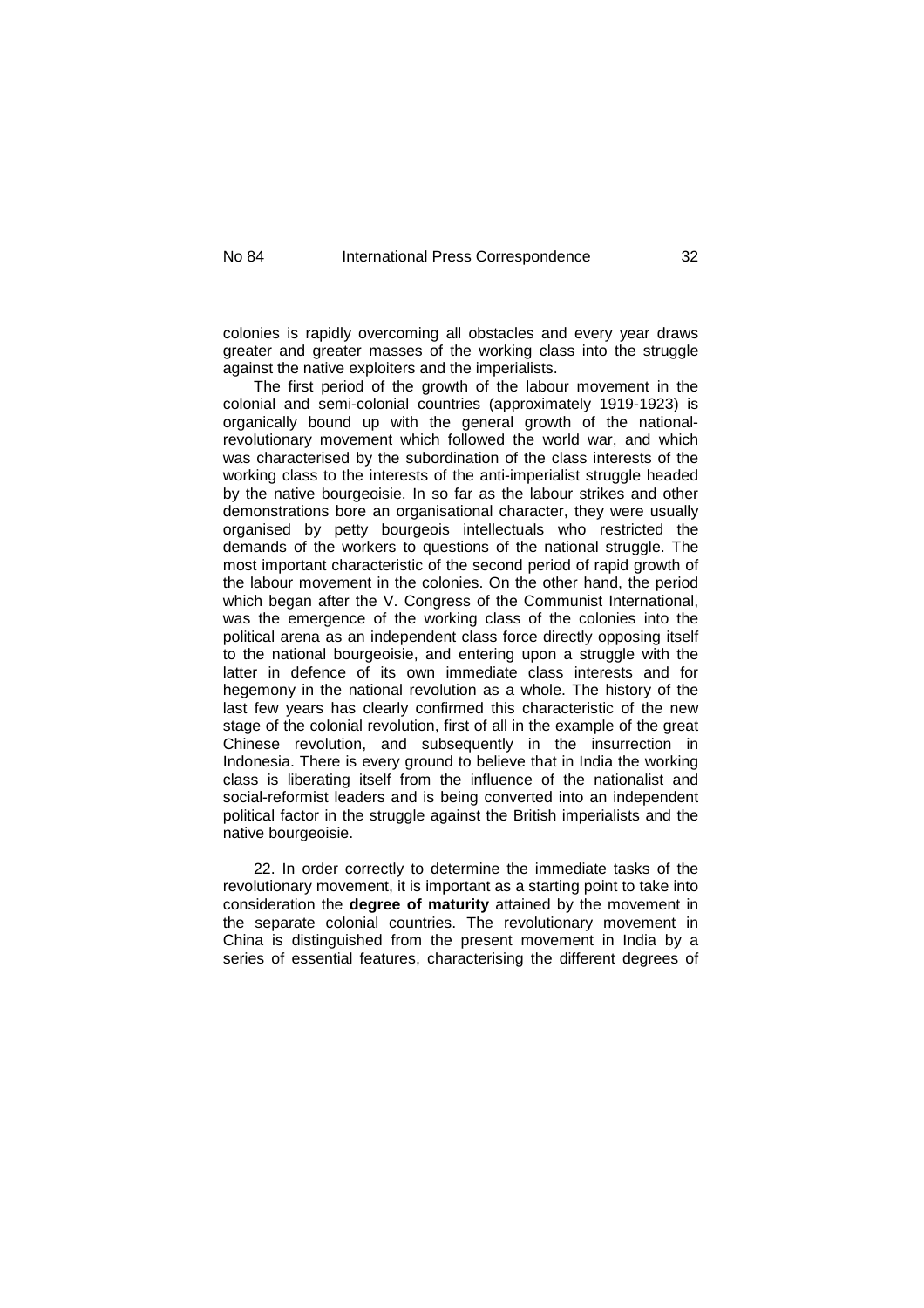colonies is rapidly overcoming all obstacles and every year draws greater and greater masses of the working class into the struggle against the native exploiters and the imperialists.

The first period of the growth of the labour movement in the colonial and semi-colonial countries (approximately 1919-1923) is organically bound up with the general growth of the national-revolutionary movement which followed the world war, and which was characterised by the subordination of the class interests of the working class to the interests of the anti-imperialist struggle headed by the native bourgeoisie. In so far as the labour strikes and other demonstrations bore an organisational character, they were usually organised by petty bourgeois intellectuals who restricted the demands of the workers to questions of the national struggle. The most important characteristic of the second period of rapid growth of the labour movement in the colonies. On the other hand, the period which began after the V. Congress of the Communist International, was the emergence of the working class of the colonies into the political arena as an independent class force directly opposing itself to the national bourgeoisie, and entering upon a struggle with the latter in defence of its own immediate class interests and for hegemony in the national revolution as a whole. The history of the last few years has clearly confirmed this characteristic of the new stage of the colonial revolution, first of all in the example of the great Chinese revolution, and subsequently in the insurrection in Indonesia. There is every ground to believe that in India the working class is liberating itself from the influence of the nationalist and social-reformist leaders and is being converted into an independent political factor in the struggle against the British imperialists and the native bourgeoisie.

22. In order correctly to determine the immediate tasks of the revolutionary movement, it is important as a starting point to take into consideration the **degree of maturity** attained by the movement in the separate colonial countries. The revolutionary movement in China is distinguished from the present movement in India by a series of essential features, characterising the different degrees of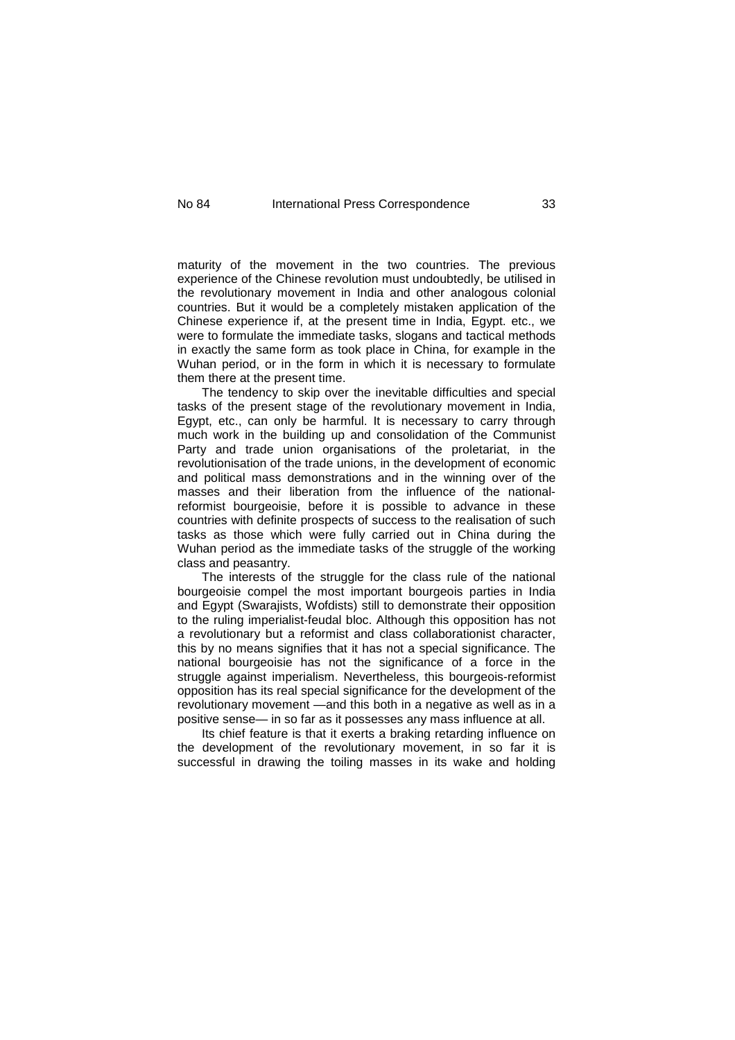maturity of the movement in the two countries. The previous experience of the Chinese revolution must undoubtedly, be utilised in the revolutionary movement in India and other analogous colonial countries. But it would be a completely mistaken application of the Chinese experience if, at the present time in India, Egypt. etc., we were to formulate the immediate tasks, slogans and tactical methods in exactly the same form as took place in China, for example in the Wuhan period, or in the form in which it is necessary to formulate them there at the present time.

The tendency to skip over the inevitable difficulties and special tasks of the present stage of the revolutionary movement in India, Egypt, etc., can only be harmful. It is necessary to carry through much work in the building up and consolidation of the Communist Party and trade union organisations of the proletariat, in the revolutionisation of the trade unions, in the development of economic and political mass demonstrations and in the winning over of the masses and their liberation from the influence of the national-reformist bourgeoisie, before it is possible to advance in these countries with definite prospects of success to the realisation of such tasks as those which were fully carried out in China during the Wuhan period as the immediate tasks of the struggle of the working class and peasantry.

The interests of the struggle for the class rule of the national bourgeoisie compel the most important bourgeois parties in India and Egypt (Swarajists, Wofdists) still to demonstrate their opposition to the ruling imperialist-feudal bloc. Although this opposition has not a revolutionary but a reformist and class collaborationist character, this by no means signifies that it has not a special significance. The national bourgeoisie has not the significance of a force in the struggle against imperialism. Nevertheless, this bourgeois-reformist opposition has its real special significance for the development of the revolutionary movement —and this both in a negative as well as in a positive sense— in so far as it possesses any mass influence at all.

Its chief feature is that it exerts a braking retarding influence on the development of the revolutionary movement, in so far it is successful in drawing the toiling masses in its wake and holding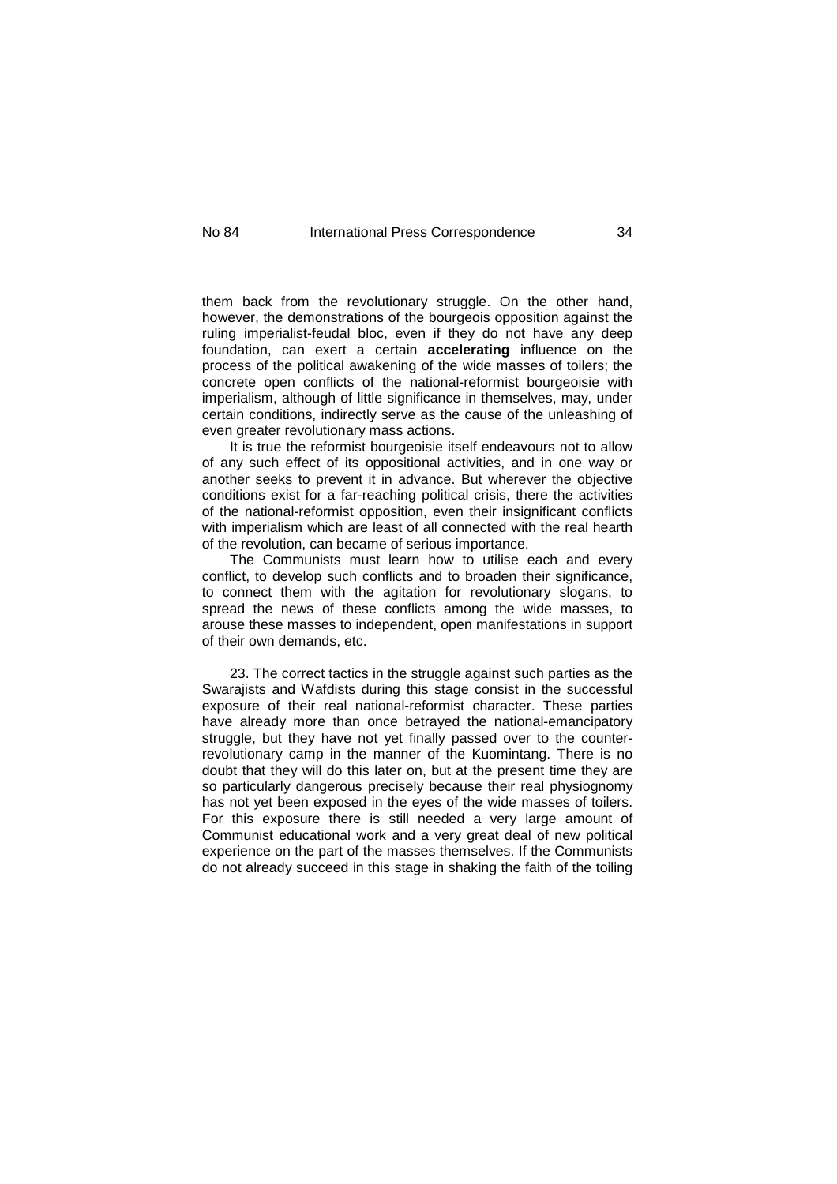them back from the revolutionary struggle. On the other hand, however, the demonstrations of the bourgeois opposition against the ruling imperialist-feudal bloc, even if they do not have any deep foundation, can exert a certain **accelerating** influence on the process of the political awakening of the wide masses of toilers; the concrete open conflicts of the national-reformist bourgeoisie with imperialism, although of little significance in themselves, may, under certain conditions, indirectly serve as the cause of the unleashing of even greater revolutionary mass actions.

It is true the reformist bourgeoisie itself endeavours not to allow of any such effect of its oppositional activities, and in one way or another seeks to prevent it in advance. But wherever the objective conditions exist for a far-reaching political crisis, there the activities of the national-reformist opposition, even their insignificant conflicts with imperialism which are least of all connected with the real hearth of the revolution, can became of serious importance.

The Communists must learn how to utilise each and every conflict, to develop such conflicts and to broaden their significance, to connect them with the agitation for revolutionary slogans, to spread the news of these conflicts among the wide masses, to arouse these masses to independent, open manifestations in support of their own demands, etc.

23. The correct tactics in the struggle against such parties as the Swarajists and Wafdists during this stage consist in the successful exposure of their real national-reformist character. These parties have already more than once betrayed the national-emancipatory struggle, but they have not yet finally passed over to the counter-revolutionary camp in the manner of the Kuomintang. There is no doubt that they will do this later on, but at the present time they are so particularly dangerous precisely because their real physiognomy has not yet been exposed in the eyes of the wide masses of toilers. For this exposure there is still needed a very large amount of Communist educational work and a very great deal of new political experience on the part of the masses themselves. If the Communists do not already succeed in this stage in shaking the faith of the toiling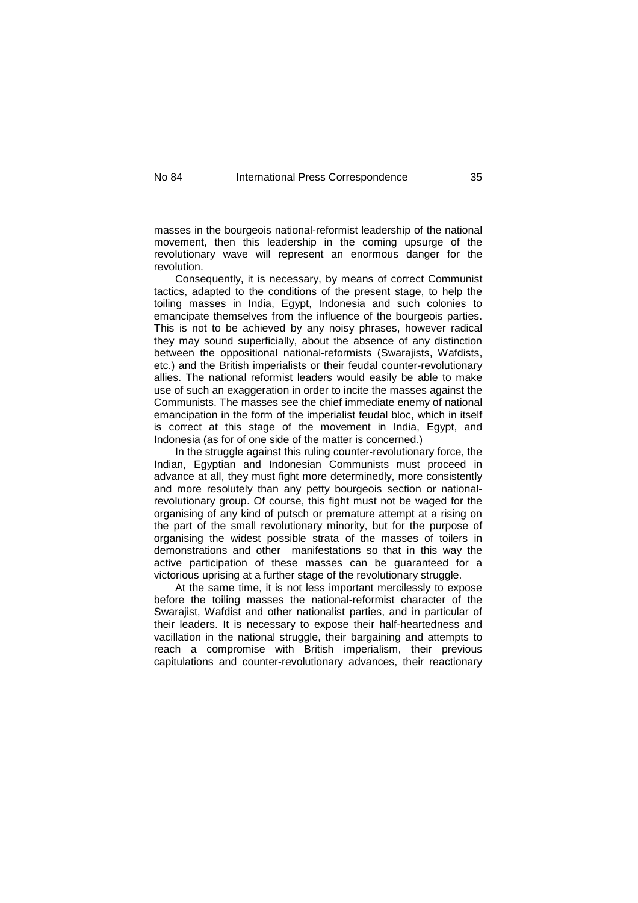masses in the bourgeois national-reformist leadership of the national movement, then this leadership in the coming upsurge of the revolutionary wave will represent an enormous danger for the revolution.

Consequently, it is necessary, by means of correct Communist tactics, adapted to the conditions of the present stage, to help the toiling masses in India, Egypt, Indonesia and such colonies to emancipate themselves from the influence of the bourgeois parties. This is not to be achieved by any noisy phrases, however radical they may sound superficially, about the absence of any distinction between the oppositional national-reformists (Swarajists, Wafdists, etc.) and the British imperialists or their feudal counter-revolutionary allies. The national reformist leaders would easily be able to make use of such an exaggeration in order to incite the masses against the Communists. The masses see the chief immediate enemy of national emancipation in the form of the imperialist feudal bloc, which in itself is correct at this stage of the movement in India, Egypt, and Indonesia (as for of one side of the matter is concerned.)

In the struggle against this ruling counter-revolutionary force, the Indian, Egyptian and Indonesian Communists must proceed in advance at all, they must fight more determinedly, more consistently and more resolutely than any petty bourgeois section or national-revolutionary group. Of course, this fight must not be waged for the organising of any kind of putsch or premature attempt at a rising on the part of the small revolutionary minority, but for the purpose of organising the widest possible strata of the masses of toilers in demonstrations and other manifestations so that in this way the active participation of these masses can be guaranteed for a victorious uprising at a further stage of the revolutionary struggle.

At the same time, it is not less important mercilessly to expose before the toiling masses the national-reformist character of the Swarajist, Wafdist and other nationalist parties, and in particular of their leaders. It is necessary to expose their half-heartedness and vacillation in the national struggle, their bargaining and attempts to reach a compromise with British imperialism, their previous capitulations and counter-revolutionary advances, their reactionary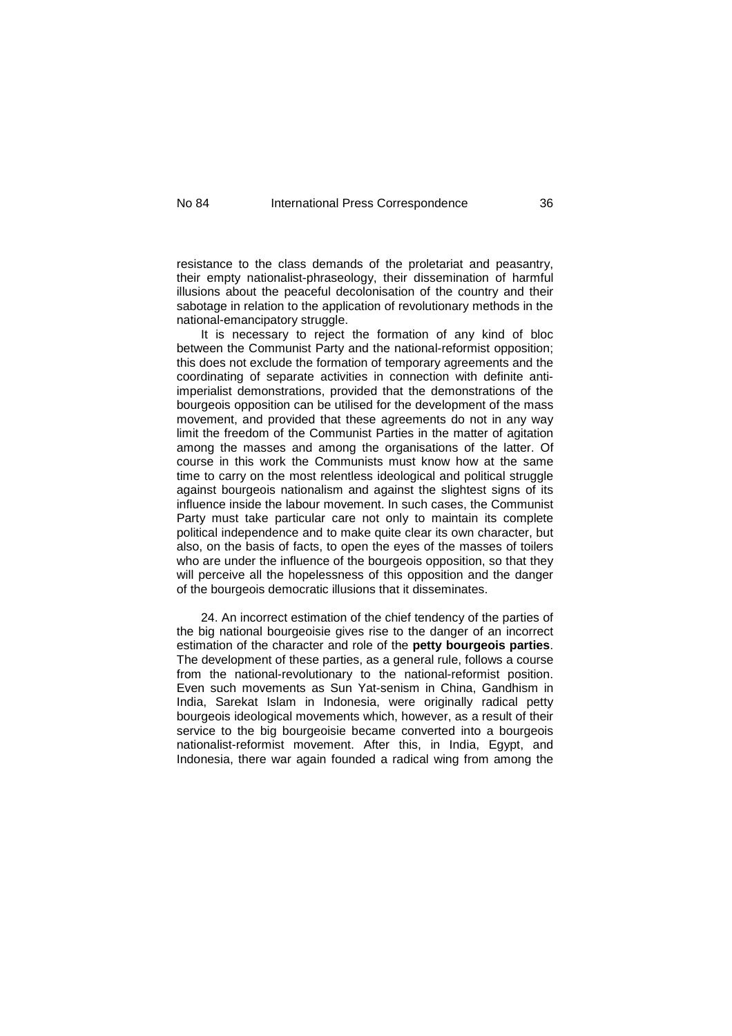resistance to the class demands of the proletariat and peasantry, their empty nationalist-phraseology, their dissemination of harmful illusions about the peaceful decolonisation of the country and their sabotage in relation to the application of revolutionary methods in the national-emancipatory struggle.

It is necessary to reject the formation of any kind of bloc between the Communist Party and the national-reformist opposition; this does not exclude the formation of temporary agreements and the coordinating of separate activities in connection with definite anti-imperialist demonstrations, provided that the demonstrations of the bourgeois opposition can be utilised for the development of the mass movement, and provided that these agreements do not in any way limit the freedom of the Communist Parties in the matter of agitation among the masses and among the organisations of the latter. Of course in this work the Communists must know how at the same time to carry on the most relentless ideological and political struggle against bourgeois nationalism and against the slightest signs of its influence inside the labour movement. In such cases, the Communist Party must take particular care not only to maintain its complete political independence and to make quite clear its own character, but also, on the basis of facts, to open the eyes of the masses of toilers who are under the influence of the bourgeois opposition, so that they will perceive all the hopelessness of this opposition and the danger of the bourgeois democratic illusions that it disseminates.

24. An incorrect estimation of the chief tendency of the parties of the big national bourgeoisie gives rise to the danger of an incorrect estimation of the character and role of the **petty bourgeois parties**. The development of these parties, as a general rule, follows a course from the national-revolutionary to the national-reformist position. Even such movements as Sun Yat-senism in China, Gandhism in India, Sarekat Islam in Indonesia, were originally radical petty bourgeois ideological movements which, however, as a result of their service to the big bourgeoisie became converted into a bourgeois nationalist-reformist movement. After this, in India, Egypt, and Indonesia, there war again founded a radical wing from among the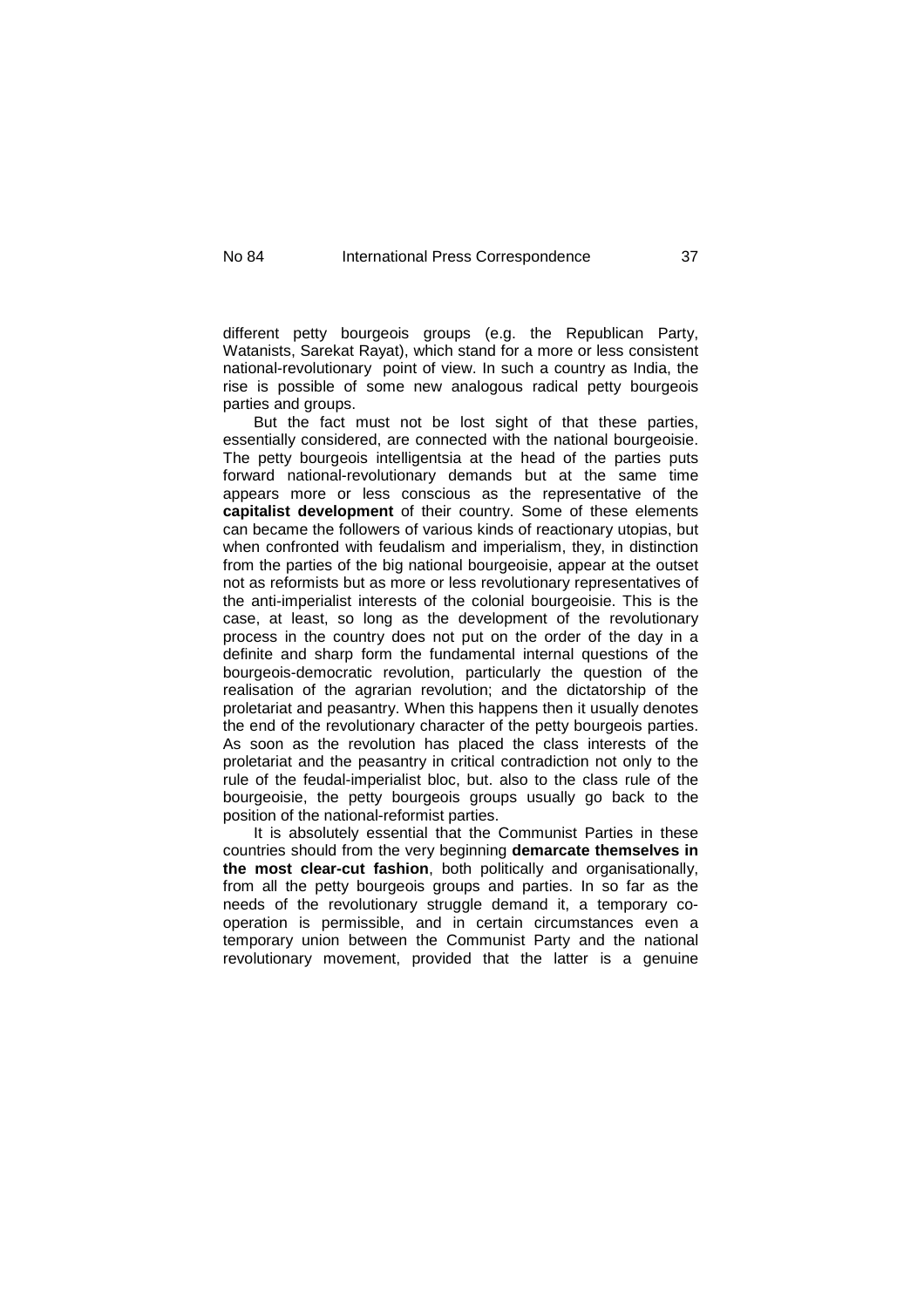different petty bourgeois groups (e.g. the Republican Party, Watanists, Sarekat Rayat), which stand for a more or less consistent national-revolutionary point of view. In such a country as India, the rise is possible of some new analogous radical petty bourgeois parties and groups.

But the fact must not be lost sight of that these parties, essentially considered, are connected with the national bourgeoisie. The petty bourgeois intelligentsia at the head of the parties puts forward national-revolutionary demands but at the same time appears more or less conscious as the representative of the **capitalist development** of their country. Some of these elements can became the followers of various kinds of reactionary utopias, but when confronted with feudalism and imperialism, they, in distinction from the parties of the big national bourgeoisie, appear at the outset not as reformists but as more or less revolutionary representatives of the anti-imperialist interests of the colonial bourgeoisie. This is the case, at least, so long as the development of the revolutionary process in the country does not put on the order of the day in a definite and sharp form the fundamental internal questions of the bourgeois-democratic revolution, particularly the question of the realisation of the agrarian revolution; and the dictatorship of the proletariat and peasantry. When this happens then it usually denotes the end of the revolutionary character of the petty bourgeois parties. As soon as the revolution has placed the class interests of the proletariat and the peasantry in critical contradiction not only to the rule of the feudal-imperialist bloc, but. also to the class rule of the bourgeoisie, the petty bourgeois groups usually go back to the position of the national-reformist parties.

It is absolutely essential that the Communist Parties in these countries should from the very beginning **demarcate themselves in the most clear-cut fashion**, both politically and organisationally, from all the petty bourgeois groups and parties. In so far as the needs of the revolutionary struggle demand it, a temporary co-operation is permissible, and in certain circumstances even a temporary union between the Communist Party and the national revolutionary movement, provided that the latter is a genuine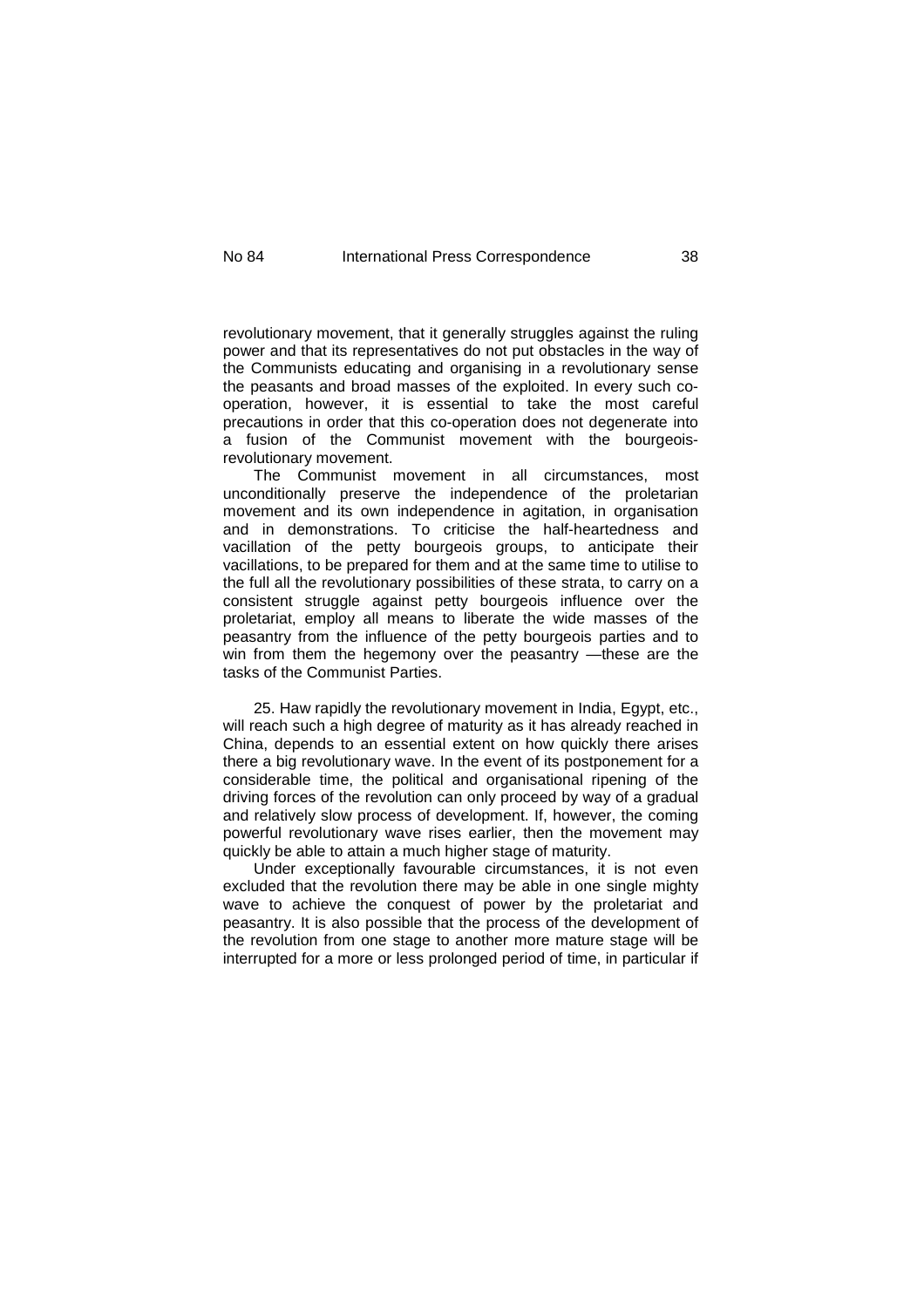revolutionary movement, that it generally struggles against the ruling power and that its representatives do not put obstacles in the way of the Communists educating and organising in a revolutionary sense the peasants and broad masses of the exploited. In every such co-operation, however, it is essential to take the most careful precautions in order that this co-operation does not degenerate into a fusion of the Communist movement with the bourgeois-revolutionary movement.

The Communist movement in all circumstances, most unconditionally preserve the independence of the proletarian movement and its own independence in agitation, in organisation and in demonstrations. To criticise the half-heartedness and vacillation of the petty bourgeois groups, to anticipate their vacillations, to be prepared for them and at the same time to utilise to the full all the revolutionary possibilities of these strata, to carry on a consistent struggle against petty bourgeois influence over the proletariat, employ all means to liberate the wide masses of the peasantry from the influence of the petty bourgeois parties and to win from them the hegemony over the peasantry —these are the tasks of the Communist Parties.

25. Haw rapidly the revolutionary movement in India, Egypt, etc., will reach such a high degree of maturity as it has already reached in China, depends to an essential extent on how quickly there arises there a big revolutionary wave. In the event of its postponement for a considerable time, the political and organisational ripening of the driving forces of the revolution can only proceed by way of a gradual and relatively slow process of development. If, however, the coming powerful revolutionary wave rises earlier, then the movement may quickly be able to attain a much higher stage of maturity.

Under exceptionally favourable circumstances, it is not even excluded that the revolution there may be able in one single mighty wave to achieve the conquest of power by the proletariat and peasantry. It is also possible that the process of the development of the revolution from one stage to another more mature stage will be interrupted for a more or less prolonged period of time, in particular if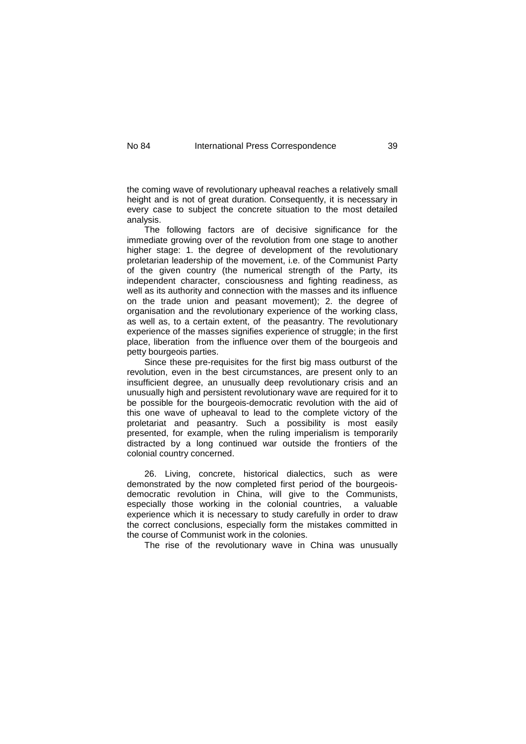the coming wave of revolutionary upheaval reaches a relatively small height and is not of great duration. Consequently, it is necessary in every case to subject the concrete situation to the most detailed analysis.

The following factors are of decisive significance for the immediate growing over of the revolution from one stage to another higher stage: 1. the degree of development of the revolutionary proletarian leadership of the movement, i.e. of the Communist Party of the given country (the numerical strength of the Party, its independent character, consciousness and fighting readiness, as well as its authority and connection with the masses and its influence on the trade union and peasant movement); 2. the degree of organisation and the revolutionary experience of the working class, as well as, to a certain extent, of the peasantry. The revolutionary experience of the masses signifies experience of struggle; in the first place, liberation from the influence over them of the bourgeois and petty bourgeois parties.

Since these pre-requisites for the first big mass outburst of the revolution, even in the best circumstances, are present only to an insufficient degree, an unusually deep revolutionary crisis and an unusually high and persistent revolutionary wave are required for it to be possible for the bourgeois-democratic revolution with the aid of this one wave of upheaval to lead to the complete victory of the proletariat and peasantry. Such a possibility is most easily presented, for example, when the ruling imperialism is temporarily distracted by a long continued war outside the frontiers of the colonial country concerned.

26. Living, concrete, historical dialectics, such as were demonstrated by the now completed first period of the bourgeois-democratic revolution in China, will give to the Communists, especially those working in the colonial countries, a valuable experience which it is necessary to study carefully in order to draw the correct conclusions, especially form the mistakes committed in the course of Communist work in the colonies.

The rise of the revolutionary wave in China was unusually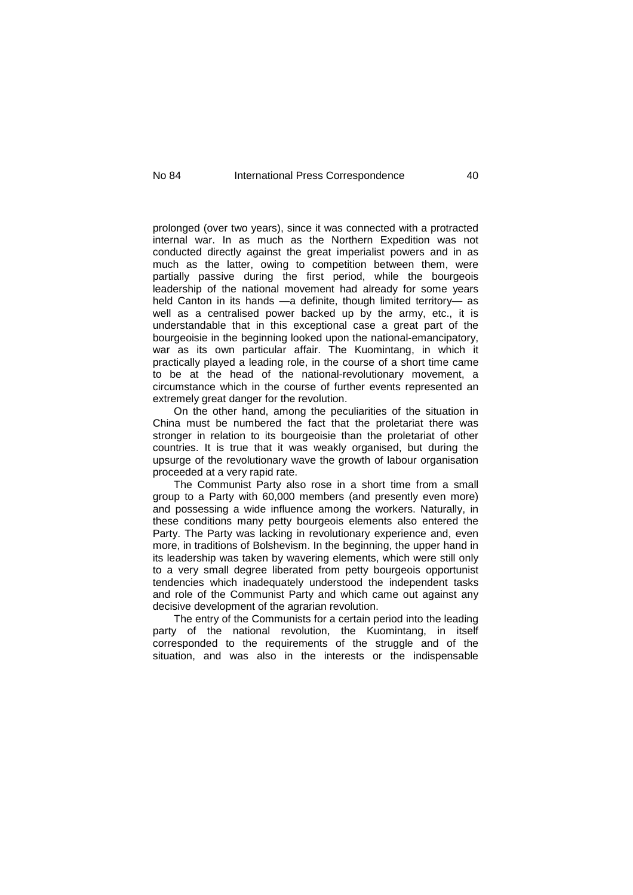prolonged (over two years), since it was connected with a protracted internal war. In as much as the Northern Expedition was not conducted directly against the great imperialist powers and in as much as the latter, owing to competition between them, were partially passive during the first period, while the bourgeois leadership of the national movement had already for some years held Canton in its hands —a definite, though limited territory— as well as a centralised power backed up by the army, etc., it is understandable that in this exceptional case a great part of the bourgeoisie in the beginning looked upon the national-emancipatory, war as its own particular affair. The Kuomintang, in which it practically played a leading role, in the course of a short time came to be at the head of the national-revolutionary movement, a circumstance which in the course of further events represented an extremely great danger for the revolution.

On the other hand, among the peculiarities of the situation in China must be numbered the fact that the proletariat there was stronger in relation to its bourgeoisie than the proletariat of other countries. It is true that it was weakly organised, but during the upsurge of the revolutionary wave the growth of labour organisation proceeded at a very rapid rate.

The Communist Party also rose in a short time from a small group to a Party with 60,000 members (and presently even more) and possessing a wide influence among the workers. Naturally, in these conditions many petty bourgeois elements also entered the Party. The Party was lacking in revolutionary experience and, even more, in traditions of Bolshevism. In the beginning, the upper hand in its leadership was taken by wavering elements, which were still only to a very small degree liberated from petty bourgeois opportunist tendencies which inadequately understood the independent tasks and role of the Communist Party and which came out against any decisive development of the agrarian revolution.

The entry of the Communists for a certain period into the leading party of the national revolution, the Kuomintang, in itself corresponded to the requirements of the struggle and of the situation, and was also in the interests or the indispensable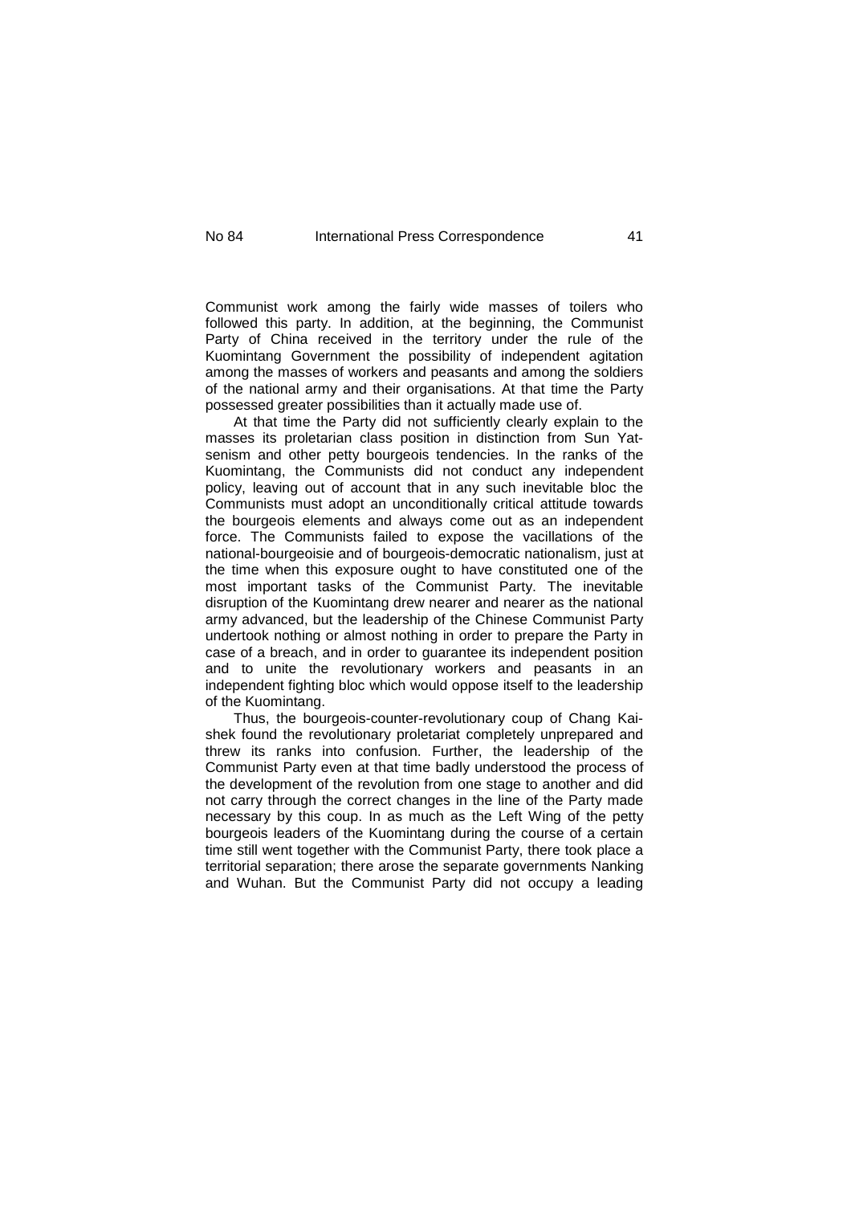Communist work among the fairly wide masses of toilers who followed this party. In addition, at the beginning, the Communist Party of China received in the territory under the rule of the Kuomintang Government the possibility of independent agitation among the masses of workers and peasants and among the soldiers of the national army and their organisations. At that time the Party possessed greater possibilities than it actually made use of.

At that time the Party did not sufficiently clearly explain to the masses its proletarian class position in distinction from Sun Yat-senism and other petty bourgeois tendencies. In the ranks of the Kuomintang, the Communists did not conduct any independent policy, leaving out of account that in any such inevitable bloc the Communists must adopt an unconditionally critical attitude towards the bourgeois elements and always come out as an independent force. The Communists failed to expose the vacillations of the national-bourgeoisie and of bourgeois-democratic nationalism, just at the time when this exposure ought to have constituted one of the most important tasks of the Communist Party. The inevitable disruption of the Kuomintang drew nearer and nearer as the national army advanced, but the leadership of the Chinese Communist Party undertook nothing or almost nothing in order to prepare the Party in case of a breach, and in order to guarantee its independent position and to unite the revolutionary workers and peasants in an independent fighting bloc which would oppose itself to the leadership of the Kuomintang.

Thus, the bourgeois-counter-revolutionary coup of Chang Kai-shek found the revolutionary proletariat completely unprepared and threw its ranks into confusion. Further, the leadership of the Communist Party even at that time badly understood the process of the development of the revolution from one stage to another and did not carry through the correct changes in the line of the Party made necessary by this coup. In as much as the Left Wing of the petty bourgeois leaders of the Kuomintang during the course of a certain time still went together with the Communist Party, there took place a territorial separation; there arose the separate governments Nanking and Wuhan. But the Communist Party did not occupy a leading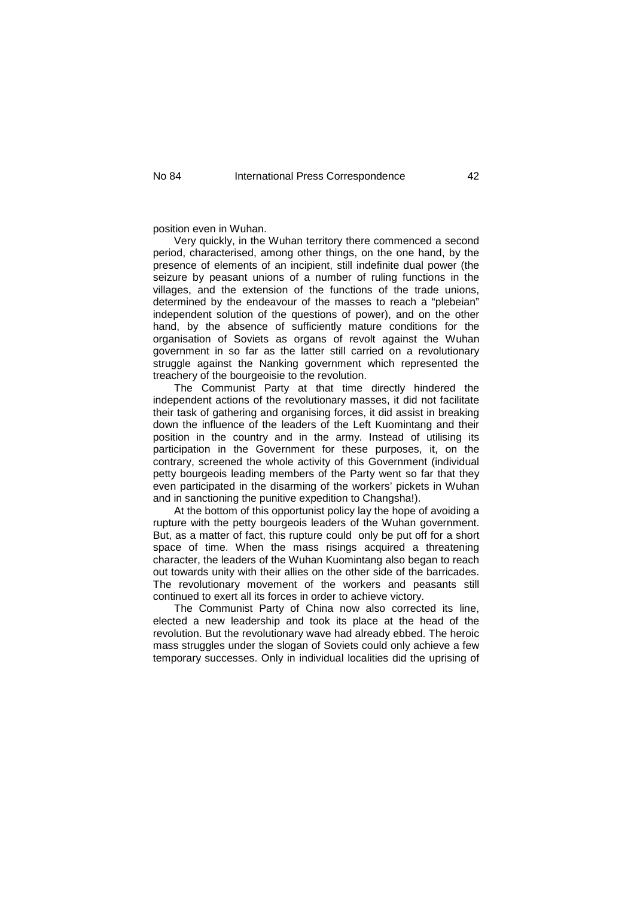position even in Wuhan.

Very quickly, in the Wuhan territory there commenced a second period, characterised, among other things, on the one hand, by the presence of elements of an incipient, still indefinite dual power (the seizure by peasant unions of a number of ruling functions in the villages, and the extension of the functions of the trade unions, determined by the endeavour of the masses to reach a "plebeian" independent solution of the questions of power), and on the other hand, by the absence of sufficiently mature conditions for the organisation of Soviets as organs of revolt against the Wuhan government in so far as the latter still carried on a revolutionary struggle against the Nanking government which represented the treachery of the bourgeoisie to the revolution.

The Communist Party at that time directly hindered the independent actions of the revolutionary masses, it did not facilitate their task of gathering and organising forces, it did assist in breaking down the influence of the leaders of the Left Kuomintang and their position in the country and in the army. Instead of utilising its participation in the Government for these purposes, it, on the contrary, screened the whole activity of this Government (individual petty bourgeois leading members of the Party went so far that they even participated in the disarming of the workers' pickets in Wuhan and in sanctioning the punitive expedition to Changsha!).

At the bottom of this opportunist policy lay the hope of avoiding a rupture with the petty bourgeois leaders of the Wuhan government. But, as a matter of fact, this rupture could only be put off for a short space of time. When the mass risings acquired a threatening character, the leaders of the Wuhan Kuomintang also began to reach out towards unity with their allies on the other side of the barricades. The revolutionary movement of the workers and peasants still continued to exert all its forces in order to achieve victory.

The Communist Party of China now also corrected its line, elected a new leadership and took its place at the head of the revolution. But the revolutionary wave had already ebbed. The heroic mass struggles under the slogan of Soviets could only achieve a few temporary successes. Only in individual localities did the uprising of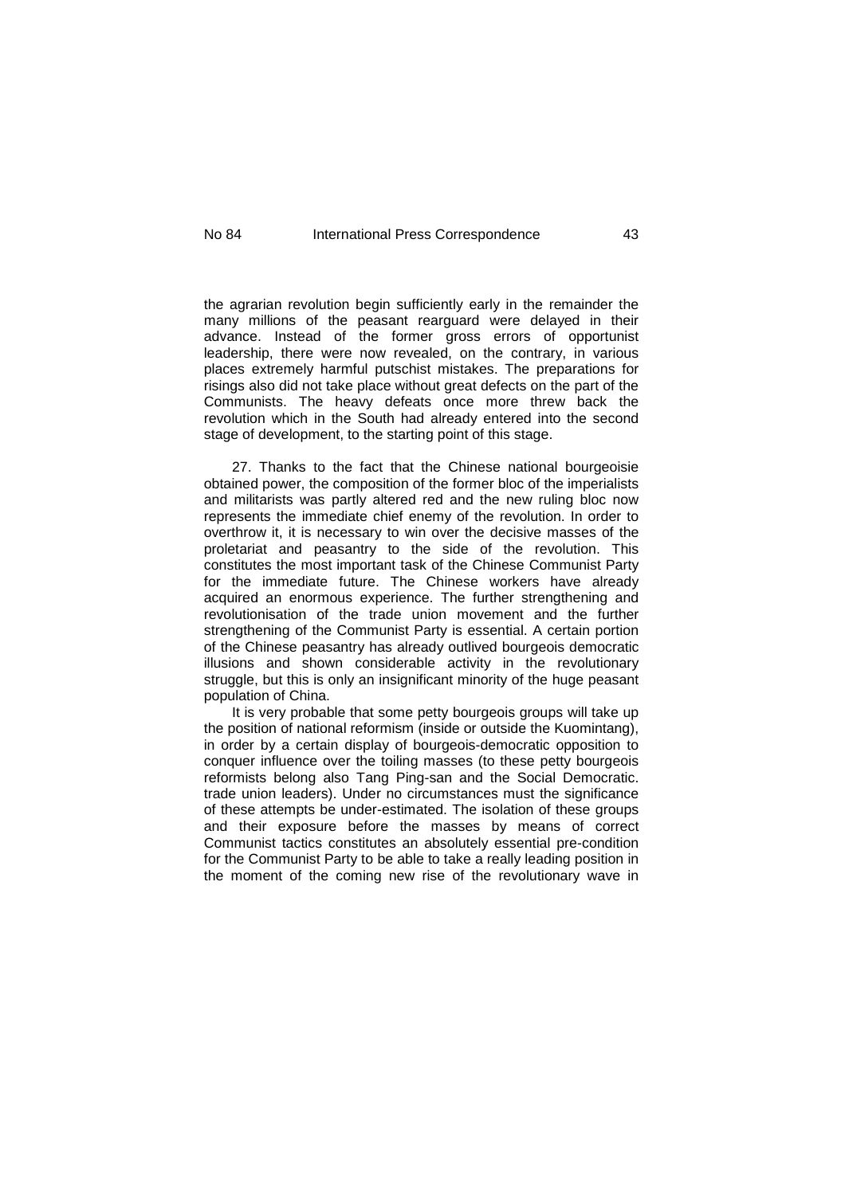the agrarian revolution begin sufficiently early in the remainder the many millions of the peasant rearguard were delayed in their advance. Instead of the former gross errors of opportunist leadership, there were now revealed, on the contrary, in various places extremely harmful putschist mistakes. The preparations for risings also did not take place without great defects on the part of the Communists. The heavy defeats once more threw back the revolution which in the South had already entered into the second stage of development, to the starting point of this stage.

27. Thanks to the fact that the Chinese national bourgeoisie obtained power, the composition of the former bloc of the imperialists and militarists was partly altered red and the new ruling bloc now represents the immediate chief enemy of the revolution. In order to overthrow it, it is necessary to win over the decisive masses of the proletariat and peasantry to the side of the revolution. This constitutes the most important task of the Chinese Communist Party for the immediate future. The Chinese workers have already acquired an enormous experience. The further strengthening and revolutionisation of the trade union movement and the further strengthening of the Communist Party is essential. A certain portion of the Chinese peasantry has already outlived bourgeois democratic illusions and shown considerable activity in the revolutionary struggle, but this is only an insignificant minority of the huge peasant population of China.

It is very probable that some petty bourgeois groups will take up the position of national reformism (inside or outside the Kuomintang), in order by a certain display of bourgeois-democratic opposition to conquer influence over the toiling masses (to these petty bourgeois reformists belong also Tang Ping-san and the Social Democratic. trade union leaders). Under no circumstances must the significance of these attempts be under-estimated. The isolation of these groups and their exposure before the masses by means of correct Communist tactics constitutes an absolutely essential pre-condition for the Communist Party to be able to take a really leading position in the moment of the coming new rise of the revolutionary wave in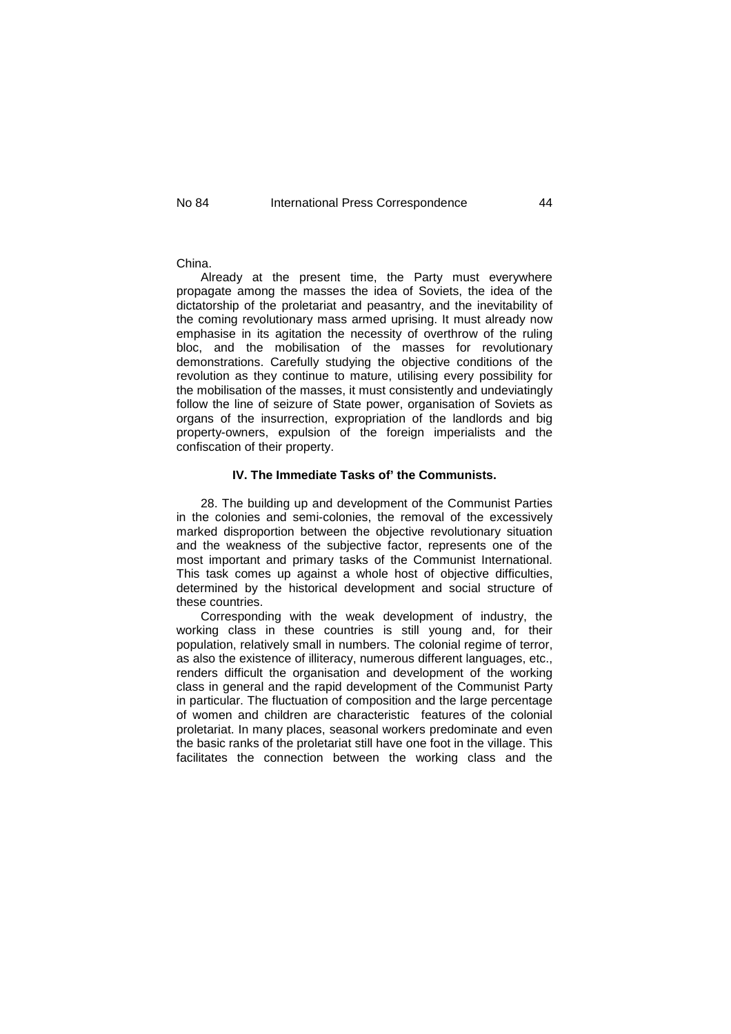China.

Already at the present time, the Party must everywhere propagate among the masses the idea of Soviets, the idea of the dictatorship of the proletariat and peasantry, and the inevitability of the coming revolutionary mass armed uprising. It must already now emphasise in its agitation the necessity of overthrow of the ruling bloc, and the mobilisation of the masses for revolutionary demonstrations. Carefully studying the objective conditions of the revolution as they continue to mature, utilising every possibility for the mobilisation of the masses, it must consistently and undeviatingly follow the line of seizure of State power, organisation of Soviets as organs of the insurrection, expropriation of the landlords and big property-owners, expulsion of the foreign imperialists and the confiscation of their property.

### IV. The Immediate Tasks of' the Communists.

28. The building up and development of the Communist Parties in the colonies and semi-colonies, the removal of the excessively marked disproportion between the objective revolutionary situation and the weakness of the subjective factor, represents one of the most important and primary tasks of the Communist International. This task comes up against a whole host of objective difficulties, determined by the historical development and social structure of these countries.

Corresponding with the weak development of industry, the working class in these countries is still young and, for their population, relatively small in numbers. The colonial regime of terror, as also the existence of illiteracy, numerous different languages, etc., renders difficult the organisation and development of the working class in general and the rapid development of the Communist Party in particular. The fluctuation of composition and the large percentage of women and children are characteristic features of the colonial proletariat. In many places, seasonal workers predominate and even the basic ranks of the proletariat still have one foot in the village. This facilitates the connection between the working class and the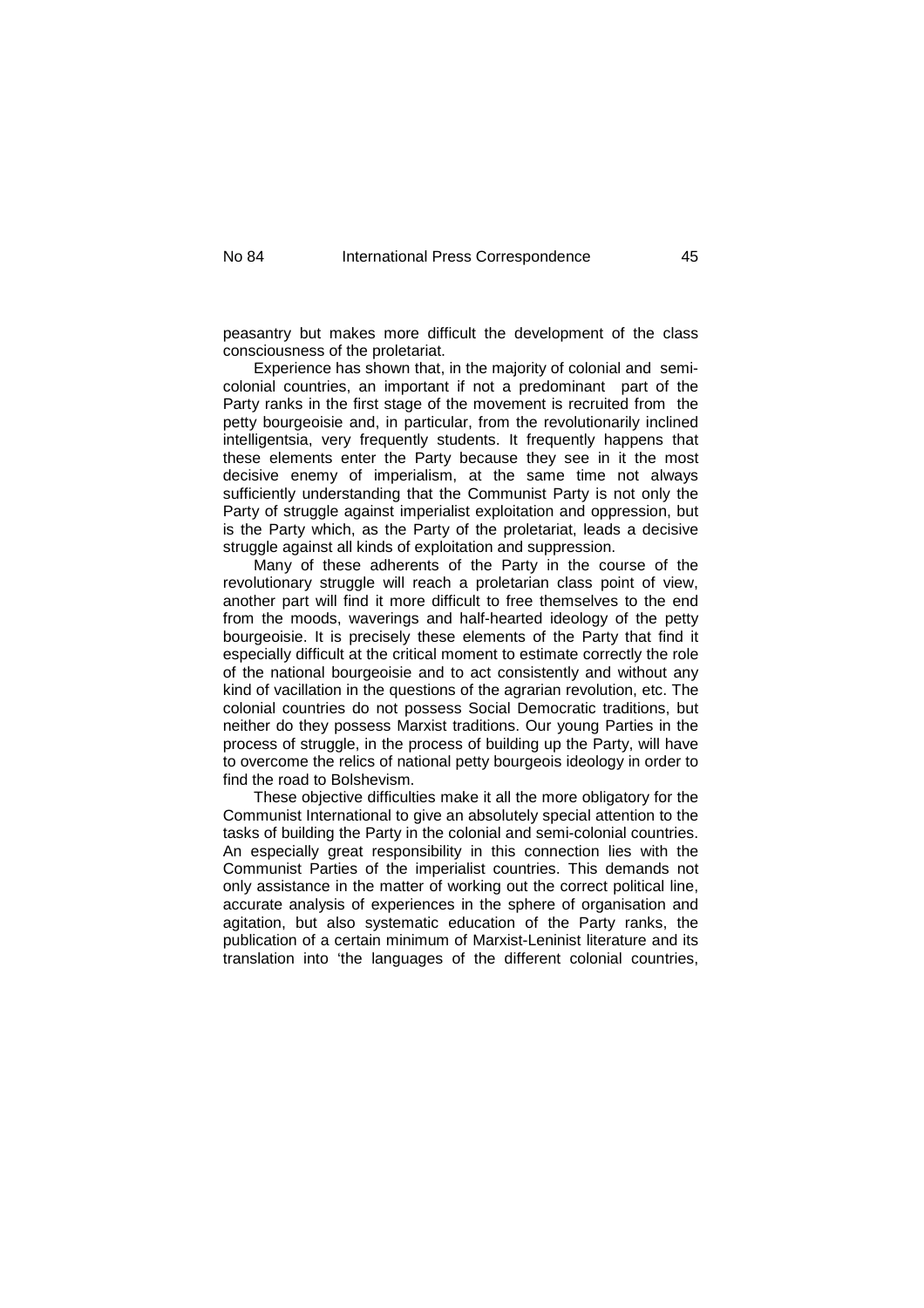peasantry but makes more difficult the development of the class consciousness of the proletariat.

Experience has shown that, in the majority of colonial and semi-colonial countries, an important if not a predominant part of the Party ranks in the first stage of the movement is recruited from the petty bourgeoisie and, in particular, from the revolutionarily inclined intelligentsia, very frequently students. It frequently happens that these elements enter the Party because they see in it the most decisive enemy of imperialism, at the same time not always sufficiently understanding that the Communist Party is not only the Party of struggle against imperialist exploitation and oppression, but is the Party which, as the Party of the proletariat, leads a decisive struggle against all kinds of exploitation and suppression.

Many of these adherents of the Party in the course of the revolutionary struggle will reach a proletarian class point of view, another part will find it more difficult to free themselves to the end from the moods, waverings and half-hearted ideology of the petty bourgeoisie. It is precisely these elements of the Party that find it especially difficult at the critical moment to estimate correctly the role of the national bourgeoisie and to act consistently and without any kind of vacillation in the questions of the agrarian revolution, etc. The colonial countries do not possess Social Democratic traditions, but neither do they possess Marxist traditions. Our young Parties in the process of struggle, in the process of building up the Party, will have to overcome the relics of national petty bourgeois ideology in order to find the road to Bolshevism.

These objective difficulties make it all the more obligatory for the Communist International to give an absolutely special attention to the tasks of building the Party in the colonial and semi-colonial countries. An especially great responsibility in this connection lies with the Communist Parties of the imperialist countries. This demands not only assistance in the matter of working out the correct political line, accurate analysis of experiences in the sphere of organisation and agitation, but also systematic education of the Party ranks, the publication of a certain minimum of Marxist-Leninist literature and its translation into 'the languages of the different colonial countries,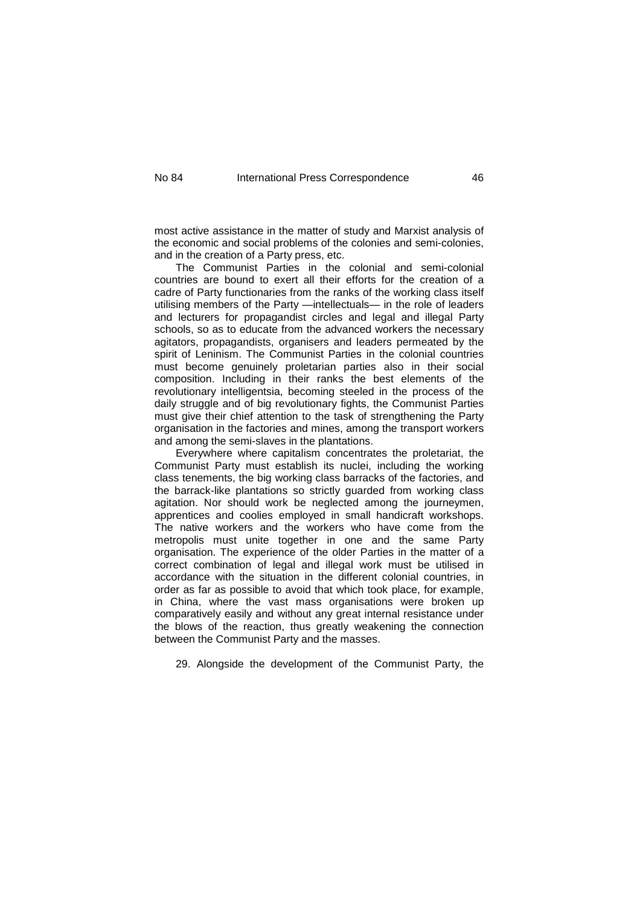most active assistance in the matter of study and Marxist analysis of the economic and social problems of the colonies and semi-colonies, and in the creation of a Party press, etc.

The Communist Parties in the colonial and semi-colonial countries are bound to exert all their efforts for the creation of a cadre of Party functionaries from the ranks of the working class itself utilising members of the Party —intellectuals— in the role of leaders and lecturers for propagandist circles and legal and illegal Party schools, so as to educate from the advanced workers the necessary agitators, propagandists, organisers and leaders permeated by the spirit of Leninism. The Communist Parties in the colonial countries must become genuinely proletarian parties also in their social composition. Including in their ranks the best elements of the revolutionary intelligentsia, becoming steeled in the process of the daily struggle and of big revolutionary fights, the Communist Parties must give their chief attention to the task of strengthening the Party organisation in the factories and mines, among the transport workers and among the semi-slaves in the plantations.

Everywhere where capitalism concentrates the proletariat, the Communist Party must establish its nuclei, including the working class tenements, the big working class barracks of the factories, and the barrack-like plantations so strictly guarded from working class agitation. Nor should work be neglected among the journeymen, apprentices and coolies employed in small handicraft workshops. The native workers and the workers who have come from the metropolis must unite together in one and the same Party organisation. The experience of the older Parties in the matter of a correct combination of legal and illegal work must be utilised in accordance with the situation in the different colonial countries, in order as far as possible to avoid that which took place, for example, in China, where the vast mass organisations were broken up comparatively easily and without any great internal resistance under the blows of the reaction, thus greatly weakening the connection between the Communist Party and the masses.

29. Alongside the development of the Communist Party, the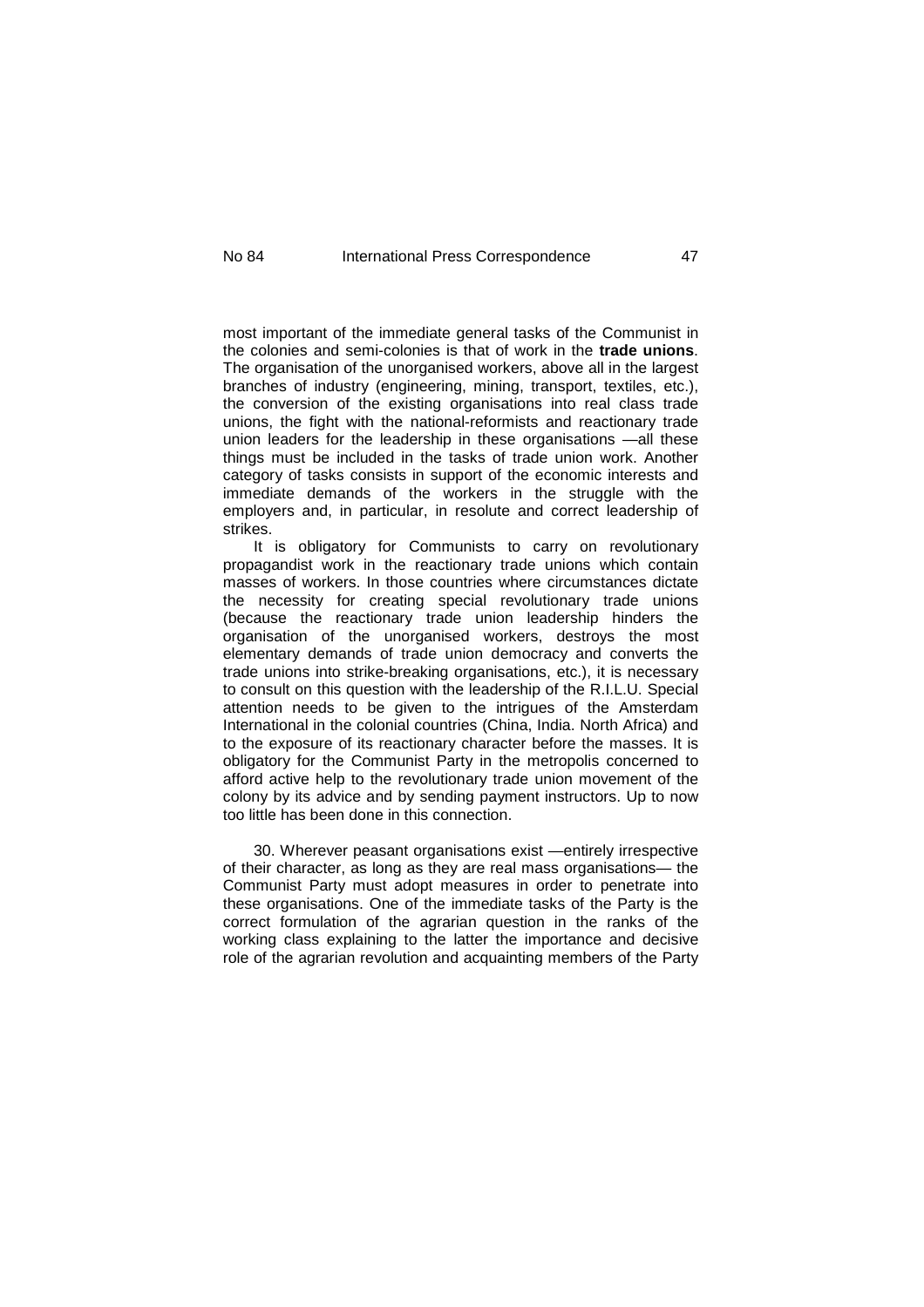most important of the immediate general tasks of the Communist in the colonies and semi-colonies is that of work in the **trade unions**. The organisation of the unorganised workers, above all in the largest branches of industry (engineering, mining, transport, textiles, etc.), the conversion of the existing organisations into real class trade unions, the fight with the national-reformists and reactionary trade union leaders for the leadership in these organisations —all these things must be included in the tasks of trade union work. Another category of tasks consists in support of the economic interests and immediate demands of the workers in the struggle with the employers and, in particular, in resolute and correct leadership of strikes.

It is obligatory for Communists to carry on revolutionary propagandist work in the reactionary trade unions which contain masses of workers. In those countries where circumstances dictate the necessity for creating special revolutionary trade unions (because the reactionary trade union leadership hinders the organisation of the unorganised workers, destroys the most elementary demands of trade union democracy and converts the trade unions into strike-breaking organisations, etc.), it is necessary to consult on this question with the leadership of the R.I.L.U. Special attention needs to be given to the intrigues of the Amsterdam International in the colonial countries (China, India. North Africa) and to the exposure of its reactionary character before the masses. It is obligatory for the Communist Party in the metropolis concerned to afford active help to the revolutionary trade union movement of the colony by its advice and by sending payment instructors. Up to now too little has been done in this connection.

30. Wherever peasant organisations exist —entirely irrespective of their character, as long as they are real mass organisations— the Communist Party must adopt measures in order to penetrate into these organisations. One of the immediate tasks of the Party is the correct formulation of the agrarian question in the ranks of the working class explaining to the latter the importance and decisive role of the agrarian revolution and acquainting members of the Party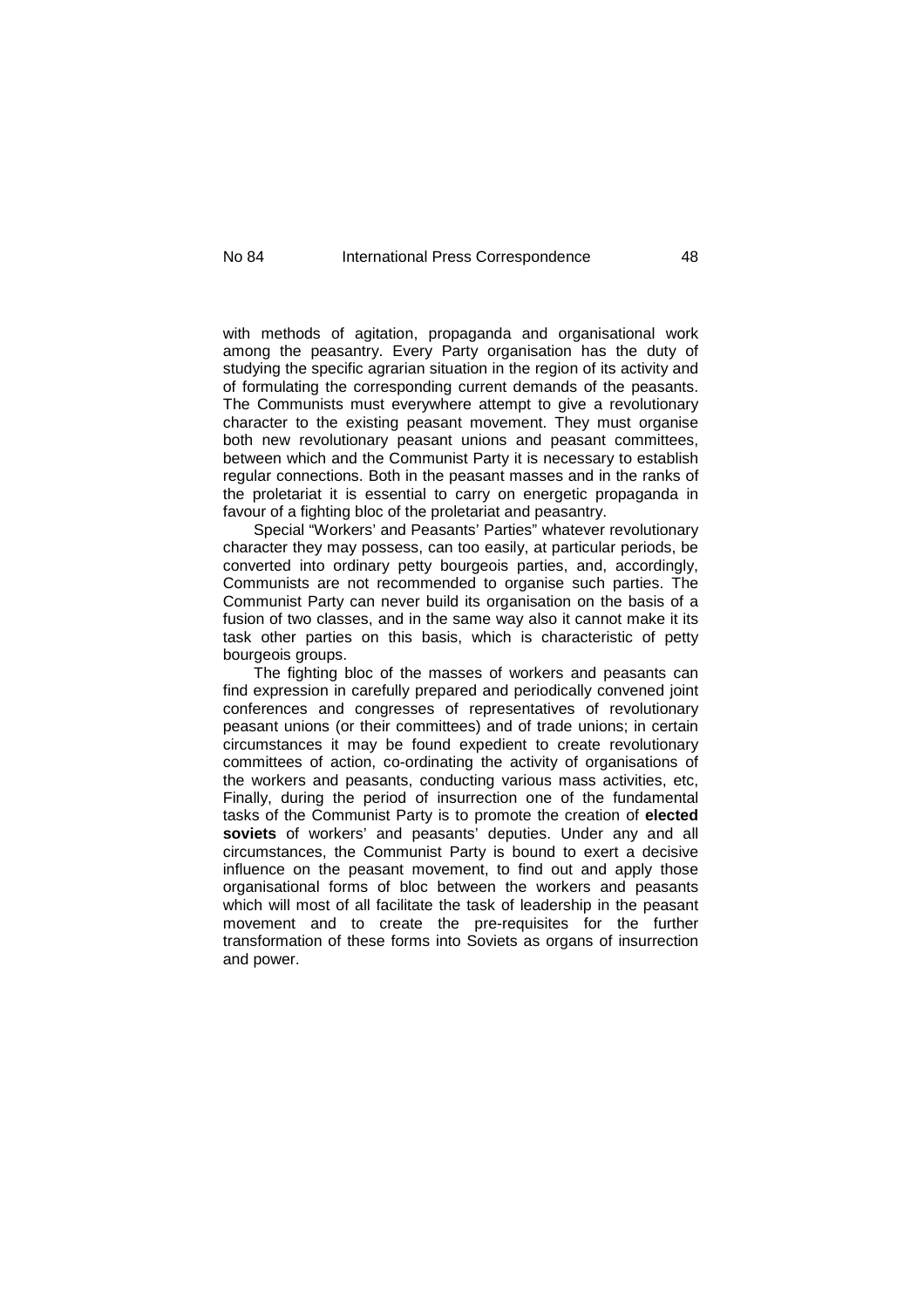with methods of agitation, propaganda and organisational work among the peasantry. Every Party organisation has the duty of studying the specific agrarian situation in the region of its activity and of formulating the corresponding current demands of the peasants. The Communists must everywhere attempt to give a revolutionary character to the existing peasant movement. They must organise both new revolutionary peasant unions and peasant committees, between which and the Communist Party it is necessary to establish regular connections. Both in the peasant masses and in the ranks of the proletariat it is essential to carry on energetic propaganda in favour of a fighting bloc of the proletariat and peasantry.

Special "Workers' and Peasants' Parties" whatever revolutionary character they may possess, can too easily, at particular periods, be converted into ordinary petty bourgeois parties, and, accordingly, Communists are not recommended to organise such parties. The Communist Party can never build its organisation on the basis of a fusion of two classes, and in the same way also it cannot make it its task other parties on this basis, which is characteristic of petty bourgeois groups.

The fighting bloc of the masses of workers and peasants can find expression in carefully prepared and periodically convened joint conferences and congresses of representatives of revolutionary peasant unions (or their committees) and of trade unions; in certain circumstances it may be found expedient to create revolutionary committees of action, co-ordinating the activity of organisations of the workers and peasants, conducting various mass activities, etc, Finally, during the period of insurrection one of the fundamental tasks of the Communist Party is to promote the creation of **elected soviets** of workers' and peasants' deputies. Under any and all circumstances, the Communist Party is bound to exert a decisive influence on the peasant movement, to find out and apply those organisational forms of bloc between the workers and peasants which will most of all facilitate the task of leadership in the peasant movement and to create the pre-requisites for the further transformation of these forms into Soviets as organs of insurrection and power.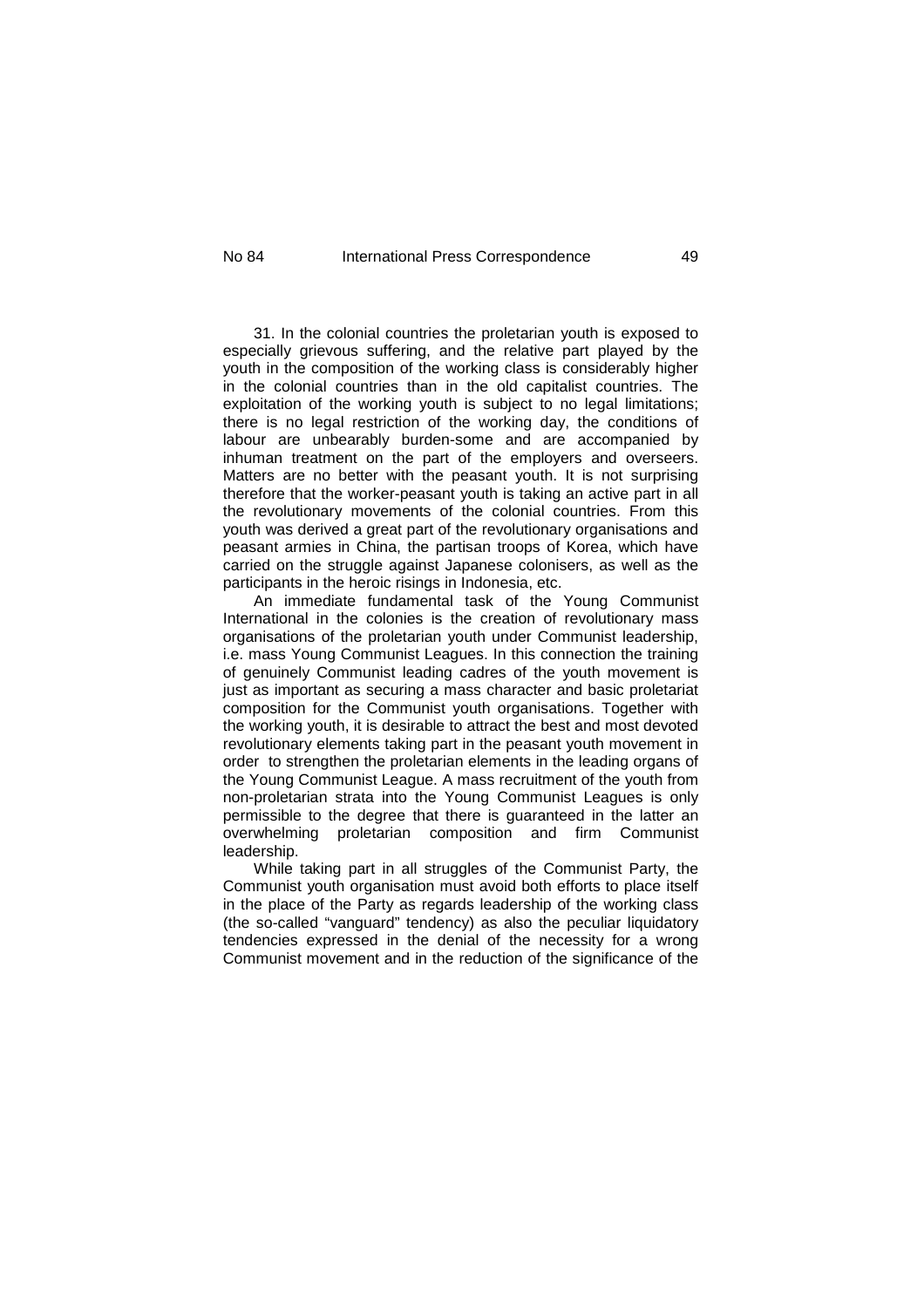31. In the colonial countries the proletarian youth is exposed to especially grievous suffering, and the relative part played by the youth in the composition of the working class is considerably higher in the colonial countries than in the old capitalist countries. The exploitation of the working youth is subject to no legal limitations; there is no legal restriction of the working day, the conditions of labour are unbearably burden-some and are accompanied by inhuman treatment on the part of the employers and overseers. Matters are no better with the peasant youth. It is not surprising therefore that the worker-peasant youth is taking an active part in all the revolutionary movements of the colonial countries. From this youth was derived a great part of the revolutionary organisations and peasant armies in China, the partisan troops of Korea, which have carried on the struggle against Japanese colonisers, as well as the participants in the heroic risings in Indonesia, etc.

An immediate fundamental task of the Young Communist International in the colonies is the creation of revolutionary mass organisations of the proletarian youth under Communist leadership, i.e. mass Young Communist Leagues. In this connection the training of genuinely Communist leading cadres of the youth movement is just as important as securing a mass character and basic proletariat composition for the Communist youth organisations. Together with the working youth, it is desirable to attract the best and most devoted revolutionary elements taking part in the peasant youth movement in order to strengthen the proletarian elements in the leading organs of the Young Communist League. A mass recruitment of the youth from non-proletarian strata into the Young Communist Leagues is only permissible to the degree that there is guaranteed in the latter an overwhelming proletarian composition and firm Communist leadership.

While taking part in all struggles of the Communist Party, the Communist youth organisation must avoid both efforts to place itself in the place of the Party as regards leadership of the working class (the so-called "vanguard" tendency) as also the peculiar liquidatory tendencies expressed in the denial of the necessity for a wrong Communist movement and in the reduction of the significance of the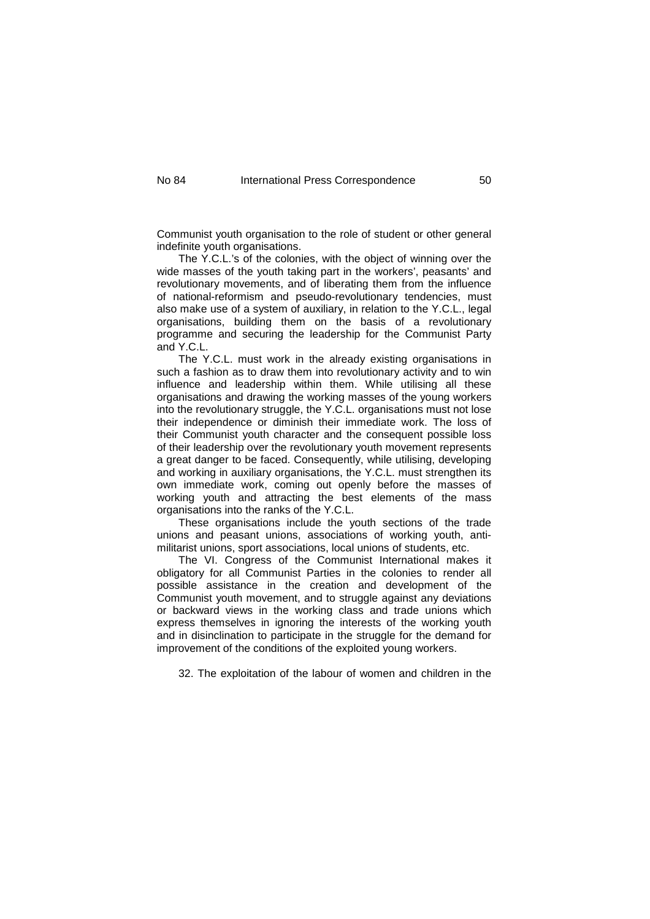Communist youth organisation to the role of student or other general indefinite youth organisations.

The Y.C.L.'s of the colonies, with the object of winning over the wide masses of the youth taking part in the workers', peasants' and revolutionary movements, and of liberating them from the influence of national-reformism and pseudo-revolutionary tendencies, must also make use of a system of auxiliary, in relation to the Y.C.L., legal organisations, building them on the basis of a revolutionary programme and securing the leadership for the Communist Party and Y.C.L.

The Y.C.L. must work in the already existing organisations in such a fashion as to draw them into revolutionary activity and to win influence and leadership within them. While utilising all these organisations and drawing the working masses of the young workers into the revolutionary struggle, the Y.C.L. organisations must not lose their independence or diminish their immediate work. The loss of their Communist youth character and the consequent possible loss of their leadership over the revolutionary youth movement represents a great danger to be faced. Consequently, while utilising, developing and working in auxiliary organisations, the Y.C.L. must strengthen its own immediate work, coming out openly before the masses of working youth and attracting the best elements of the mass organisations into the ranks of the Y.C.L.

These organisations include the youth sections of the trade unions and peasant unions, associations of working youth, anti-militarist unions, sport associations, local unions of students, etc.

The VI. Congress of the Communist International makes it obligatory for all Communist Parties in the colonies to render all possible assistance in the creation and development of the Communist youth movement, and to struggle against any deviations or backward views in the working class and trade unions which express themselves in ignoring the interests of the working youth and in disinclination to participate in the struggle for the demand for improvement of the conditions of the exploited young workers.

32. The exploitation of the labour of women and children in the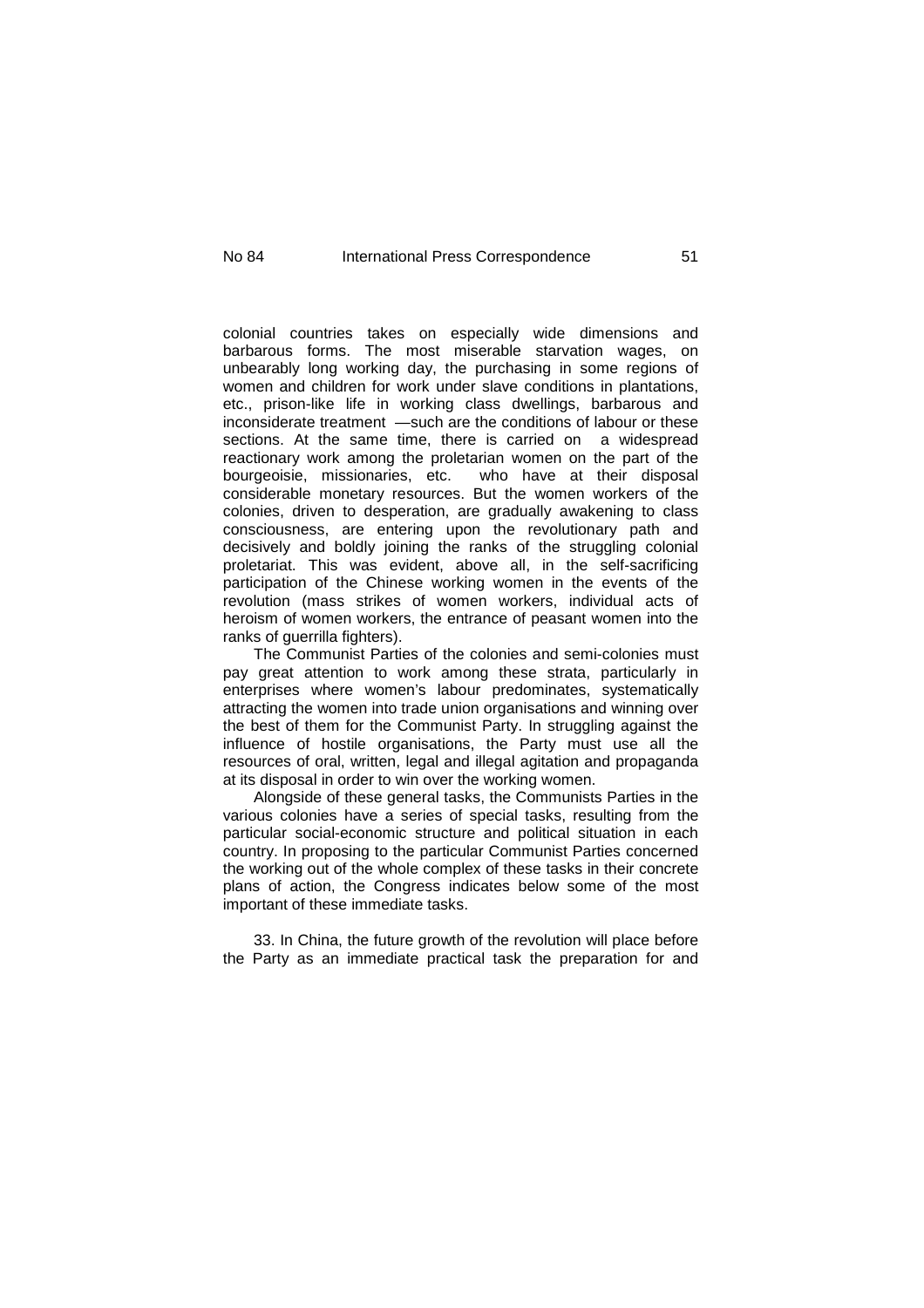colonial countries takes on especially wide dimensions and barbarous forms. The most miserable starvation wages, on unbearably long working day, the purchasing in some regions of women and children for work under slave conditions in plantations, etc., prison-like life in working class dwellings, barbarous and inconsiderate treatment —such are the conditions of labour or these sections. At the same time, there is carried on a widespread reactionary work among the proletarian women on the part of the bourgeoisie, missionaries, etc. who have at their disposal considerable monetary resources. But the women workers of the colonies, driven to desperation, are gradually awakening to class consciousness, are entering upon the revolutionary path and decisively and boldly joining the ranks of the struggling colonial proletariat. This was evident, above all, in the self-sacrificing participation of the Chinese working women in the events of the revolution (mass strikes of women workers, individual acts of heroism of women workers, the entrance of peasant women into the ranks of guerrilla fighters).

The Communist Parties of the colonies and semi-colonies must pay great attention to work among these strata, particularly in enterprises where women's labour predominates, systematically attracting the women into trade union organisations and winning over the best of them for the Communist Party. In struggling against the influence of hostile organisations, the Party must use all the resources of oral, written, legal and illegal agitation and propaganda at its disposal in order to win over the working women.

Alongside of these general tasks, the Communists Parties in the various colonies have a series of special tasks, resulting from the particular social-economic structure and political situation in each country. In proposing to the particular Communist Parties concerned the working out of the whole complex of these tasks in their concrete plans of action, the Congress indicates below some of the most important of these immediate tasks.

33. In China, the future growth of the revolution will place before the Party as an immediate practical task the preparation for and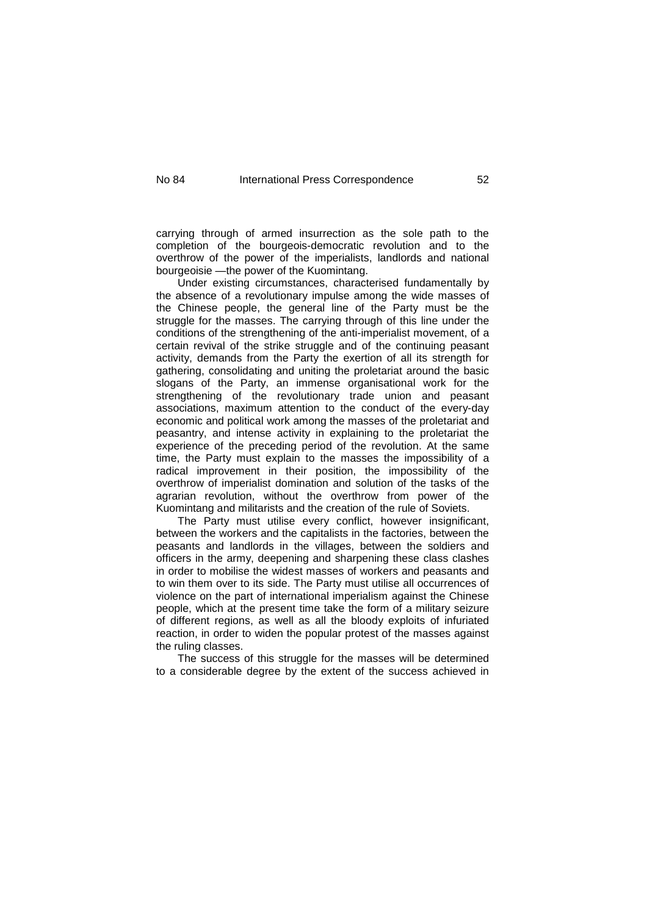carrying through of armed insurrection as the sole path to the completion of the bourgeois-democratic revolution and to the overthrow of the power of the imperialists, landlords and national bourgeoisie —the power of the Kuomintang.

Under existing circumstances, characterised fundamentally by the absence of a revolutionary impulse among the wide masses of the Chinese people, the general line of the Party must be the struggle for the masses. The carrying through of this line under the conditions of the strengthening of the anti-imperialist movement, of a certain revival of the strike struggle and of the continuing peasant activity, demands from the Party the exertion of all its strength for gathering, consolidating and uniting the proletariat around the basic slogans of the Party, an immense organisational work for the strengthening of the revolutionary trade union and peasant associations, maximum attention to the conduct of the every-day economic and political work among the masses of the proletariat and peasantry, and intense activity in explaining to the proletariat the experience of the preceding period of the revolution. At the same time, the Party must explain to the masses the impossibility of a radical improvement in their position, the impossibility of the overthrow of imperialist domination and solution of the tasks of the agrarian revolution, without the overthrow from power of the Kuomintang and militarists and the creation of the rule of Soviets.

The Party must utilise every conflict, however insignificant, between the workers and the capitalists in the factories, between the peasants and landlords in the villages, between the soldiers and officers in the army, deepening and sharpening these class clashes in order to mobilise the widest masses of workers and peasants and to win them over to its side. The Party must utilise all occurrences of violence on the part of international imperialism against the Chinese people, which at the present time take the form of a military seizure of different regions, as well as all the bloody exploits of infuriated reaction, in order to widen the popular protest of the masses against the ruling classes.

The success of this struggle for the masses will be determined to a considerable degree by the extent of the success achieved in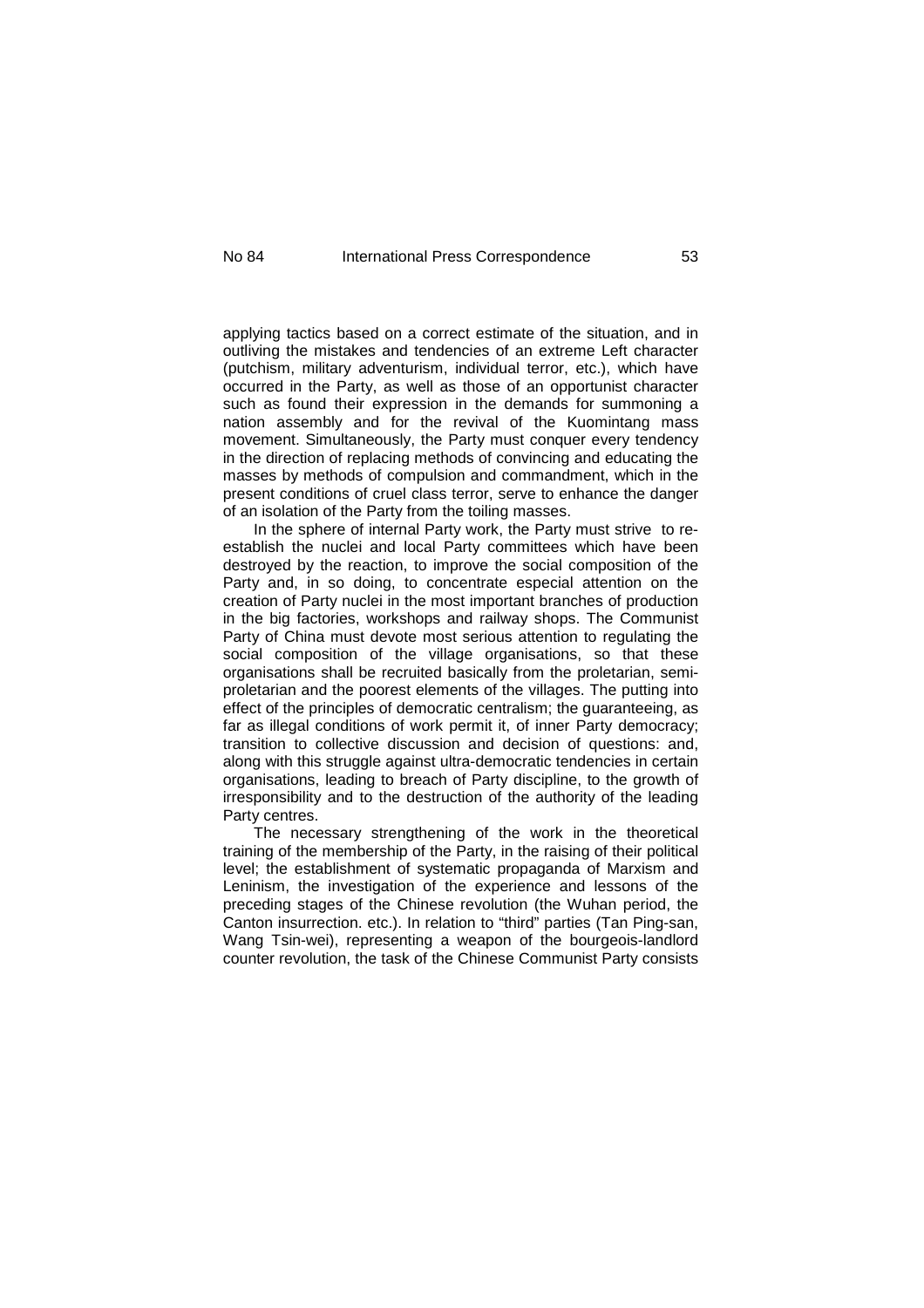applying tactics based on a correct estimate of the situation, and in outliving the mistakes and tendencies of an extreme Left character (putchism, military adventurism, individual terror, etc.), which have occurred in the Party, as well as those of an opportunist character such as found their expression in the demands for summoning a nation assembly and for the revival of the Kuomintang mass movement. Simultaneously, the Party must conquer every tendency in the direction of replacing methods of convincing and educating the masses by methods of compulsion and commandment, which in the present conditions of cruel class terror, serve to enhance the danger of an isolation of the Party from the toiling masses.

In the sphere of internal Party work, the Party must strive to re-establish the nuclei and local Party committees which have been destroyed by the reaction, to improve the social composition of the Party and, in so doing, to concentrate especial attention on the creation of Party nuclei in the most important branches of production in the big factories, workshops and railway shops. The Communist Party of China must devote most serious attention to regulating the social composition of the village organisations, so that these organisations shall be recruited basically from the proletarian, semi-proletarian and the poorest elements of the villages. The putting into effect of the principles of democratic centralism; the guaranteeing, as far as illegal conditions of work permit it, of inner Party democracy; transition to collective discussion and decision of questions: and, along with this struggle against ultra-democratic tendencies in certain organisations, leading to breach of Party discipline, to the growth of irresponsibility and to the destruction of the authority of the leading Party centres.

The necessary strengthening of the work in the theoretical training of the membership of the Party, in the raising of their political level; the establishment of systematic propaganda of Marxism and Leninism, the investigation of the experience and lessons of the preceding stages of the Chinese revolution (the Wuhan period, the Canton insurrection. etc.). In relation to "third" parties (Tan Ping-san, Wang Tsin-wei), representing a weapon of the bourgeois-landlord counter revolution, the task of the Chinese Communist Party consists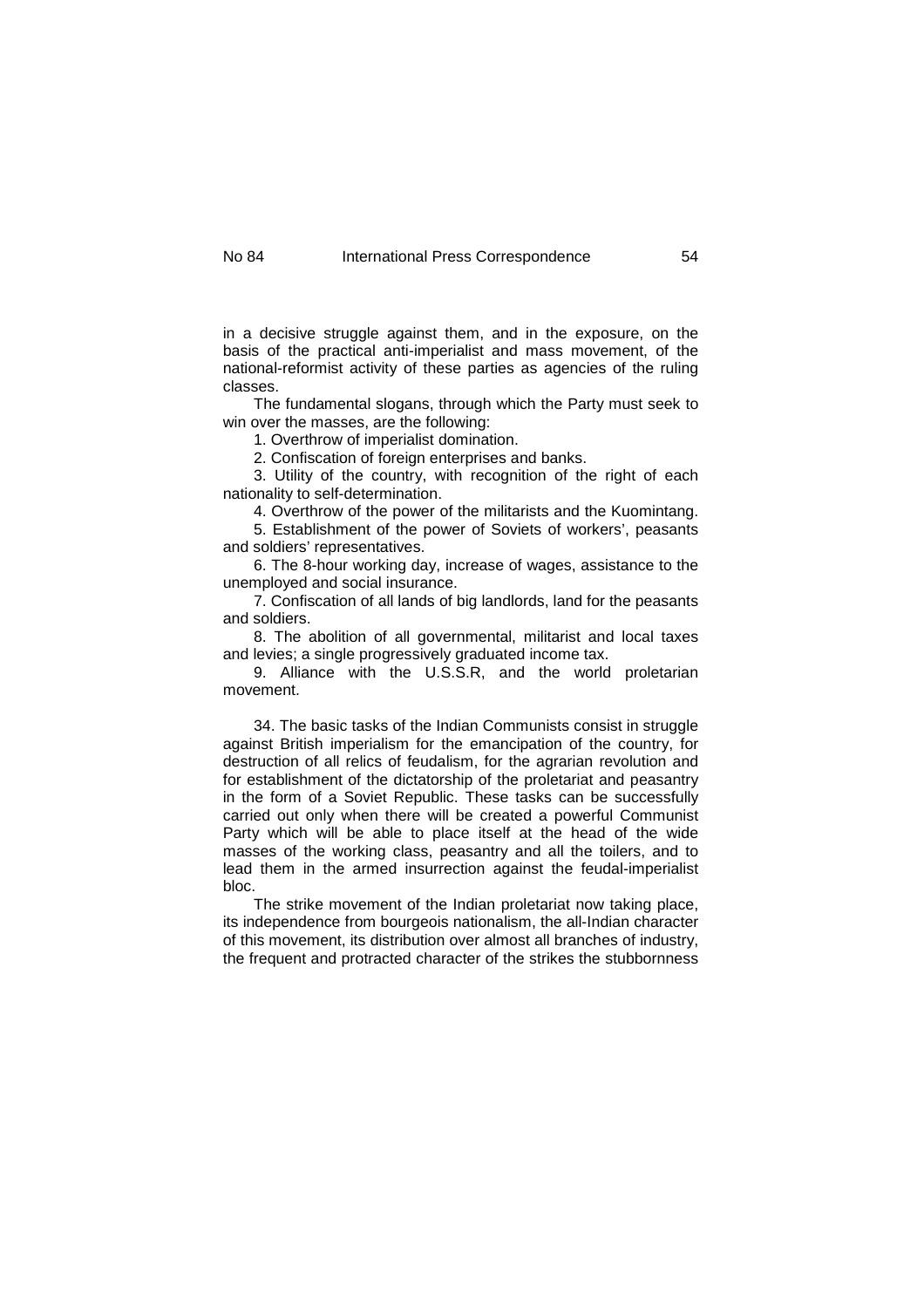in a decisive struggle against them, and in the exposure, on the basis of the practical anti-imperialist and mass movement, of the national-reformist activity of these parties as agencies of the ruling classes.

The fundamental slogans, through which the Party must seek to win over the masses, are the following:

1. Overthrow of imperialist domination.

2. Confiscation of foreign enterprises and banks.

3. Utility of the country, with recognition of the right of each nationality to self-determination.

4. Overthrow of the power of the militarists and the Kuomintang.

5. Establishment of the power of Soviets of workers', peasants and soldiers' representatives.

6. The 8-hour working day, increase of wages, assistance to the unemployed and social insurance.

7. Confiscation of all lands of big landlords, land for the peasants and soldiers.

8. The abolition of all governmental, militarist and local taxes and levies; a single progressively graduated income tax.

9. Alliance with the U.S.S.R, and the world proletarian movement.

34. The basic tasks of the Indian Communists consist in struggle against British imperialism for the emancipation of the country, for destruction of all relics of feudalism, for the agrarian revolution and for establishment of the dictatorship of the proletariat and peasantry in the form of a Soviet Republic. These tasks can be successfully carried out only when there will be created a powerful Communist Party which will be able to place itself at the head of the wide masses of the working class, peasantry and all the toilers, and to lead them in the armed insurrection against the feudal-imperialist bloc.

The strike movement of the Indian proletariat now taking place, its independence from bourgeois nationalism, the all-Indian character of this movement, its distribution over almost all branches of industry, the frequent and protracted character of the strikes the stubbornness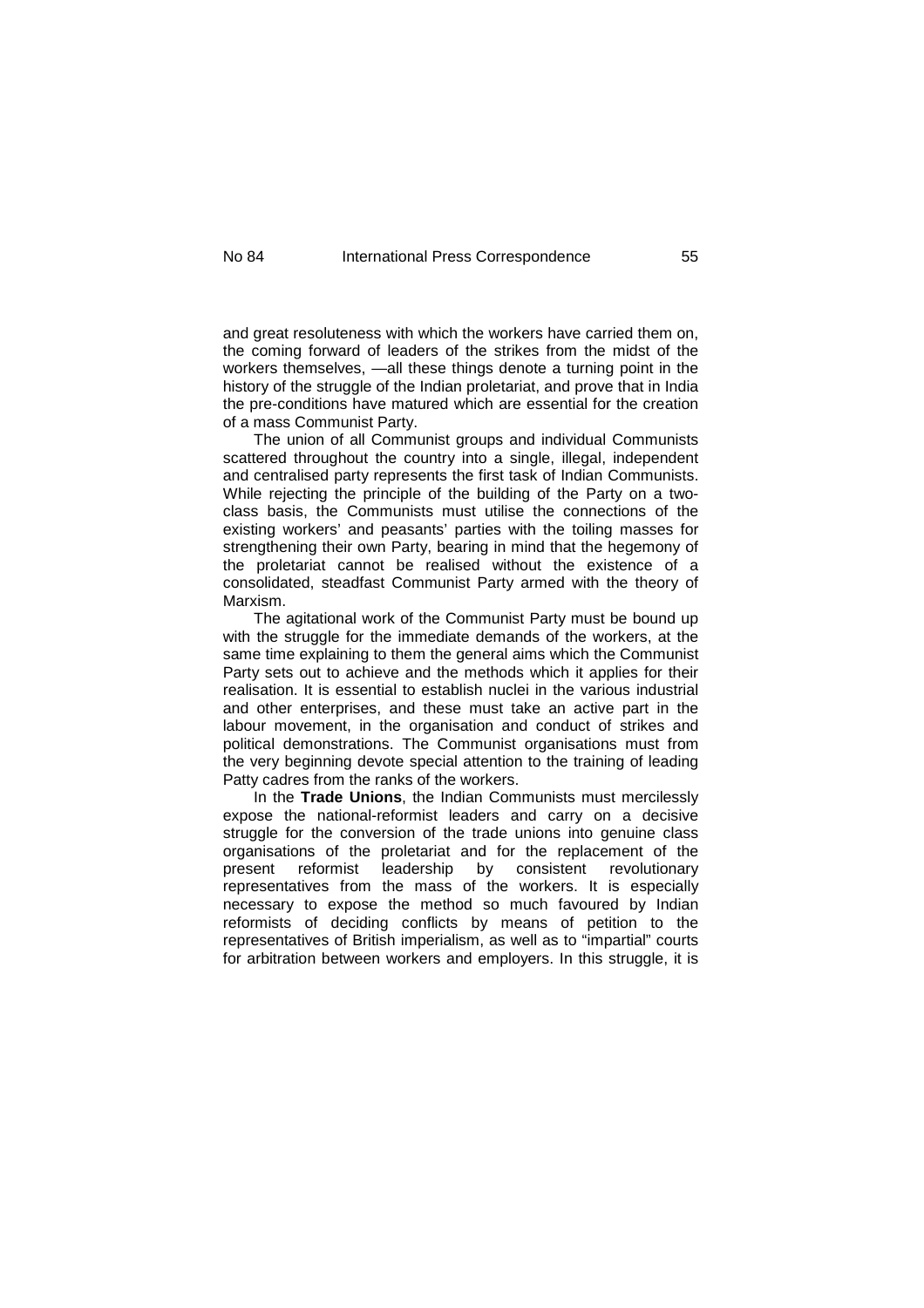and great resoluteness with which the workers have carried them on, the coming forward of leaders of the strikes from the midst of the workers themselves, —all these things denote a turning point in the history of the struggle of the Indian proletariat, and prove that in India the pre-conditions have matured which are essential for the creation of a mass Communist Party.

The union of all Communist groups and individual Communists scattered throughout the country into a single, illegal, independent and centralised party represents the first task of Indian Communists. While rejecting the principle of the building of the Party on a two-class basis, the Communists must utilise the connections of the existing workers' and peasants' parties with the toiling masses for strengthening their own Party, bearing in mind that the hegemony of the proletariat cannot be realised without the existence of a consolidated, steadfast Communist Party armed with the theory of Marxism.

The agitational work of the Communist Party must be bound up with the struggle for the immediate demands of the workers, at the same time explaining to them the general aims which the Communist Party sets out to achieve and the methods which it applies for their realisation. It is essential to establish nuclei in the various industrial and other enterprises, and these must take an active part in the labour movement, in the organisation and conduct of strikes and political demonstrations. The Communist organisations must from the very beginning devote special attention to the training of leading Patty cadres from the ranks of the workers.

In the **Trade Unions**, the Indian Communists must mercilessly expose the national-reformist leaders and carry on a decisive struggle for the conversion of the trade unions into genuine class organisations of the proletariat and for the replacement of the present reformist leadership by consistent revolutionary representatives from the mass of the workers. It is especially necessary to expose the method so much favoured by Indian reformists of deciding conflicts by means of petition to the representatives of British imperialism, as well as to "impartial" courts for arbitration between workers and employers. In this struggle, it is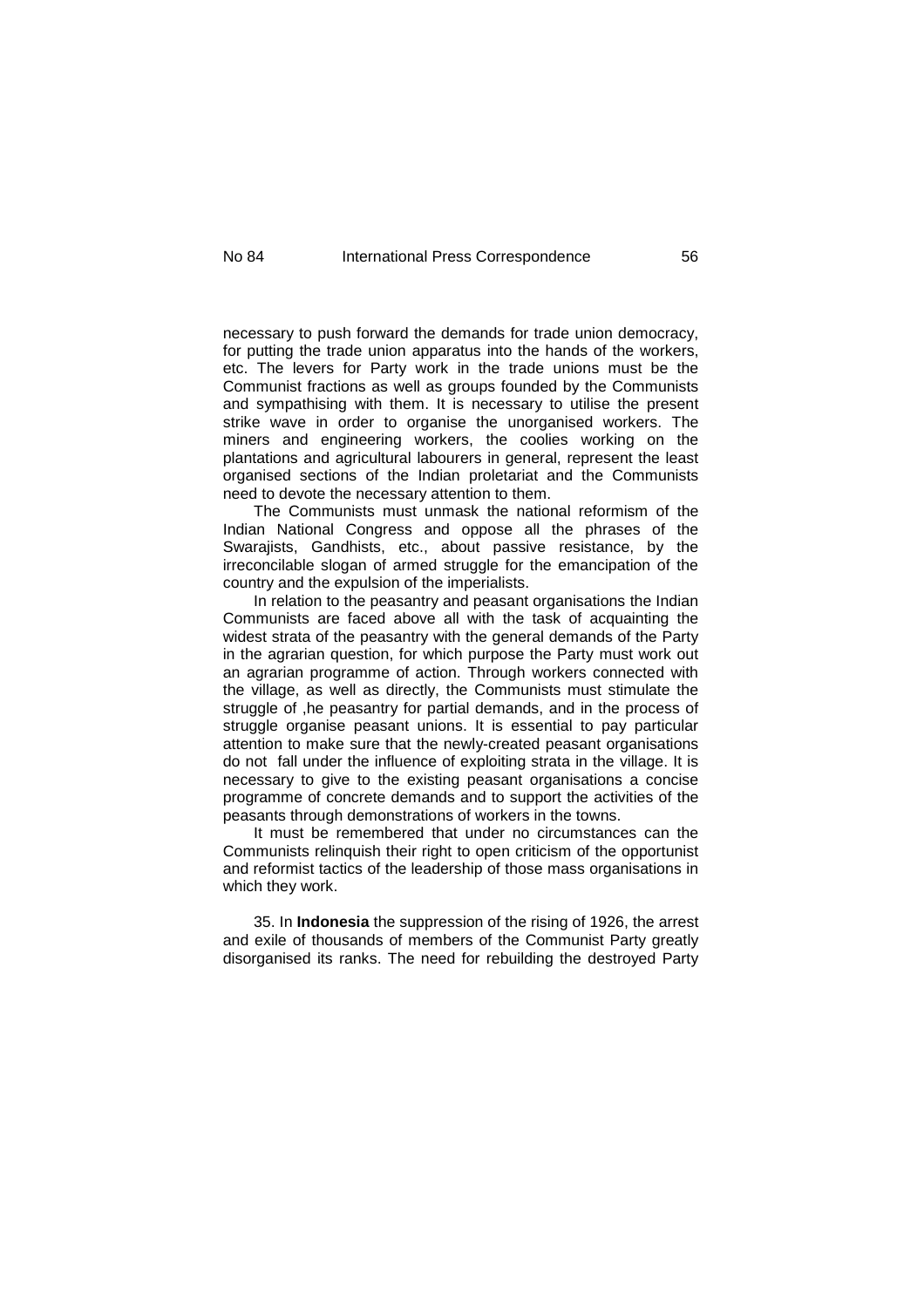necessary to push forward the demands for trade union democracy, for putting the trade union apparatus into the hands of the workers, etc. The levers for Party work in the trade unions must be the Communist fractions as well as groups founded by the Communists and sympathising with them. It is necessary to utilise the present strike wave in order to organise the unorganised workers. The miners and engineering workers, the coolies working on the plantations and agricultural labourers in general, represent the least organised sections of the Indian proletariat and the Communists need to devote the necessary attention to them.

The Communists must unmask the national reformism of the Indian National Congress and oppose all the phrases of the Swarajists, Gandhists, etc., about passive resistance, by the irreconcilable slogan of armed struggle for the emancipation of the country and the expulsion of the imperialists.

In relation to the peasantry and peasant organisations the Indian Communists are faced above all with the task of acquainting the widest strata of the peasantry with the general demands of the Party in the agrarian question, for which purpose the Party must work out an agrarian programme of action. Through workers connected with the village, as well as directly, the Communists must stimulate the struggle of ,he peasantry for partial demands, and in the process of struggle organise peasant unions. It is essential to pay particular attention to make sure that the newly-created peasant organisations do not fall under the influence of exploiting strata in the village. It is necessary to give to the existing peasant organisations a concise programme of concrete demands and to support the activities of the peasants through demonstrations of workers in the towns.

It must be remembered that under no circumstances can the Communists relinquish their right to open criticism of the opportunist and reformist tactics of the leadership of those mass organisations in which they work.

35. In **Indonesia** the suppression of the rising of 1926, the arrest and exile of thousands of members of the Communist Party greatly disorganised its ranks. The need for rebuilding the destroyed Party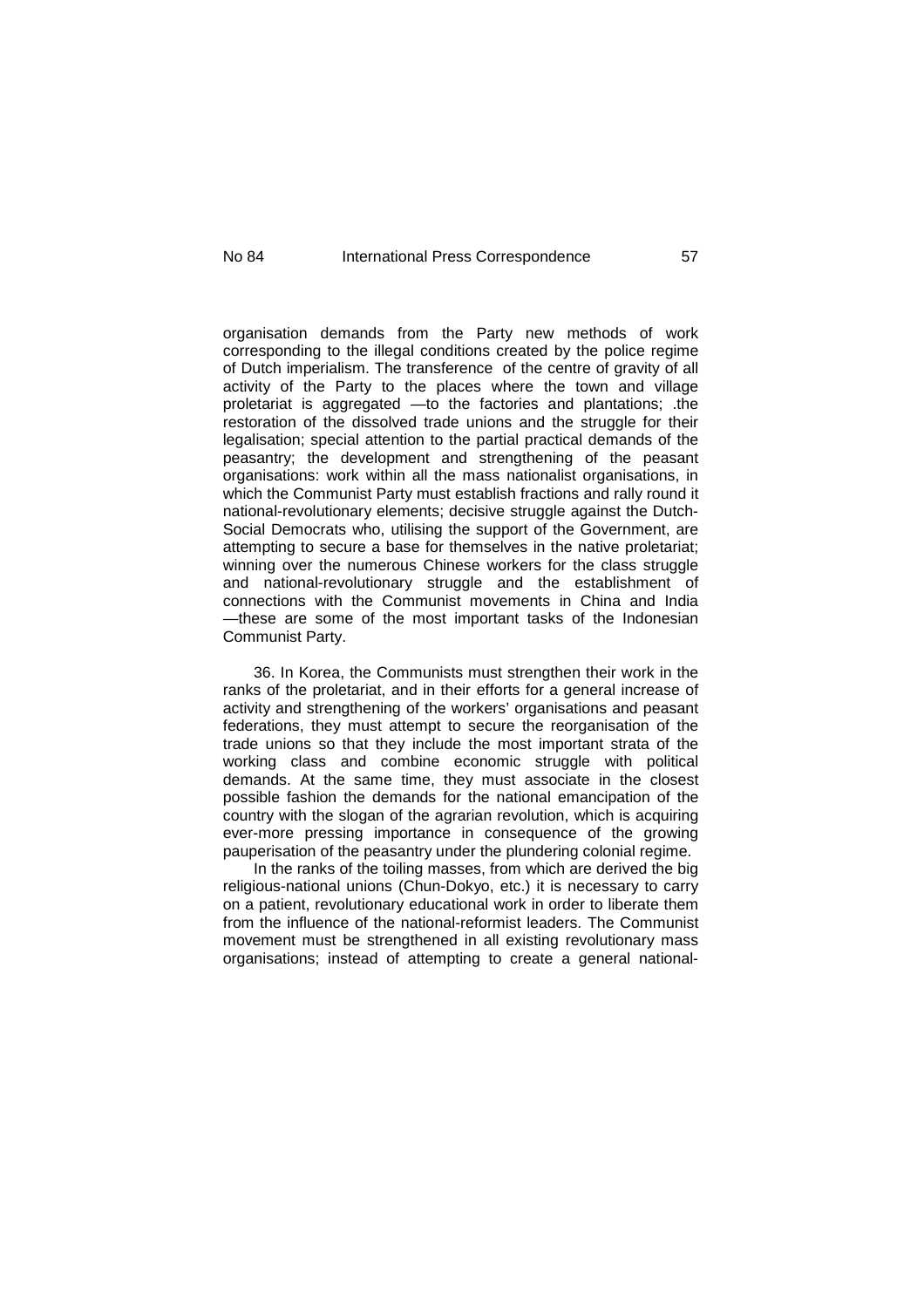organisation demands from the Party new methods of work corresponding to the illegal conditions created by the police regime of Dutch imperialism. The transference of the centre of gravity of all activity of the Party to the places where the town and village proletariat is aggregated —to the factories and plantations; .the restoration of the dissolved trade unions and the struggle for their legalisation; special attention to the partial practical demands of the peasantry; the development and strengthening of the peasant organisations: work within all the mass nationalist organisations, in which the Communist Party must establish fractions and rally round it national-revolutionary elements; decisive struggle against the Dutch-Social Democrats who, utilising the support of the Government, are attempting to secure a base for themselves in the native proletariat; winning over the numerous Chinese workers for the class struggle and national-revolutionary struggle and the establishment of connections with the Communist movements in China and India —these are some of the most important tasks of the Indonesian Communist Party.

36. In Korea, the Communists must strengthen their work in the ranks of the proletariat, and in their efforts for a general increase of activity and strengthening of the workers' organisations and peasant federations, they must attempt to secure the reorganisation of the trade unions so that they include the most important strata of the working class and combine economic struggle with political demands. At the same time, they must associate in the closest possible fashion the demands for the national emancipation of the country with the slogan of the agrarian revolution, which is acquiring ever-more pressing importance in consequence of the growing pauperisation of the peasantry under the plundering colonial regime.

In the ranks of the toiling masses, from which are derived the big religious-national unions (Chun-Dokyo, etc.) it is necessary to carry on a patient, revolutionary educational work in order to liberate them from the influence of the national-reformist leaders. The Communist movement must be strengthened in all existing revolutionary mass organisations; instead of attempting to create a general national-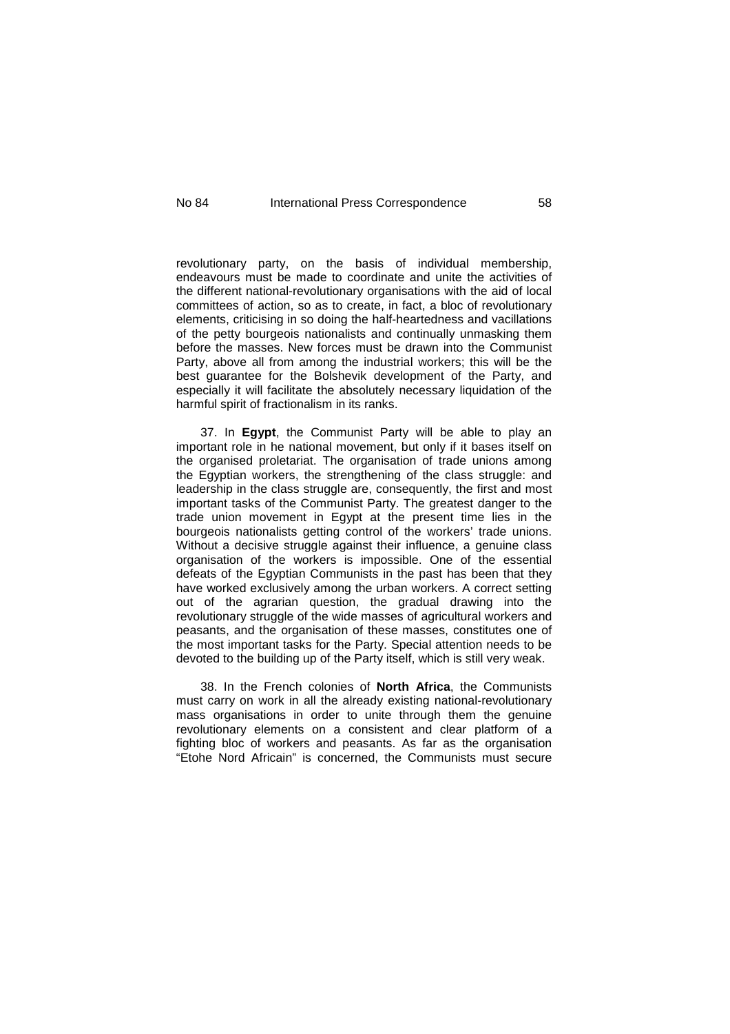revolutionary party, on the basis of individual membership, endeavours must be made to coordinate and unite the activities of the different national-revolutionary organisations with the aid of local committees of action, so as to create, in fact, a bloc of revolutionary elements, criticising in so doing the half-heartedness and vacillations of the petty bourgeois nationalists and continually unmasking them before the masses. New forces must be drawn into the Communist Party, above all from among the industrial workers; this will be the best guarantee for the Bolshevik development of the Party, and especially it will facilitate the absolutely necessary liquidation of the harmful spirit of fractionalism in its ranks.

37. In **Egypt**, the Communist Party will be able to play an important role in he national movement, but only if it bases itself on the organised proletariat. The organisation of trade unions among the Egyptian workers, the strengthening of the class struggle: and leadership in the class struggle are, consequently, the first and most important tasks of the Communist Party. The greatest danger to the trade union movement in Egypt at the present time lies in the bourgeois nationalists getting control of the workers' trade unions. Without a decisive struggle against their influence, a genuine class organisation of the workers is impossible. One of the essential defeats of the Egyptian Communists in the past has been that they have worked exclusively among the urban workers. A correct setting out of the agrarian question, the gradual drawing into the revolutionary struggle of the wide masses of agricultural workers and peasants, and the organisation of these masses, constitutes one of the most important tasks for the Party. Special attention needs to be devoted to the building up of the Party itself, which is still very weak.

38. In the French colonies of **North Africa**, the Communists must carry on work in all the already existing national-revolutionary mass organisations in order to unite through them the genuine revolutionary elements on a consistent and clear platform of a fighting bloc of workers and peasants. As far as the organisation "Etohe Nord Africain" is concerned, the Communists must secure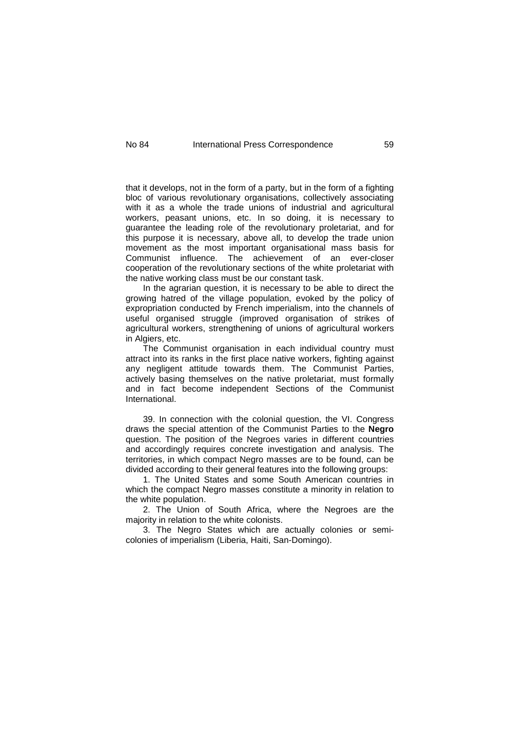that it develops, not in the form of a party, but in the form of a fighting bloc of various revolutionary organisations, collectively associating with it as a whole the trade unions of industrial and agricultural workers, peasant unions, etc. In so doing, it is necessary to guarantee the leading role of the revolutionary proletariat, and for this purpose it is necessary, above all, to develop the trade union movement as the most important organisational mass basis for Communist influence. The achievement of an ever-closer cooperation of the revolutionary sections of the white proletariat with the native working class must be our constant task.

In the agrarian question, it is necessary to be able to direct the growing hatred of the village population, evoked by the policy of expropriation conducted by French imperialism, into the channels of useful organised struggle (improved organisation of strikes of agricultural workers, strengthening of unions of agricultural workers in Algiers, etc.

The Communist organisation in each individual country must attract into its ranks in the first place native workers, fighting against any negligent attitude towards them. The Communist Parties, actively basing themselves on the native proletariat, must formally and in fact become independent Sections of the Communist International.

39. In connection with the colonial question, the VI. Congress draws the special attention of the Communist Parties to the **Negro** question. The position of the Negroes varies in different countries and accordingly requires concrete investigation and analysis. The territories, in which compact Negro masses are to be found, can be divided according to their general features into the following groups:

1. The United States and some South American countries in which the compact Negro masses constitute a minority in relation to the white population.

2. The Union of South Africa, where the Negroes are the majority in relation to the white colonists.

3. The Negro States which are actually colonies or semi-colonies of imperialism (Liberia, Haiti, San-Domingo).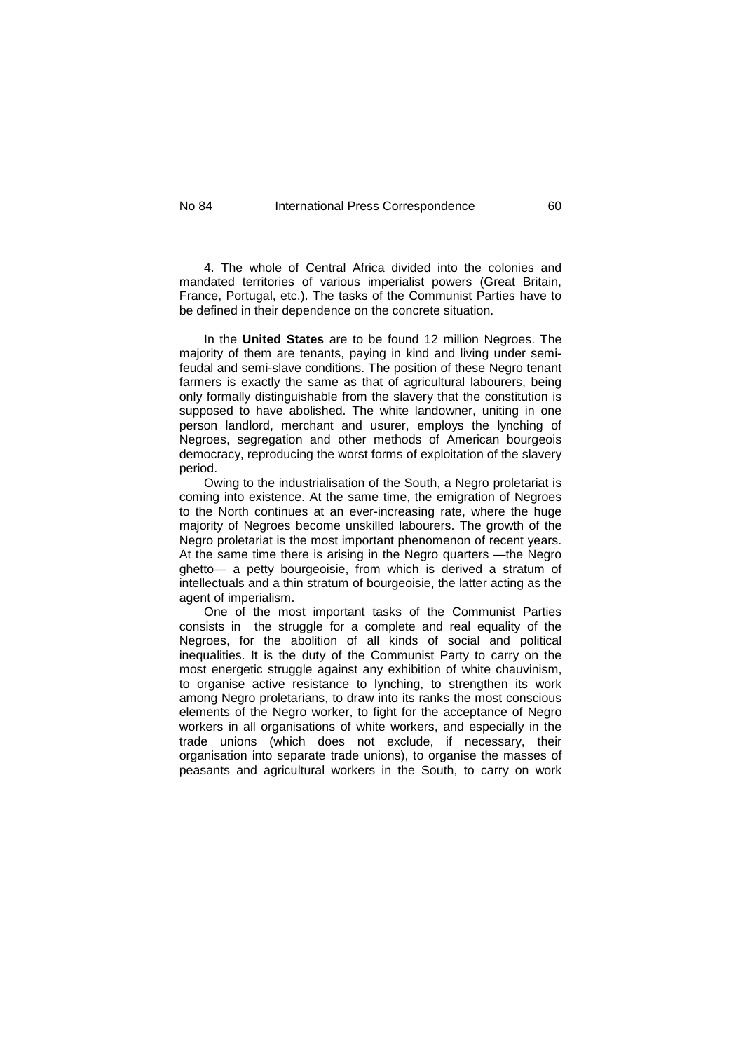4. The whole of Central Africa divided into the colonies and mandated territories of various imperialist powers (Great Britain, France, Portugal, etc.). The tasks of the Communist Parties have to be defined in their dependence on the concrete situation.

In the **United States** are to be found 12 million Negroes. The majority of them are tenants, paying in kind and living under semi-feudal and semi-slave conditions. The position of these Negro tenant farmers is exactly the same as that of agricultural labourers, being only formally distinguishable from the slavery that the constitution is supposed to have abolished. The white landowner, uniting in one person landlord, merchant and usurer, employs the lynching of Negroes, segregation and other methods of American bourgeois democracy, reproducing the worst forms of exploitation of the slavery period.

Owing to the industrialisation of the South, a Negro proletariat is coming into existence. At the same time, the emigration of Negroes to the North continues at an ever-increasing rate, where the huge majority of Negroes become unskilled labourers. The growth of the Negro proletariat is the most important phenomenon of recent years. At the same time there is arising in the Negro quarters —the Negro ghetto— a petty bourgeoisie, from which is derived a stratum of intellectuals and a thin stratum of bourgeoisie, the latter acting as the agent of imperialism.

One of the most important tasks of the Communist Parties consists in the struggle for a complete and real equality of the Negroes, for the abolition of all kinds of social and political inequalities. It is the duty of the Communist Party to carry on the most energetic struggle against any exhibition of white chauvinism, to organise active resistance to lynching, to strengthen its work among Negro proletarians, to draw into its ranks the most conscious elements of the Negro worker, to fight for the acceptance of Negro workers in all organisations of white workers, and especially in the trade unions (which does not exclude, if necessary, their organisation into separate trade unions), to organise the masses of peasants and agricultural workers in the South, to carry on work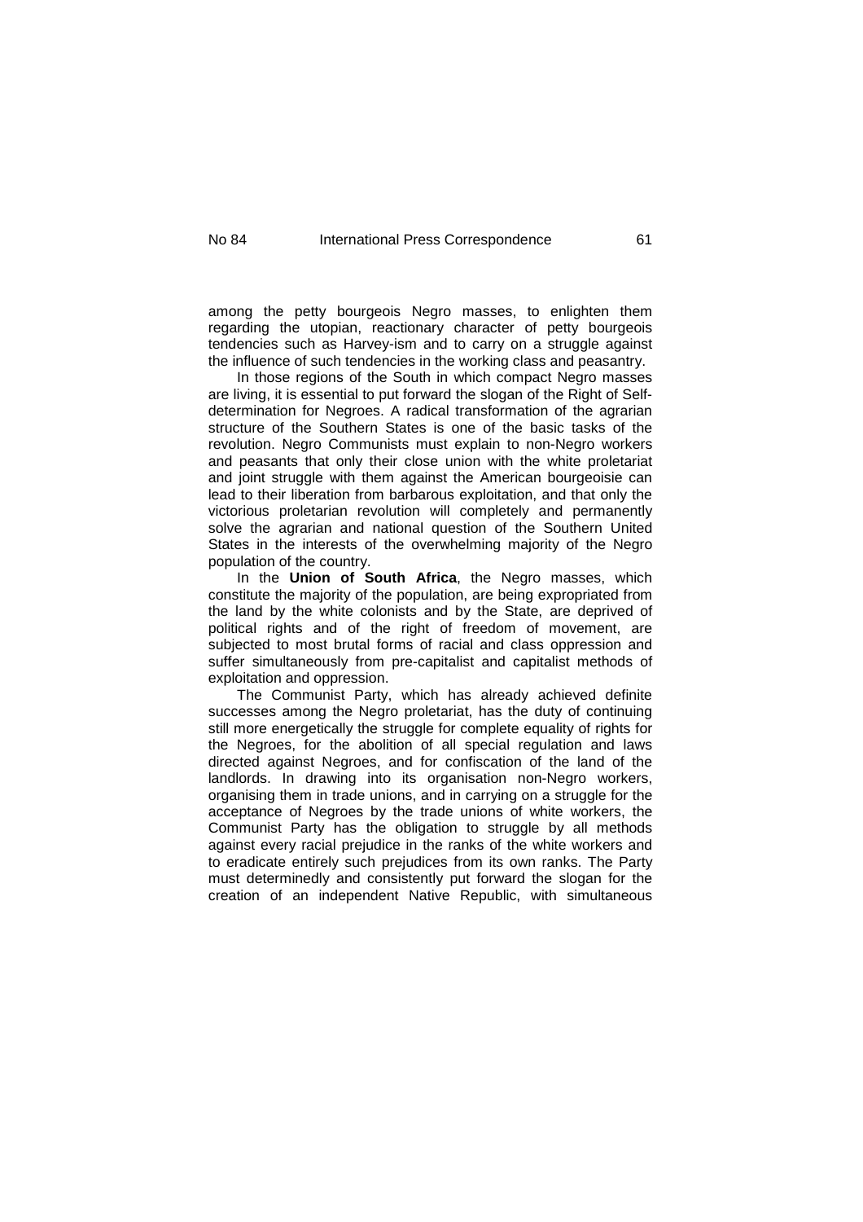among the petty bourgeois Negro masses, to enlighten them regarding the utopian, reactionary character of petty bourgeois tendencies such as Harvey-ism and to carry on a struggle against the influence of such tendencies in the working class and peasantry.

In those regions of the South in which compact Negro masses are living, it is essential to put forward the slogan of the Right of Self-determination for Negroes. A radical transformation of the agrarian structure of the Southern States is one of the basic tasks of the revolution. Negro Communists must explain to non-Negro workers and peasants that only their close union with the white proletariat and joint struggle with them against the American bourgeoisie can lead to their liberation from barbarous exploitation, and that only the victorious proletarian revolution will completely and permanently solve the agrarian and national question of the Southern United States in the interests of the overwhelming majority of the Negro population of the country.

In the **Union of South Africa**, the Negro masses, which constitute the majority of the population, are being expropriated from the land by the white colonists and by the State, are deprived of political rights and of the right of freedom of movement, are subjected to most brutal forms of racial and class oppression and suffer simultaneously from pre-capitalist and capitalist methods of exploitation and oppression.

The Communist Party, which has already achieved definite successes among the Negro proletariat, has the duty of continuing still more energetically the struggle for complete equality of rights for the Negroes, for the abolition of all special regulation and laws directed against Negroes, and for confiscation of the land of the landlords. In drawing into its organisation non-Negro workers, organising them in trade unions, and in carrying on a struggle for the acceptance of Negroes by the trade unions of white workers, the Communist Party has the obligation to struggle by all methods against every racial prejudice in the ranks of the white workers and to eradicate entirely such prejudices from its own ranks. The Party must determinedly and consistently put forward the slogan for the creation of an independent Native Republic, with simultaneous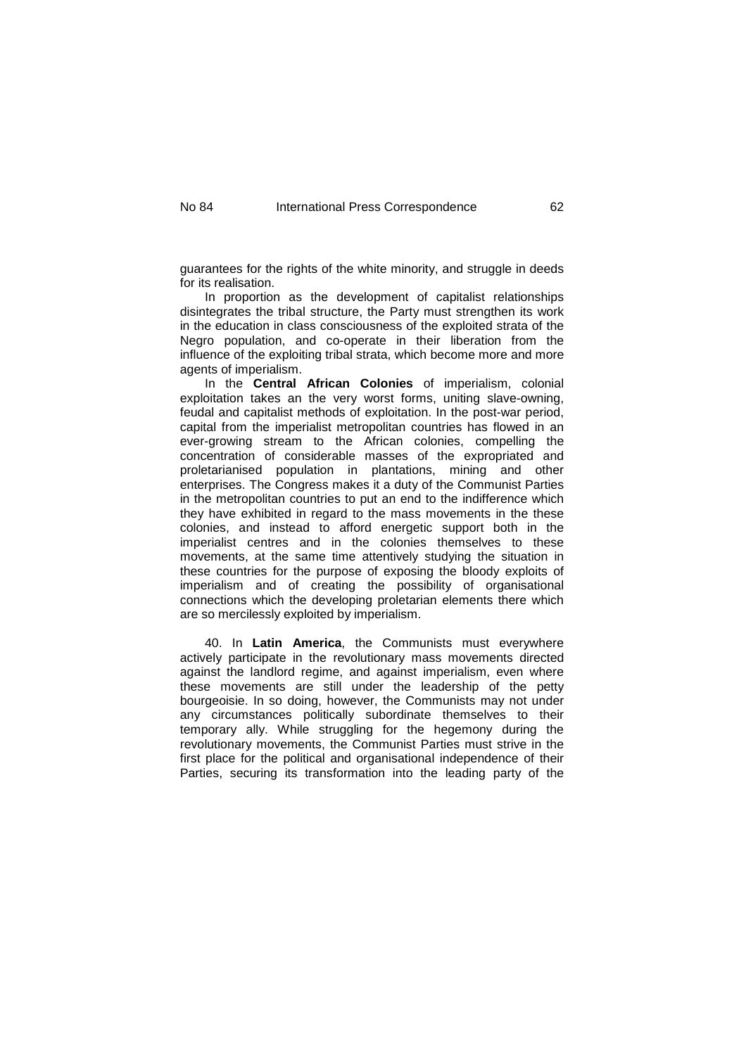guarantees for the rights of the white minority, and struggle in deeds for its realisation.

In proportion as the development of capitalist relationships disintegrates the tribal structure, the Party must strengthen its work in the education in class consciousness of the exploited strata of the Negro population, and co-operate in their liberation from the influence of the exploiting tribal strata, which become more and more agents of imperialism.

In the **Central African Colonies** of imperialism, colonial exploitation takes an the very worst forms, uniting slave-owning, feudal and capitalist methods of exploitation. In the post-war period, capital from the imperialist metropolitan countries has flowed in an ever-growing stream to the African colonies, compelling the concentration of considerable masses of the expropriated and proletarianised population in plantations, mining and other enterprises. The Congress makes it a duty of the Communist Parties in the metropolitan countries to put an end to the indifference which they have exhibited in regard to the mass movements in the these colonies, and instead to afford energetic support both in the imperialist centres and in the colonies themselves to these movements, at the same time attentively studying the situation in these countries for the purpose of exposing the bloody exploits of imperialism and of creating the possibility of organisational connections which the developing proletarian elements there which are so mercilessly exploited by imperialism.

40. In **Latin America**, the Communists must everywhere actively participate in the revolutionary mass movements directed against the landlord regime, and against imperialism, even where these movements are still under the leadership of the petty bourgeoisie. In so doing, however, the Communists may not under any circumstances politically subordinate themselves to their temporary ally. While struggling for the hegemony during the revolutionary movements, the Communist Parties must strive in the first place for the political and organisational independence of their Parties, securing its transformation into the leading party of the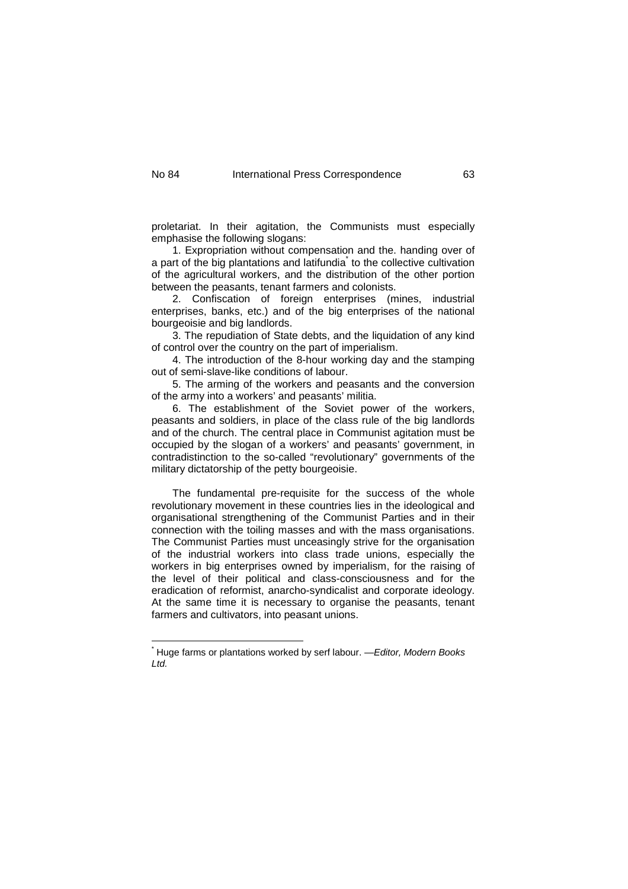proletariat. In their agitation, the Communists must especially emphasise the following slogans:

1. Expropriation without compensation and the. handing over of a part of the big plantations and latifundia[*] to the collective cultivation of the agricultural workers, and the distribution of the other portion between the peasants, tenant farmers and colonists.

2. Confiscation of foreign enterprises (mines, industrial enterprises, banks, etc.) and of the big enterprises of the national bourgeoisie and big landlords.

3. The repudiation of State debts, and the liquidation of any kind of control over the country on the part of imperialism.

4. The introduction of the 8-hour working day and the stamping out of semi-slave-like conditions of labour.

5. The arming of the workers and peasants and the conversion of the army into a workers' and peasants' militia.

6. The establishment of the Soviet power of the workers, peasants and soldiers, in place of the class rule of the big landlords and of the church. The central place in Communist agitation must be occupied by the slogan of a workers' and peasants' government, in contradistinction to the so-called "revolutionary" governments of the military dictatorship of the petty bourgeoisie.

The fundamental pre-requisite for the success of the whole revolutionary movement in these countries lies in the ideological and organisational strengthening of the Communist Parties and in their connection with the toiling masses and with the mass organisations. The Communist Parties must unceasingly strive for the organisation of the industrial workers into class trade unions, especially the workers in big enterprises owned by imperialism, for the raising of the level of their political and class-consciousness and for the eradication of reformist, anarcho-syndicalist and corporate ideology. At the same time it is necessary to organise the peasants, tenant farmers and cultivators, into peasant unions.

---

[*] Huge farms or plantations worked by serf labour. —*Editor, Modern Books Ltd.*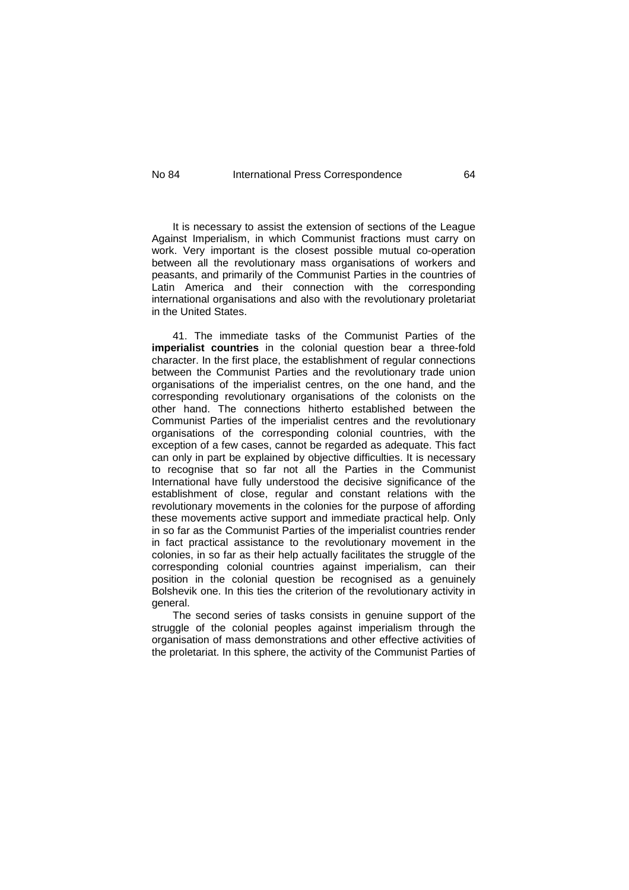It is necessary to assist the extension of sections of the League Against Imperialism, in which Communist fractions must carry on work. Very important is the closest possible mutual co-operation between all the revolutionary mass organisations of workers and peasants, and primarily of the Communist Parties in the countries of Latin America and their connection with the corresponding international organisations and also with the revolutionary proletariat in the United States.

41. The immediate tasks of the Communist Parties of the **imperialist countries** in the colonial question bear a three-fold character. In the first place, the establishment of regular connections between the Communist Parties and the revolutionary trade union organisations of the imperialist centres, on the one hand, and the corresponding revolutionary organisations of the colonists on the other hand. The connections hitherto established between the Communist Parties of the imperialist centres and the revolutionary organisations of the corresponding colonial countries, with the exception of a few cases, cannot be regarded as adequate. This fact can only in part be explained by objective difficulties. It is necessary to recognise that so far not all the Parties in the Communist International have fully understood the decisive significance of the establishment of close, regular and constant relations with the revolutionary movements in the colonies for the purpose of affording these movements active support and immediate practical help. Only in so far as the Communist Parties of the imperialist countries render in fact practical assistance to the revolutionary movement in the colonies, in so far as their help actually facilitates the struggle of the corresponding colonial countries against imperialism, can their position in the colonial question be recognised as a genuinely Bolshevik one. In this ties the criterion of the revolutionary activity in general.

The second series of tasks consists in genuine support of the struggle of the colonial peoples against imperialism through the organisation of mass demonstrations and other effective activities of the proletariat. In this sphere, the activity of the Communist Parties of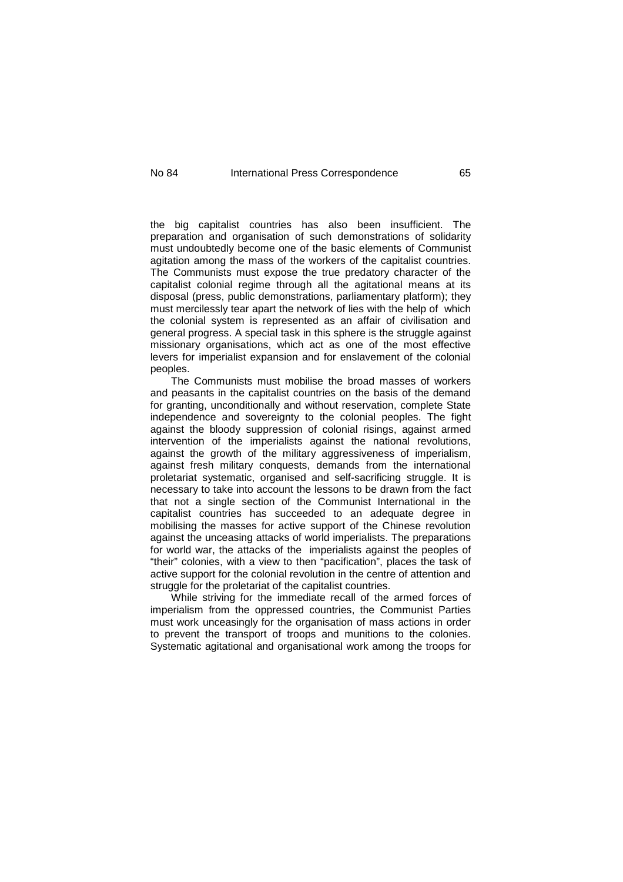the big capitalist countries has also been insufficient. The preparation and organisation of such demonstrations of solidarity must undoubtedly become one of the basic elements of Communist agitation among the mass of the workers of the capitalist countries. The Communists must expose the true predatory character of the capitalist colonial regime through all the agitational means at its disposal (press, public demonstrations, parliamentary platform); they must mercilessly tear apart the network of lies with the help of which the colonial system is represented as an affair of civilisation and general progress. A special task in this sphere is the struggle against missionary organisations, which act as one of the most effective levers for imperialist expansion and for enslavement of the colonial peoples.

The Communists must mobilise the broad masses of workers and peasants in the capitalist countries on the basis of the demand for granting, unconditionally and without reservation, complete State independence and sovereignty to the colonial peoples. The fight against the bloody suppression of colonial risings, against armed intervention of the imperialists against the national revolutions, against the growth of the military aggressiveness of imperialism, against fresh military conquests, demands from the international proletariat systematic, organised and self-sacrificing struggle. It is necessary to take into account the lessons to be drawn from the fact that not a single section of the Communist International in the capitalist countries has succeeded to an adequate degree in mobilising the masses for active support of the Chinese revolution against the unceasing attacks of world imperialists. The preparations for world war, the attacks of the imperialists against the peoples of "their" colonies, with a view to then "pacification", places the task of active support for the colonial revolution in the centre of attention and struggle for the proletariat of the capitalist countries.

While striving for the immediate recall of the armed forces of imperialism from the oppressed countries, the Communist Parties must work unceasingly for the organisation of mass actions in order to prevent the transport of troops and munitions to the colonies. Systematic agitational and organisational work among the troops for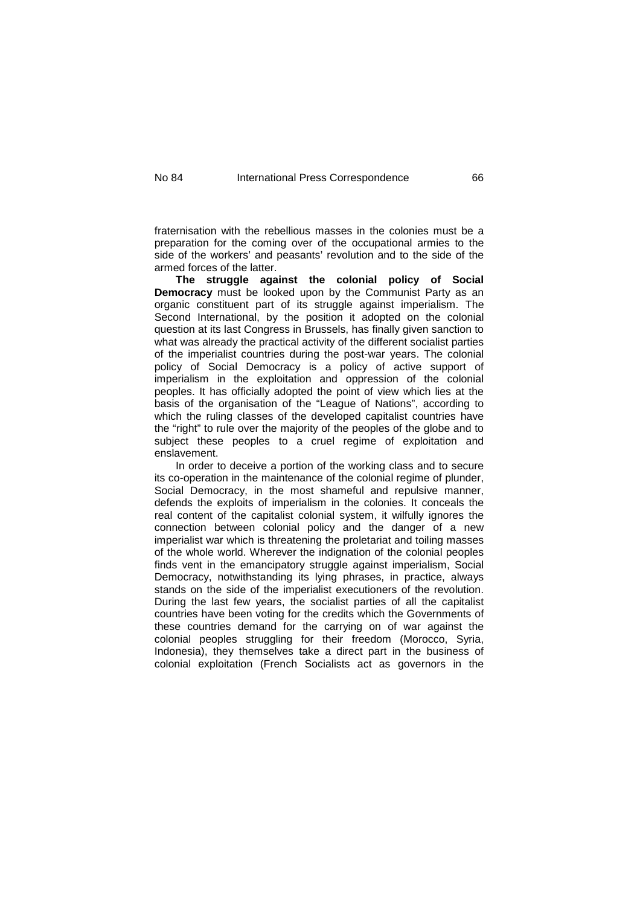fraternisation with the rebellious masses in the colonies must be a preparation for the coming over of the occupational armies to the side of the workers' and peasants' revolution and to the side of the armed forces of the latter.

**The struggle against the colonial policy of Social Democracy** must be looked upon by the Communist Party as an organic constituent part of its struggle against imperialism. The Second International, by the position it adopted on the colonial question at its last Congress in Brussels, has finally given sanction to what was already the practical activity of the different socialist parties of the imperialist countries during the post-war years. The colonial policy of Social Democracy is a policy of active support of imperialism in the exploitation and oppression of the colonial peoples. It has officially adopted the point of view which lies at the basis of the organisation of the "League of Nations", according to which the ruling classes of the developed capitalist countries have the "right" to rule over the majority of the peoples of the globe and to subject these peoples to a cruel regime of exploitation and enslavement.

In order to deceive a portion of the working class and to secure its co-operation in the maintenance of the colonial regime of plunder, Social Democracy, in the most shameful and repulsive manner, defends the exploits of imperialism in the colonies. It conceals the real content of the capitalist colonial system, it wilfully ignores the connection between colonial policy and the danger of a new imperialist war which is threatening the proletariat and toiling masses of the whole world. Wherever the indignation of the colonial peoples finds vent in the emancipatory struggle against imperialism, Social Democracy, notwithstanding its lying phrases, in practice, always stands on the side of the imperialist executioners of the revolution. During the last few years, the socialist parties of all the capitalist countries have been voting for the credits which the Governments of these countries demand for the carrying on of war against the colonial peoples struggling for their freedom (Morocco, Syria, Indonesia), they themselves take a direct part in the business of colonial exploitation (French Socialists act as governors in the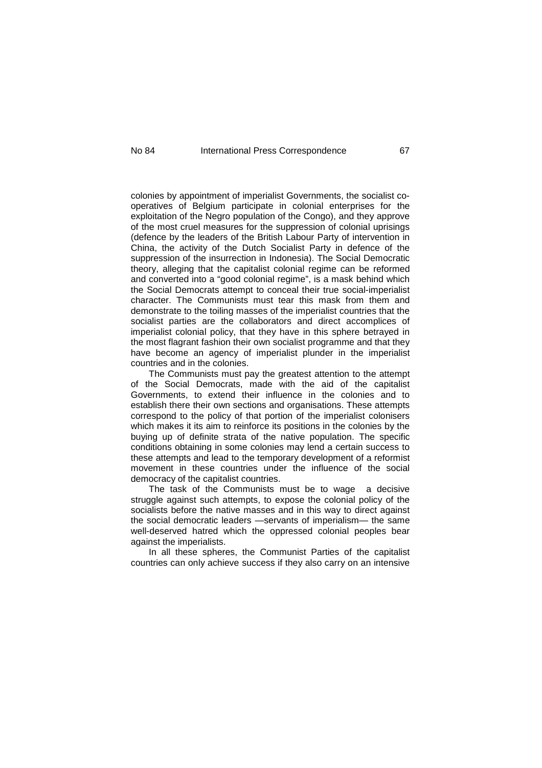colonies by appointment of imperialist Governments, the socialist co-operatives of Belgium participate in colonial enterprises for the exploitation of the Negro population of the Congo), and they approve of the most cruel measures for the suppression of colonial uprisings (defence by the leaders of the British Labour Party of intervention in China, the activity of the Dutch Socialist Party in defence of the suppression of the insurrection in Indonesia). The Social Democratic theory, alleging that the capitalist colonial regime can be reformed and converted into a "good colonial regime", is a mask behind which the Social Democrats attempt to conceal their true social-imperialist character. The Communists must tear this mask from them and demonstrate to the toiling masses of the imperialist countries that the socialist parties are the collaborators and direct accomplices of imperialist colonial policy, that they have in this sphere betrayed in the most flagrant fashion their own socialist programme and that they have become an agency of imperialist plunder in the imperialist countries and in the colonies.

The Communists must pay the greatest attention to the attempt of the Social Democrats, made with the aid of the capitalist Governments, to extend their influence in the colonies and to establish there their own sections and organisations. These attempts correspond to the policy of that portion of the imperialist colonisers which makes it its aim to reinforce its positions in the colonies by the buying up of definite strata of the native population. The specific conditions obtaining in some colonies may lend a certain success to these attempts and lead to the temporary development of a reformist movement in these countries under the influence of the social democracy of the capitalist countries.

The task of the Communists must be to wage a decisive struggle against such attempts, to expose the colonial policy of the socialists before the native masses and in this way to direct against the social democratic leaders —servants of imperialism— the same well-deserved hatred which the oppressed colonial peoples bear against the imperialists.

In all these spheres, the Communist Parties of the capitalist countries can only achieve success if they also carry on an intensive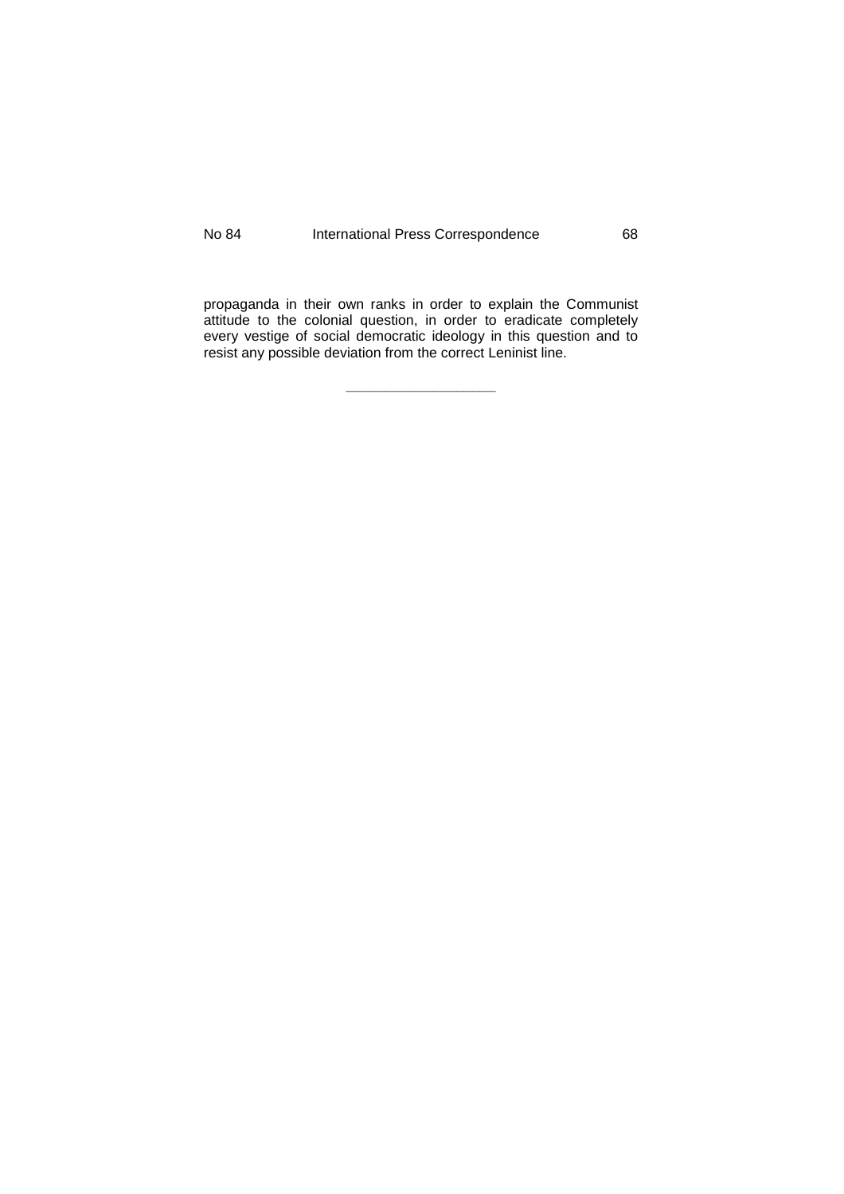propaganda in their own ranks in order to explain the Communist attitude to the colonial question, in order to eradicate completely every vestige of social democratic ideology in this question and to resist any possible deviation from the correct Leninist line.

---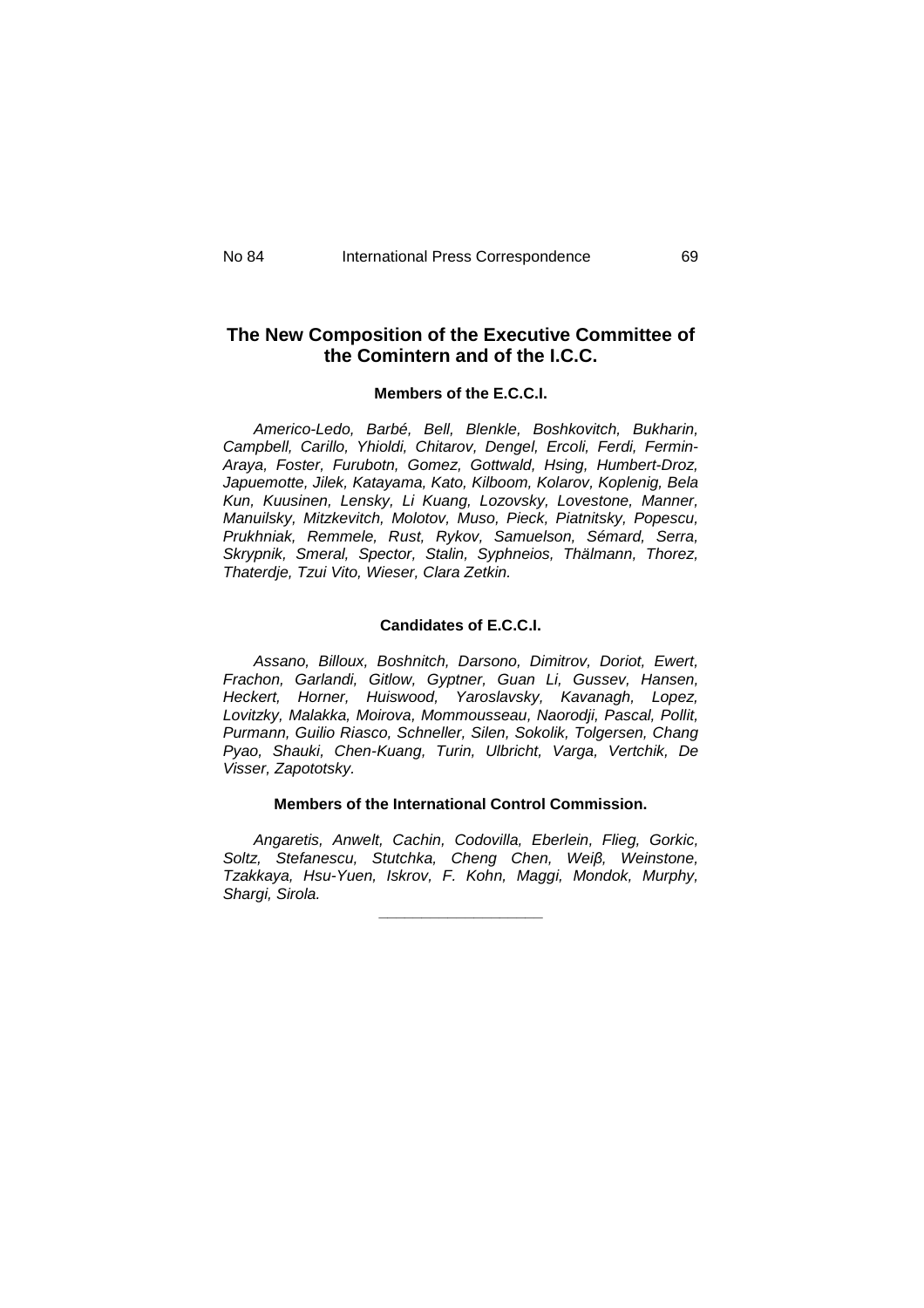## The New Composition of the Executive Committee of the Comintern and of the I.C.C.

### Members of the E.C.C.I.

*Americo-Ledo, Barbé, Bell, Blenkle, Boshkovitch, Bukharin, Campbell, Carillo, Yhioldi, Chitarov, Dengel, Ercoli, Ferdi, Fermin-Araya, Foster, Furubotn, Gomez, Gottwald, Hsing, Humbert-Droz, Japuemotte, Jilek, Katayama, Kato, Kilboom, Kolarov, Koplenig, Bela Kun, Kuusinen, Lensky, Li Kuang, Lozovsky, Lovestone, Manner, Manuilsky, Mitzkevitch, Molotov, Muso, Pieck, Piatnitsky, Popescu, Prukhniak, Remmele, Rust, Rykov, Samuelson, Sémard, Serra, Skrypnik, Smeral, Spector, Stalin, Syphneios, Thälmann, Thorez, Thaterdje, Tzui Vito, Wieser, Clara Zetkin.*

### Candidates of E.C.C.I.

*Assano, Billoux, Boshnitch, Darsono, Dimitrov, Doriot, Ewert, Frachon, Garlandi, Gitlow, Gyptner, Guan Li, Gussev, Hansen, Heckert, Horner, Huiswood, Yaroslavsky, Kavanagh, Lopez, Lovitzky, Malakka, Moirova, Mommousseau, Naorodji, Pascal, Pollit, Purmann, Guilio Riasco, Schneller, Silen, Sokolik, Tolgersen, Chang Pyao, Shauki, Chen-Kuang, Turin, Ulbricht, Varga, Vertchik, De Visser, Zapototsky.*

### Members of the International Control Commission.

*Angaretis, Anwelt, Cachin, Codovilla, Eberlein, Flieg, Gorkic, Soltz, Stefanescu, Stutchka, Cheng Chen, Weiß, Weinstone, Tzakkaya, Hsu-Yuen, Iskrov, F. Kohn, Maggi, Mondok, Murphy, Shargi, Sirola.*

---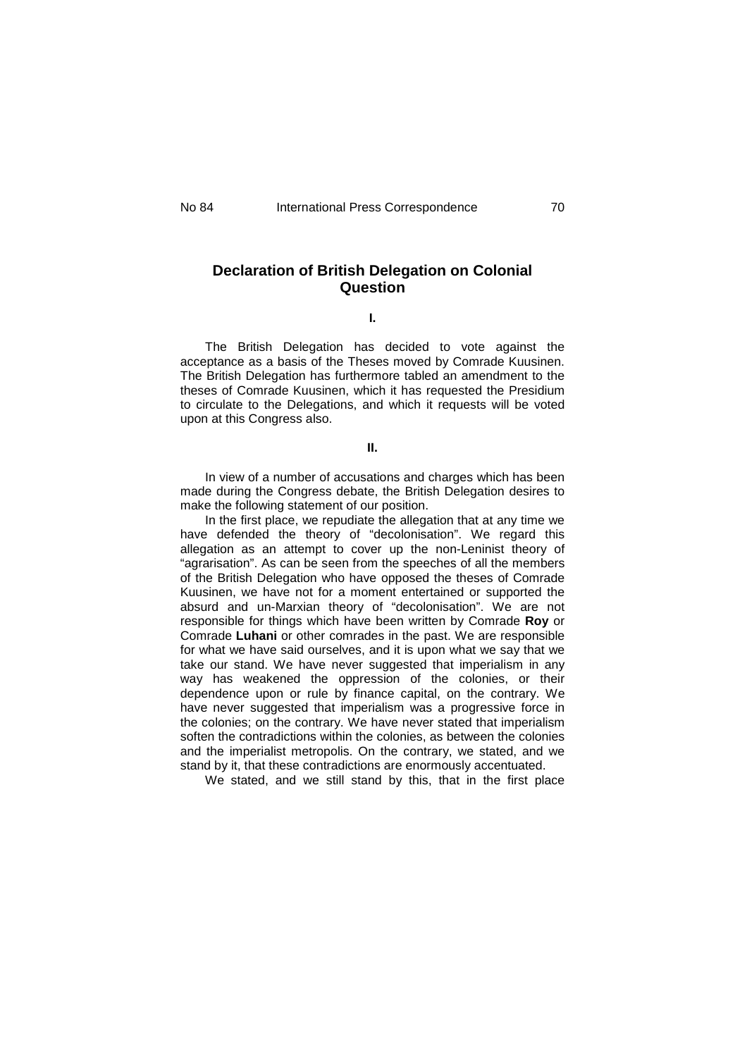## Declaration of British Delegation on Colonial Question

**I.**

The British Delegation has decided to vote against the acceptance as a basis of the Theses moved by Comrade Kuusinen. The British Delegation has furthermore tabled an amendment to the theses of Comrade Kuusinen, which it has requested the Presidium to circulate to the Delegations, and which it requests will be voted upon at this Congress also.

**II.**

In view of a number of accusations and charges which has been made during the Congress debate, the British Delegation desires to make the following statement of our position.

In the first place, we repudiate the allegation that at any time we have defended the theory of "decolonisation". We regard this allegation as an attempt to cover up the non-Leninist theory of "agrarisation". As can be seen from the speeches of all the members of the British Delegation who have opposed the theses of Comrade Kuusinen, we have not for a moment entertained or supported the absurd and un-Marxian theory of "decolonisation". We are not responsible for things which have been written by Comrade **Roy** or Comrade **Luhani** or other comrades in the past. We are responsible for what we have said ourselves, and it is upon what we say that we take our stand. We have never suggested that imperialism in any way has weakened the oppression of the colonies, or their dependence upon or rule by finance capital, on the contrary. We have never suggested that imperialism was a progressive force in the colonies; on the contrary. We have never stated that imperialism soften the contradictions within the colonies, as between the colonies and the imperialist metropolis. On the contrary, we stated, and we stand by it, that these contradictions are enormously accentuated.

We stated, and we still stand by this, that in the first place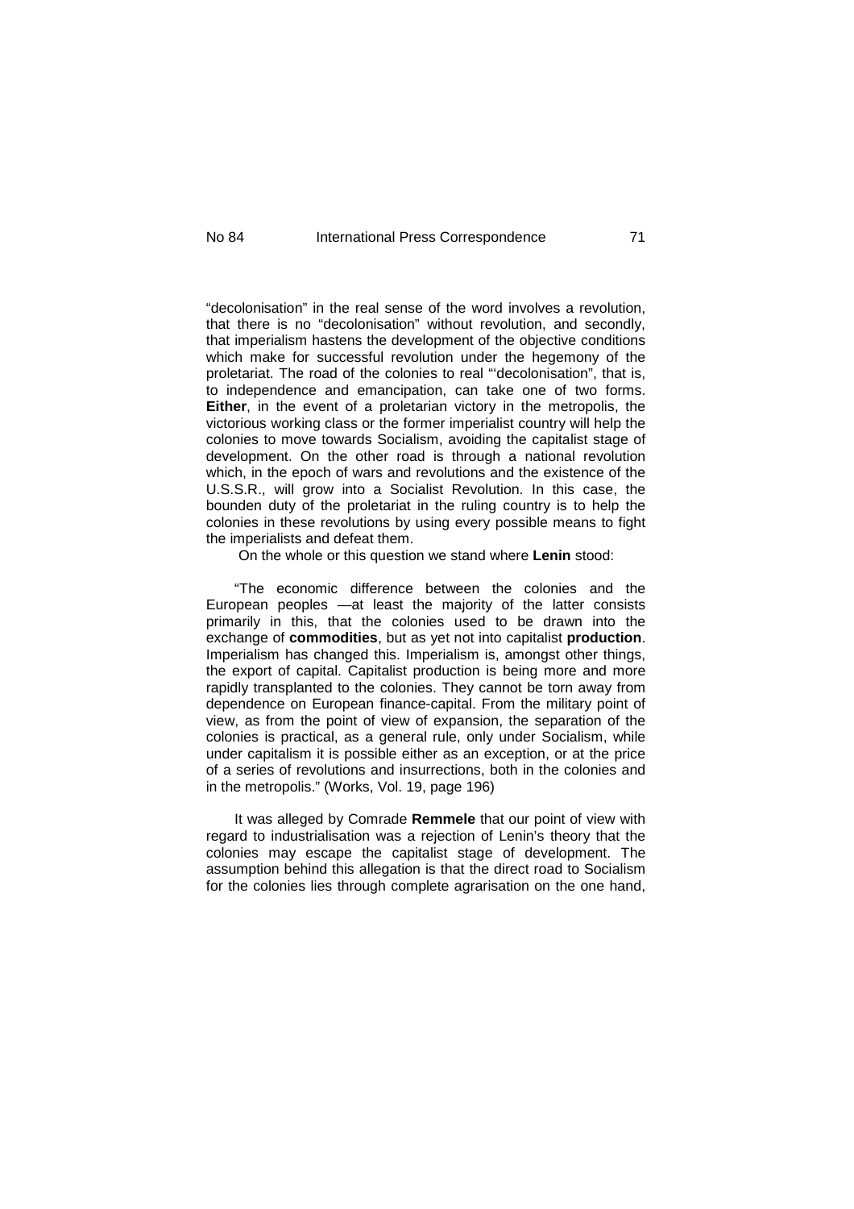"decolonisation" in the real sense of the word involves a revolution, that there is no "decolonisation" without revolution, and secondly, that imperialism hastens the development of the objective conditions which make for successful revolution under the hegemony of the proletariat. The road of the colonies to real "'decolonisation", that is, to independence and emancipation, can take one of two forms. **Either**, in the event of a proletarian victory in the metropolis, the victorious working class or the former imperialist country will help the colonies to move towards Socialism, avoiding the capitalist stage of development. On the other road is through a national revolution which, in the epoch of wars and revolutions and the existence of the U.S.S.R., will grow into a Socialist Revolution. In this case, the bounden duty of the proletariat in the ruling country is to help the colonies in these revolutions by using every possible means to fight the imperialists and defeat them.

On the whole or this question we stand where **Lenin** stood:

"The economic difference between the colonies and the European peoples —at least the majority of the latter consists primarily in this, that the colonies used to be drawn into the exchange of **commodities**, but as yet not into capitalist **production**. Imperialism has changed this. Imperialism is, amongst other things, the export of capital. Capitalist production is being more and more rapidly transplanted to the colonies. They cannot be torn away from dependence on European finance-capital. From the military point of view, as from the point of view of expansion, the separation of the colonies is practical, as a general rule, only under Socialism, while under capitalism it is possible either as an exception, or at the price of a series of revolutions and insurrections, both in the colonies and in the metropolis." (Works, Vol. 19, page 196)

It was alleged by Comrade **Remmele** that our point of view with regard to industrialisation was a rejection of Lenin's theory that the colonies may escape the capitalist stage of development. The assumption behind this allegation is that the direct road to Socialism for the colonies lies through complete agrarisation on the one hand,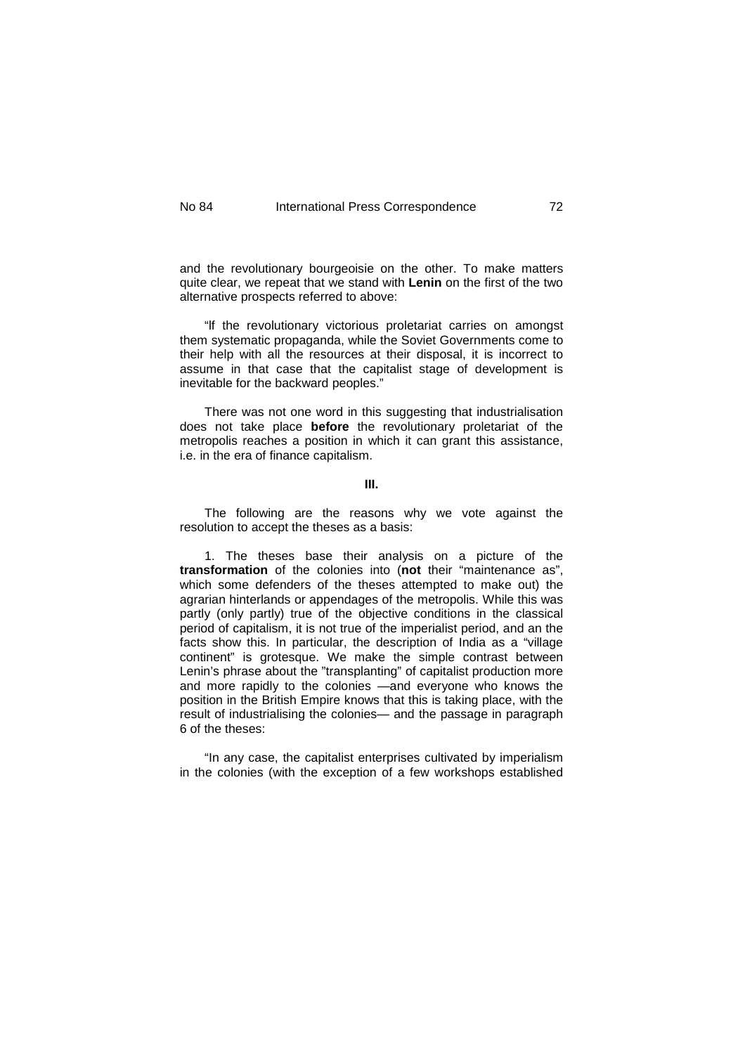and the revolutionary bourgeoisie on the other. To make matters quite clear, we repeat that we stand with **Lenin** on the first of the two alternative prospects referred to above:

"If the revolutionary victorious proletariat carries on amongst them systematic propaganda, while the Soviet Governments come to their help with all the resources at their disposal, it is incorrect to assume in that case that the capitalist stage of development is inevitable for the backward peoples."

There was not one word in this suggesting that industrialisation does not take place **before** the revolutionary proletariat of the metropolis reaches a position in which it can grant this assistance, i.e. in the era of finance capitalism.

**III.**

The following are the reasons why we vote against the resolution to accept the theses as a basis:

1. The theses base their analysis on a picture of the **transformation** of the colonies into (**not** their "maintenance as", which some defenders of the theses attempted to make out) the agrarian hinterlands or appendages of the metropolis. While this was partly (only partly) true of the objective conditions in the classical period of capitalism, it is not true of the imperialist period, and an the facts show this. In particular, the description of India as a "village continent" is grotesque. We make the simple contrast between Lenin's phrase about the "transplanting" of capitalist production more and more rapidly to the colonies —and everyone who knows the position in the British Empire knows that this is taking place, with the result of industrialising the colonies— and the passage in paragraph 6 of the theses:

"In any case, the capitalist enterprises cultivated by imperialism in the colonies (with the exception of a few workshops established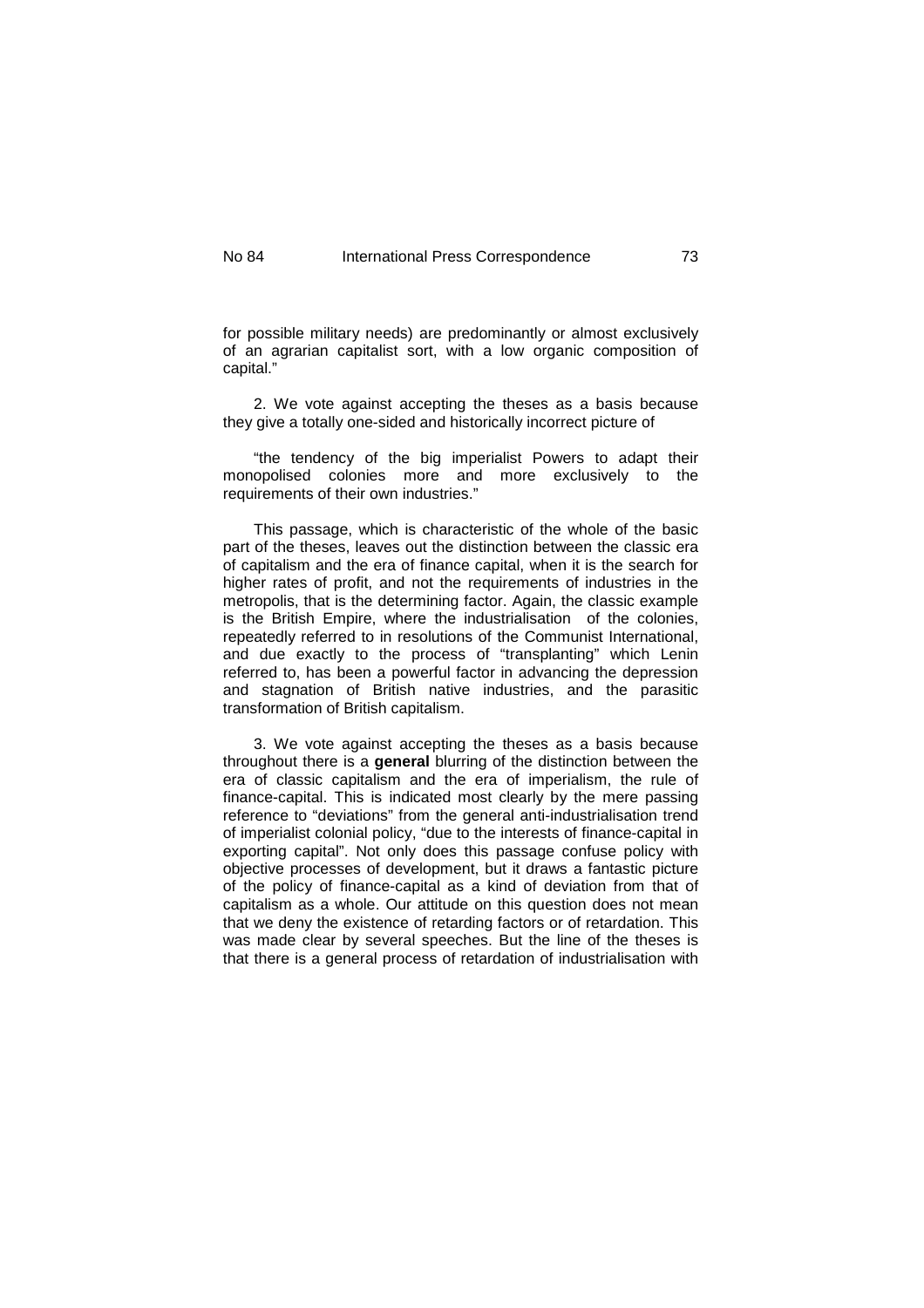for possible military needs) are predominantly or almost exclusively of an agrarian capitalist sort, with a low organic composition of capital."

2. We vote against accepting the theses as a basis because they give a totally one-sided and historically incorrect picture of

"the tendency of the big imperialist Powers to adapt their monopolised colonies more and more exclusively to the requirements of their own industries."

This passage, which is characteristic of the whole of the basic part of the theses, leaves out the distinction between the classic era of capitalism and the era of finance capital, when it is the search for higher rates of profit, and not the requirements of industries in the metropolis, that is the determining factor. Again, the classic example is the British Empire, where the industrialisation of the colonies, repeatedly referred to in resolutions of the Communist International, and due exactly to the process of "transplanting" which Lenin referred to, has been a powerful factor in advancing the depression and stagnation of British native industries, and the parasitic transformation of British capitalism.

3. We vote against accepting the theses as a basis because throughout there is a **general** blurring of the distinction between the era of classic capitalism and the era of imperialism, the rule of finance-capital. This is indicated most clearly by the mere passing reference to "deviations" from the general anti-industrialisation trend of imperialist colonial policy, "due to the interests of finance-capital in exporting capital". Not only does this passage confuse policy with objective processes of development, but it draws a fantastic picture of the policy of finance-capital as a kind of deviation from that of capitalism as a whole. Our attitude on this question does not mean that we deny the existence of retarding factors or of retardation. This was made clear by several speeches. But the line of the theses is that there is a general process of retardation of industrialisation with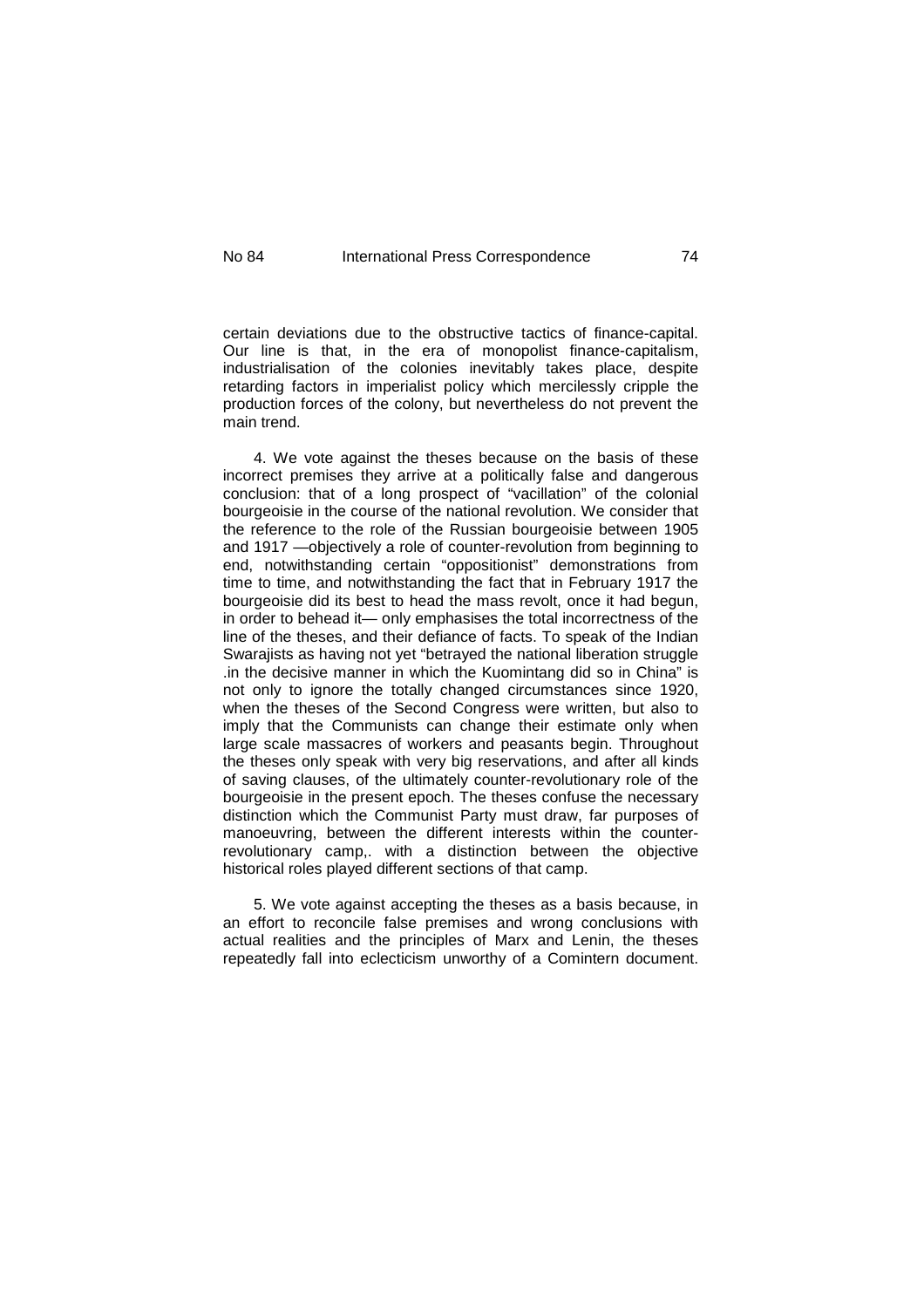certain deviations due to the obstructive tactics of finance-capital. Our line is that, in the era of monopolist finance-capitalism, industrialisation of the colonies inevitably takes place, despite retarding factors in imperialist policy which mercilessly cripple the production forces of the colony, but nevertheless do not prevent the main trend.

4. We vote against the theses because on the basis of these incorrect premises they arrive at a politically false and dangerous conclusion: that of a long prospect of "vacillation" of the colonial bourgeoisie in the course of the national revolution. We consider that the reference to the role of the Russian bourgeoisie between 1905 and 1917 —objectively a role of counter-revolution from beginning to end, notwithstanding certain "oppositionist" demonstrations from time to time, and notwithstanding the fact that in February 1917 the bourgeoisie did its best to head the mass revolt, once it had begun, in order to behead it— only emphasises the total incorrectness of the line of the theses, and their defiance of facts. To speak of the Indian Swarajists as having not yet "betrayed the national liberation struggle .in the decisive manner in which the Kuomintang did so in China" is not only to ignore the totally changed circumstances since 1920, when the theses of the Second Congress were written, but also to imply that the Communists can change their estimate only when large scale massacres of workers and peasants begin. Throughout the theses only speak with very big reservations, and after all kinds of saving clauses, of the ultimately counter-revolutionary role of the bourgeoisie in the present epoch. The theses confuse the necessary distinction which the Communist Party must draw, far purposes of manoeuvring, between the different interests within the counter-revolutionary camp,. with a distinction between the objective historical roles played different sections of that camp.

5. We vote against accepting the theses as a basis because, in an effort to reconcile false premises and wrong conclusions with actual realities and the principles of Marx and Lenin, the theses repeatedly fall into eclecticism unworthy of a Comintern document.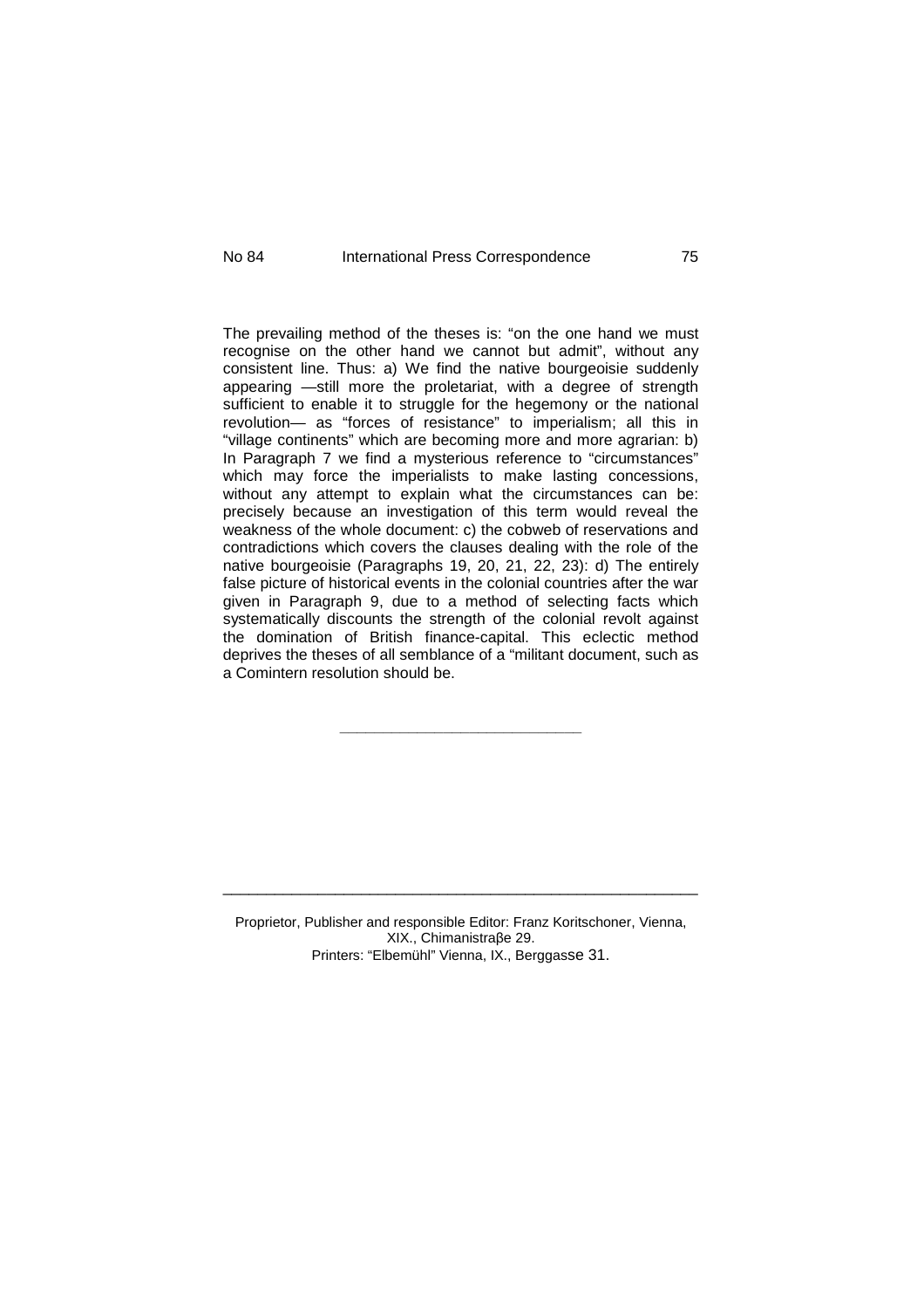The prevailing method of the theses is: "on the one hand we must recognise on the other hand we cannot but admit", without any consistent line. Thus: a) We find the native bourgeoisie suddenly appearing —still more the proletariat, with a degree of strength sufficient to enable it to struggle for the hegemony or the national revolution— as "forces of resistance" to imperialism; all this in "village continents" which are becoming more and more agrarian: b) In Paragraph 7 we find a mysterious reference to "circumstances" which may force the imperialists to make lasting concessions, without any attempt to explain what the circumstances can be: precisely because an investigation of this term would reveal the weakness of the whole document: c) the cobweb of reservations and contradictions which covers the clauses dealing with the role of the native bourgeoisie (Paragraphs 19, 20, 21, 22, 23): d) The entirely false picture of historical events in the colonial countries after the war given in Paragraph 9, due to a method of selecting facts which systematically discounts the strength of the colonial revolt against the domination of British finance-capital. This eclectic method deprives the theses of all semblance of a "militant document, such as a Comintern resolution should be.

---

Proprietor, Publisher and responsible Editor: Franz Koritschoner, Vienna, XIX., Chimanistraβe 29.
Printers: "Elbemühl" Vienna, IX., Berggasse 31.